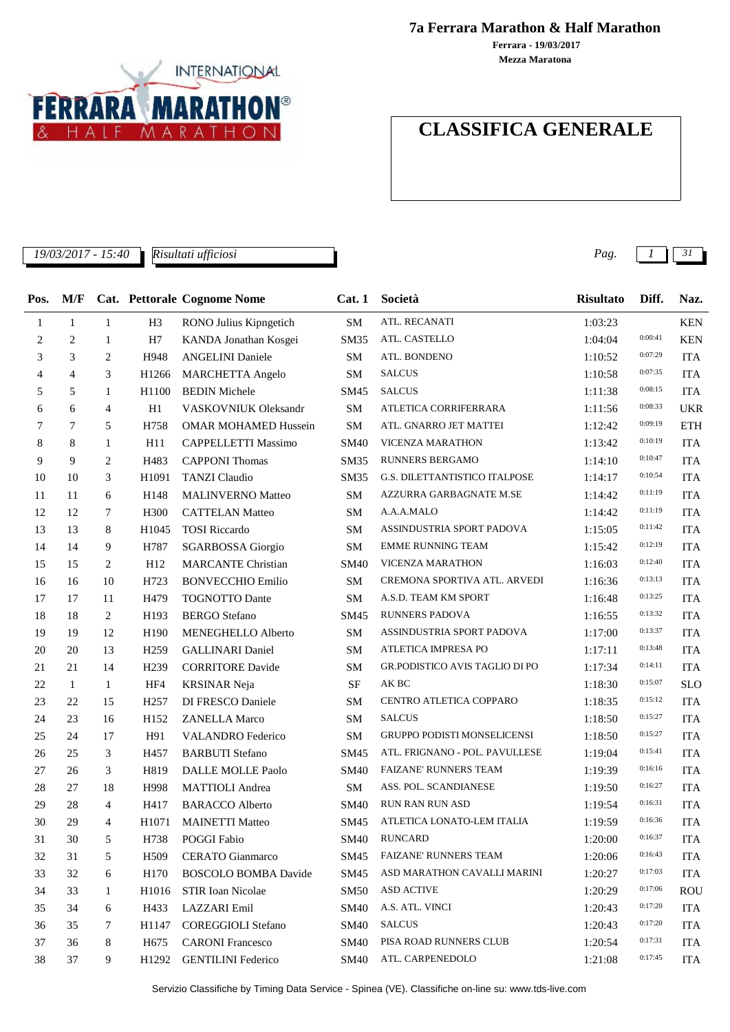# 7a Ferrara Marathon & Half Marathon

**Ferrara - 19/03/2017**
**Mezza Maratona**

## CLASSIFICA GENERALE

*19/03/2017 - 15:40* *Risultati ufficiosi*

| Pos. | M/F | Cat. | Pettorale | Cognome Nome | Cat. 1 | Società | Risultato | Diff. | Naz. |
|---|---|---|---|---|---|---|---|---|---|
| 1 | 1 | 1 | H3 | RONO Julius Kipngetich | SM | ATL. RECANATI | 1:03:23 | | KEN |
| 2 | 2 | 1 | H7 | KANDA Jonathan Kosgei | SM35 | ATL. CASTELLO | 1:04:04 | 0:00:41 | KEN |
| 3 | 3 | 2 | H948 | ANGELINI Daniele | SM | ATL. BONDENO | 1:10:52 | 0:07:29 | ITA |
| 4 | 4 | 3 | H1266 | MARCHETTA Angelo | SM | SALCUS | 1:10:58 | 0:07:35 | ITA |
| 5 | 5 | 1 | H1100 | BEDIN Michele | SM45 | SALCUS | 1:11:38 | 0:08:15 | ITA |
| 6 | 6 | 4 | H1 | VASKOVNIUK Oleksandr | SM | ATLETICA CORRIFERRARA | 1:11:56 | 0:08:33 | UKR |
| 7 | 7 | 5 | H758 | OMAR MOHAMED Hussein | SM | ATL. GNARRO JET MATTEI | 1:12:42 | 0:09:19 | ETH |
| 8 | 8 | 1 | H11 | CAPPELLETTI Massimo | SM40 | VICENZA MARATHON | 1:13:42 | 0:10:19 | ITA |
| 9 | 9 | 2 | H483 | CAPPONI Thomas | SM35 | RUNNERS BERGAMO | 1:14:10 | 0:10:47 | ITA |
| 10 | 10 | 3 | H1091 | TANZI Claudio | SM35 | G.S. DILETTANTISTICO ITALPOSE | 1:14:17 | 0:10:54 | ITA |
| 11 | 11 | 6 | H148 | MALINVERNO Matteo | SM | AZZURRA GARBAGNATE M.SE | 1:14:42 | 0:11:19 | ITA |
| 12 | 12 | 7 | H300 | CATTELAN Matteo | SM | A.A.A.MALO | 1:14:42 | 0:11:19 | ITA |
| 13 | 13 | 8 | H1045 | TOSI Riccardo | SM | ASSINDUSTRIA SPORT PADOVA | 1:15:05 | 0:11:42 | ITA |
| 14 | 14 | 9 | H787 | SGARBOSSA Giorgio | SM | EMME RUNNING TEAM | 1:15:42 | 0:12:19 | ITA |
| 15 | 15 | 2 | H12 | MARCANTE Christian | SM40 | VICENZA MARATHON | 1:16:03 | 0:12:40 | ITA |
| 16 | 16 | 10 | H723 | BONVECCHIO Emilio | SM | CREMONA SPORTIVA ATL. ARVEDI | 1:16:36 | 0:13:13 | ITA |
| 17 | 17 | 11 | H479 | TOGNOTTO Dante | SM | A.S.D. TEAM KM SPORT | 1:16:48 | 0:13:25 | ITA |
| 18 | 18 | 2 | H193 | BERGO Stefano | SM45 | RUNNERS PADOVA | 1:16:55 | 0:13:32 | ITA |
| 19 | 19 | 12 | H190 | MENEGHELLO Alberto | SM | ASSINDUSTRIA SPORT PADOVA | 1:17:00 | 0:13:37 | ITA |
| 20 | 20 | 13 | H259 | GALLINARI Daniel | SM | ATLETICA IMPRESA PO | 1:17:11 | 0:13:48 | ITA |
| 21 | 21 | 14 | H239 | CORRITORE Davide | SM | GR.PODISTICO AVIS TAGLIO DI PO | 1:17:34 | 0:14:11 | ITA |
| 22 | 1 | 1 | HF4 | KRSINAR Neja | SF | AK BC | 1:18:30 | 0:15:07 | SLO |
| 23 | 22 | 15 | H257 | DI FRESCO Daniele | SM | CENTRO ATLETICA COPPARO | 1:18:35 | 0:15:12 | ITA |
| 24 | 23 | 16 | H152 | ZANELLA Marco | SM | SALCUS | 1:18:50 | 0:15:27 | ITA |
| 25 | 24 | 17 | H91 | VALANDRO Federico | SM | GRUPPO PODISTI MONSELICENSI | 1:18:50 | 0:15:27 | ITA |
| 26 | 25 | 3 | H457 | BARBUTI Stefano | SM45 | ATL. FRIGNANO - POL. PAVULLESE | 1:19:04 | 0:15:41 | ITA |
| 27 | 26 | 3 | H819 | DALLE MOLLE Paolo | SM40 | FAIZANE' RUNNERS TEAM | 1:19:39 | 0:16:16 | ITA |
| 28 | 27 | 18 | H998 | MATTIOLI Andrea | SM | ASS. POL. SCANDIANESE | 1:19:50 | 0:16:27 | ITA |
| 29 | 28 | 4 | H417 | BARACCO Alberto | SM40 | RUN RAN RUN ASD | 1:19:54 | 0:16:31 | ITA |
| 30 | 29 | 4 | H1071 | MAINETTI Matteo | SM45 | ATLETICA LONATO-LEM ITALIA | 1:19:59 | 0:16:36 | ITA |
| 31 | 30 | 5 | H738 | POGGI Fabio | SM40 | RUNCARD | 1:20:00 | 0:16:37 | ITA |
| 32 | 31 | 5 | H509 | CERATO Gianmarco | SM45 | FAIZANE' RUNNERS TEAM | 1:20:06 | 0:16:43 | ITA |
| 33 | 32 | 6 | H170 | BOSCOLO BOMBA Davide | SM45 | ASD MARATHON CAVALLI MARINI | 1:20:27 | 0:17:03 | ITA |
| 34 | 33 | 1 | H1016 | STIR Ioan Nicolae | SM50 | ASD ACTIVE | 1:20:29 | 0:17:06 | ROU |
| 35 | 34 | 6 | H433 | LAZZARI Emil | SM40 | A.S. ATL. VINCI | 1:20:43 | 0:17:20 | ITA |
| 36 | 35 | 7 | H1147 | COREGGIOLI Stefano | SM40 | SALCUS | 1:20:43 | 0:17:20 | ITA |
| 37 | 36 | 8 | H675 | CARONI Francesco | SM40 | PISA ROAD RUNNERS CLUB | 1:20:54 | 0:17:31 | ITA |
| 38 | 37 | 9 | H1292 | GENTILINI Federico | SM40 | ATL. CARPENEDOLO | 1:21:08 | 0:17:45 | ITA |

Servizio Classifiche by Timing Data Service - Spinea (VE). Classifiche on-line su: www.tds-live.com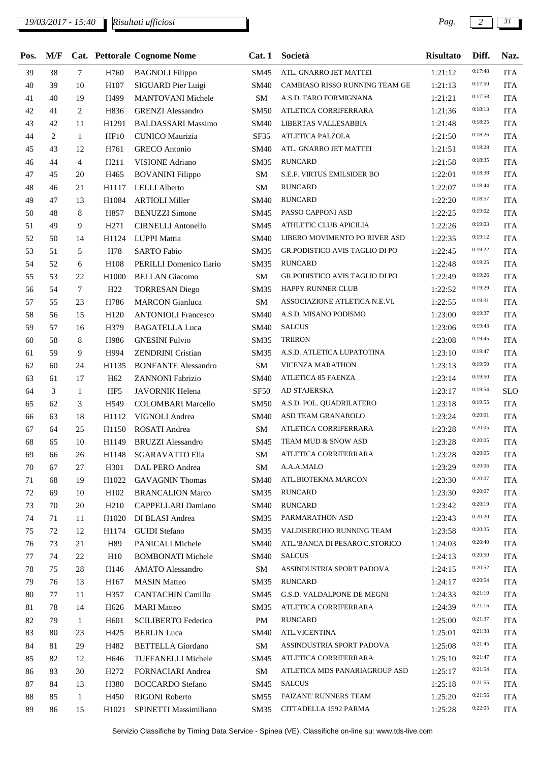| Pos. | M/F | Cat. | Pettorale | Cognome Nome | Cat. 1 | Società | Risultato | Diff. | Naz. |
|---|---|---|---|---|---|---|---|---|---|
| 39 | 38 | 7 | H760 | BAGNOLI Filippo | SM45 | ATL. GNARRO JET MATTEI | 1:21:12 | 0:17:48 | ITA |
| 40 | 39 | 10 | H107 | SIGUARD Pier Luigi | SM40 | CAMBIASO RISSO RUNNING TEAM GE | 1:21:13 | 0:17:50 | ITA |
| 41 | 40 | 19 | H499 | MANTOVANI Michele | SM | A.S.D. FARO FORMIGNANA | 1:21:21 | 0:17:58 | ITA |
| 42 | 41 | 2 | H836 | GRENZI Alessandro | SM50 | ATLETICA CORRIFERRARA | 1:21:36 | 0:18:13 | ITA |
| 43 | 42 | 11 | H1291 | BALDASSARI Massimo | SM40 | LIBERTAS VALLESABBIA | 1:21:48 | 0:18:25 | ITA |
| 44 | 2 | 1 | HF10 | CUNICO Maurizia | SF35 | ATLETICA PALZOLA | 1:21:50 | 0:18:26 | ITA |
| 45 | 43 | 12 | H761 | GRECO Antonio | SM40 | ATL. GNARRO JET MATTEI | 1:21:51 | 0:18:28 | ITA |
| 46 | 44 | 4 | H211 | VISIONE Adriano | SM35 | RUNCARD | 1:21:58 | 0:18:35 | ITA |
| 47 | 45 | 20 | H465 | BOVANINI Filippo | SM | S.E.F. VIRTUS EMILSIDER BO | 1:22:01 | 0:18:38 | ITA |
| 48 | 46 | 21 | H1117 | LELLI Alberto | SM | RUNCARD | 1:22:07 | 0:18:44 | ITA |
| 49 | 47 | 13 | H1084 | ARTIOLI Miller | SM40 | RUNCARD | 1:22:20 | 0:18:57 | ITA |
| 50 | 48 | 8 | H857 | BENUZZI Simone | SM45 | PASSO CAPPONI ASD | 1:22:25 | 0:19:02 | ITA |
| 51 | 49 | 9 | H271 | CIRNELLI Antonello | SM45 | ATHLETIC CLUB APICILIA | 1:22:26 | 0:19:03 | ITA |
| 52 | 50 | 14 | H1124 | LUPPI Mattia | SM40 | LIBERO MOVIMENTO PO RIVER ASD | 1:22:35 | 0:19:12 | ITA |
| 53 | 51 | 5 | H78 | SARTO Fabio | SM35 | GR.PODISTICO AVIS TAGLIO DI PO | 1:22:45 | 0:19:22 | ITA |
| 54 | 52 | 6 | H108 | PERILLI Domenico Ilario | SM35 | RUNCARD | 1:22:48 | 0:19:25 | ITA |
| 55 | 53 | 22 | H1000 | BELLAN Giacomo | SM | GR.PODISTICO AVIS TAGLIO DI PO | 1:22:49 | 0:19:26 | ITA |
| 56 | 54 | 7 | H22 | TORRESAN Diego | SM35 | HAPPY RUNNER CLUB | 1:22:52 | 0:19:29 | ITA |
| 57 | 55 | 23 | H786 | MARCON Gianluca | SM | ASSOCIAZIONE ATLETICA N.E.VI. | 1:22:55 | 0:19:31 | ITA |
| 58 | 56 | 15 | H120 | ANTONIOLI Francesco | SM40 | A.S.D. MISANO PODISMO | 1:23:00 | 0:19:37 | ITA |
| 59 | 57 | 16 | H379 | BAGATELLA Luca | SM40 | SALCUS | 1:23:06 | 0:19:43 | ITA |
| 60 | 58 | 8 | H986 | GNESINI Fulvio | SM35 | TRIIRON | 1:23:08 | 0:19:45 | ITA |
| 61 | 59 | 9 | H994 | ZENDRINI Cristian | SM35 | A.S.D. ATLETICA LUPATOTINA | 1:23:10 | 0:19:47 | ITA |
| 62 | 60 | 24 | H1135 | BONFANTE Alessandro | SM | VICENZA MARATHON | 1:23:13 | 0:19:50 | ITA |
| 63 | 61 | 17 | H62 | ZANNONI Fabrizio | SM40 | ATLETICA 85 FAENZA | 1:23:14 | 0:19:50 | ITA |
| 64 | 3 | 1 | HF5 | JAVORNIK Helena | SF50 | AD STAJERSKA | 1:23:17 | 0:19:54 | SLO |
| 65 | 62 | 3 | H549 | COLOMBARI Marcello | SM50 | A.S.D. POL. QUADRILATERO | 1:23:18 | 0:19:55 | ITA |
| 66 | 63 | 18 | H1112 | VIGNOLI Andrea | SM40 | ASD TEAM GRANAROLO | 1:23:24 | 0:20:01 | ITA |
| 67 | 64 | 25 | H1150 | ROSATI Andrea | SM | ATLETICA CORRIFERRARA | 1:23:28 | 0:20:05 | ITA |
| 68 | 65 | 10 | H1149 | BRUZZI Alessandro | SM45 | TEAM MUD & SNOW ASD | 1:23:28 | 0:20:05 | ITA |
| 69 | 66 | 26 | H1148 | SGARAVATTO Elia | SM | ATLETICA CORRIFERRARA | 1:23:28 | 0:20:05 | ITA |
| 70 | 67 | 27 | H301 | DAL PERO Andrea | SM | A.A.A.MALO | 1:23:29 | 0:20:06 | ITA |
| 71 | 68 | 19 | H1022 | GAVAGNIN Thomas | SM40 | ATL.BIOTEKNA MARCON | 1:23:30 | 0:20:07 | ITA |
| 72 | 69 | 10 | H102 | BRANCALION Marco | SM35 | RUNCARD | 1:23:30 | 0:20:07 | ITA |
| 73 | 70 | 20 | H210 | CAPPELLARI Damiano | SM40 | RUNCARD | 1:23:42 | 0:20:19 | ITA |
| 74 | 71 | 11 | H1020 | DI BLASI Andrea | SM35 | PARMARATHON ASD | 1:23:43 | 0:20:20 | ITA |
| 75 | 72 | 12 | H1174 | GUIDI Stefano | SM35 | VALDISERCHIO RUNNING TEAM | 1:23:58 | 0:20:35 | ITA |
| 76 | 73 | 21 | H89 | PANICALI Michele | SM40 | ATL.'BANCA DI PESARO'C.STORICO | 1:24:03 | 0:20:40 | ITA |
| 77 | 74 | 22 | H10 | BOMBONATI Michele | SM40 | SALCUS | 1:24:13 | 0:20:50 | ITA |
| 78 | 75 | 28 | H146 | AMATO Alessandro | SM | ASSINDUSTRIA SPORT PADOVA | 1:24:15 | 0:20:52 | ITA |
| 79 | 76 | 13 | H167 | MASIN Matteo | SM35 | RUNCARD | 1:24:17 | 0:20:54 | ITA |
| 80 | 77 | 11 | H357 | CANTACHIN Camillo | SM45 | G.S.D. VALDALPONE DE MEGNI | 1:24:33 | 0:21:10 | ITA |
| 81 | 78 | 14 | H626 | MARI Matteo | SM35 | ATLETICA CORRIFERRARA | 1:24:39 | 0:21:16 | ITA |
| 82 | 79 | 1 | H601 | SCILIBERTO Federico | PM | RUNCARD | 1:25:00 | 0:21:37 | ITA |
| 83 | 80 | 23 | H425 | BERLIN Luca | SM40 | ATL.VICENTINA | 1:25:01 | 0:21:38 | ITA |
| 84 | 81 | 29 | H482 | BETTELLA Giordano | SM | ASSINDUSTRIA SPORT PADOVA | 1:25:08 | 0:21:45 | ITA |
| 85 | 82 | 12 | H646 | TUFFANELLI Michele | SM45 | ATLETICA CORRIFERRARA | 1:25:10 | 0:21:47 | ITA |
| 86 | 83 | 30 | H272 | FORNACIARI Andrea | SM | ATLETICA MDS PANARIAGROUP ASD | 1:25:17 | 0:21:54 | ITA |
| 87 | 84 | 13 | H380 | BOCCARDO Stefano | SM45 | SALCUS | 1:25:18 | 0:21:55 | ITA |
| 88 | 85 | 1 | H450 | RIGONI Roberto | SM55 | FAIZANE' RUNNERS TEAM | 1:25:20 | 0:21:56 | ITA |
| 89 | 86 | 15 | H1021 | SPINETTI Massimiliano | SM35 | CITTADELLA 1592 PARMA | 1:25:28 | 0:22:05 | ITA |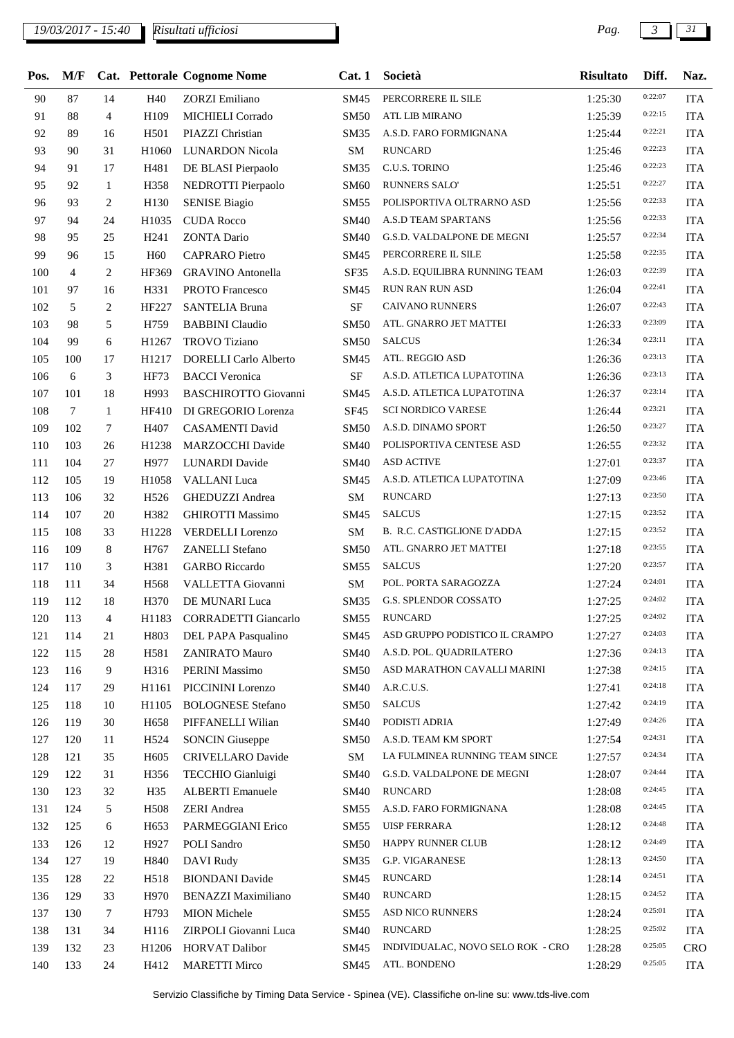| Pos. | M/F | Cat. | Pettorale | Cognome Nome | Cat. 1 | Società | Risultato | Diff. | Naz. |
|---|---|---|---|---|---|---|---|---|---|
| 90 | 87 | 14 | H40 | ZORZI Emiliano | SM45 | PERCORRERE IL SILE | 1:25:30 | 0:22:07 | ITA |
| 91 | 88 | 4 | H109 | MICHIELI Corrado | SM50 | ATL LIB MIRANO | 1:25:39 | 0:22:15 | ITA |
| 92 | 89 | 16 | H501 | PIAZZI Christian | SM35 | A.S.D. FARO FORMIGNANA | 1:25:44 | 0:22:21 | ITA |
| 93 | 90 | 31 | H1060 | LUNARDON Nicola | SM | RUNCARD | 1:25:46 | 0:22:23 | ITA |
| 94 | 91 | 17 | H481 | DE BLASI Pierpaolo | SM35 | C.U.S. TORINO | 1:25:46 | 0:22:23 | ITA |
| 95 | 92 | 1 | H358 | NEDROTTI Pierpaolo | SM60 | RUNNERS SALO' | 1:25:51 | 0:22:27 | ITA |
| 96 | 93 | 2 | H130 | SENISE Biagio | SM55 | POLISPORTIVA OLTRARNO ASD | 1:25:56 | 0:22:33 | ITA |
| 97 | 94 | 24 | H1035 | CUDA Rocco | SM40 | A.S.D TEAM SPARTANS | 1:25:56 | 0:22:33 | ITA |
| 98 | 95 | 25 | H241 | ZONTA Dario | SM40 | G.S.D. VALDALPONE DE MEGNI | 1:25:57 | 0:22:34 | ITA |
| 99 | 96 | 15 | H60 | CAPRARO Pietro | SM45 | PERCORRERE IL SILE | 1:25:58 | 0:22:35 | ITA |
| 100 | 4 | 2 | HF369 | GRAVINO Antonella | SF35 | A.S.D. EQUILIBRA RUNNING TEAM | 1:26:03 | 0:22:39 | ITA |
| 101 | 97 | 16 | H331 | PROTO Francesco | SM45 | RUN RAN RUN ASD | 1:26:04 | 0:22:41 | ITA |
| 102 | 5 | 2 | HF227 | SANTELIA Bruna | SF | CAIVANO RUNNERS | 1:26:07 | 0:22:43 | ITA |
| 103 | 98 | 5 | H759 | BABBINI Claudio | SM50 | ATL. GNARRO JET MATTEI | 1:26:33 | 0:23:09 | ITA |
| 104 | 99 | 6 | H1267 | TROVO Tiziano | SM50 | SALCUS | 1:26:34 | 0:23:11 | ITA |
| 105 | 100 | 17 | H1217 | DORELLI Carlo Alberto | SM45 | ATL. REGGIO ASD | 1:26:36 | 0:23:13 | ITA |
| 106 | 6 | 3 | HF73 | BACCI Veronica | SF | A.S.D. ATLETICA LUPATOTINA | 1:26:36 | 0:23:13 | ITA |
| 107 | 101 | 18 | H993 | BASCHIROTTO Giovanni | SM45 | A.S.D. ATLETICA LUPATOTINA | 1:26:37 | 0:23:14 | ITA |
| 108 | 7 | 1 | HF410 | DI GREGORIO Lorenza | SF45 | SCI NORDICO VARESE | 1:26:44 | 0:23:21 | ITA |
| 109 | 102 | 7 | H407 | CASAMENTI David | SM50 | A.S.D. DINAMO SPORT | 1:26:50 | 0:23:27 | ITA |
| 110 | 103 | 26 | H1238 | MARZOCCHI Davide | SM40 | POLISPORTIVA CENTESE ASD | 1:26:55 | 0:23:32 | ITA |
| 111 | 104 | 27 | H977 | LUNARDI Davide | SM40 | ASD ACTIVE | 1:27:01 | 0:23:37 | ITA |
| 112 | 105 | 19 | H1058 | VALLANI Luca | SM45 | A.S.D. ATLETICA LUPATOTINA | 1:27:09 | 0:23:46 | ITA |
| 113 | 106 | 32 | H526 | GHEDUZZI Andrea | SM | RUNCARD | 1:27:13 | 0:23:50 | ITA |
| 114 | 107 | 20 | H382 | GHIROTTI Massimo | SM45 | SALCUS | 1:27:15 | 0:23:52 | ITA |
| 115 | 108 | 33 | H1228 | VERDELLI Lorenzo | SM | B. R.C. CASTIGLIONE D'ADDA | 1:27:15 | 0:23:52 | ITA |
| 116 | 109 | 8 | H767 | ZANELLI Stefano | SM50 | ATL. GNARRO JET MATTEI | 1:27:18 | 0:23:55 | ITA |
| 117 | 110 | 3 | H381 | GARBO Riccardo | SM55 | SALCUS | 1:27:20 | 0:23:57 | ITA |
| 118 | 111 | 34 | H568 | VALLETTA Giovanni | SM | POL. PORTA SARAGOZZA | 1:27:24 | 0:24:01 | ITA |
| 119 | 112 | 18 | H370 | DE MUNARI Luca | SM35 | G.S. SPLENDOR COSSATO | 1:27:25 | 0:24:02 | ITA |
| 120 | 113 | 4 | H1183 | CORRADETTI Giancarlo | SM55 | RUNCARD | 1:27:25 | 0:24:02 | ITA |
| 121 | 114 | 21 | H803 | DEL PAPA Pasqualino | SM45 | ASD GRUPPO PODISTICO IL CRAMPO | 1:27:27 | 0:24:03 | ITA |
| 122 | 115 | 28 | H581 | ZANIRATO Mauro | SM40 | A.S.D. POL. QUADRILATERO | 1:27:36 | 0:24:13 | ITA |
| 123 | 116 | 9 | H316 | PERINI Massimo | SM50 | ASD MARATHON CAVALLI MARINI | 1:27:38 | 0:24:15 | ITA |
| 124 | 117 | 29 | H1161 | PICCININI Lorenzo | SM40 | A.R.C.U.S. | 1:27:41 | 0:24:18 | ITA |
| 125 | 118 | 10 | H1105 | BOLOGNESE Stefano | SM50 | SALCUS | 1:27:42 | 0:24:19 | ITA |
| 126 | 119 | 30 | H658 | PIFFANELLI Wilian | SM40 | PODISTI ADRIA | 1:27:49 | 0:24:26 | ITA |
| 127 | 120 | 11 | H524 | SONCIN Giuseppe | SM50 | A.S.D. TEAM KM SPORT | 1:27:54 | 0:24:31 | ITA |
| 128 | 121 | 35 | H605 | CRIVELLARO Davide | SM | LA FULMINEA RUNNING TEAM SINCE | 1:27:57 | 0:24:34 | ITA |
| 129 | 122 | 31 | H356 | TECCHIO Gianluigi | SM40 | G.S.D. VALDALPONE DE MEGNI | 1:28:07 | 0:24:44 | ITA |
| 130 | 123 | 32 | H35 | ALBERTI Emanuele | SM40 | RUNCARD | 1:28:08 | 0:24:45 | ITA |
| 131 | 124 | 5 | H508 | ZERI Andrea | SM55 | A.S.D. FARO FORMIGNANA | 1:28:08 | 0:24:45 | ITA |
| 132 | 125 | 6 | H653 | PARMEGGIANI Erico | SM55 | UISP FERRARA | 1:28:12 | 0:24:48 | ITA |
| 133 | 126 | 12 | H927 | POLI Sandro | SM50 | HAPPY RUNNER CLUB | 1:28:12 | 0:24:49 | ITA |
| 134 | 127 | 19 | H840 | DAVI Rudy | SM35 | G.P. VIGARANESE | 1:28:13 | 0:24:50 | ITA |
| 135 | 128 | 22 | H518 | BIONDANI Davide | SM45 | RUNCARD | 1:28:14 | 0:24:51 | ITA |
| 136 | 129 | 33 | H970 | BENAZZI Maximiliano | SM40 | RUNCARD | 1:28:15 | 0:24:52 | ITA |
| 137 | 130 | 7 | H793 | MION Michele | SM55 | ASD NICO RUNNERS | 1:28:24 | 0:25:01 | ITA |
| 138 | 131 | 34 | H116 | ZIRPOLI Giovanni Luca | SM40 | RUNCARD | 1:28:25 | 0:25:02 | ITA |
| 139 | 132 | 23 | H1206 | HORVAT Dalibor | SM45 | INDIVIDUALAC, NOVO SELO ROK - CRO | 1:28:28 | 0:25:05 | CRO |
| 140 | 133 | 24 | H412 | MARETTI Mirco | SM45 | ATL. BONDENO | 1:28:29 | 0:25:05 | ITA |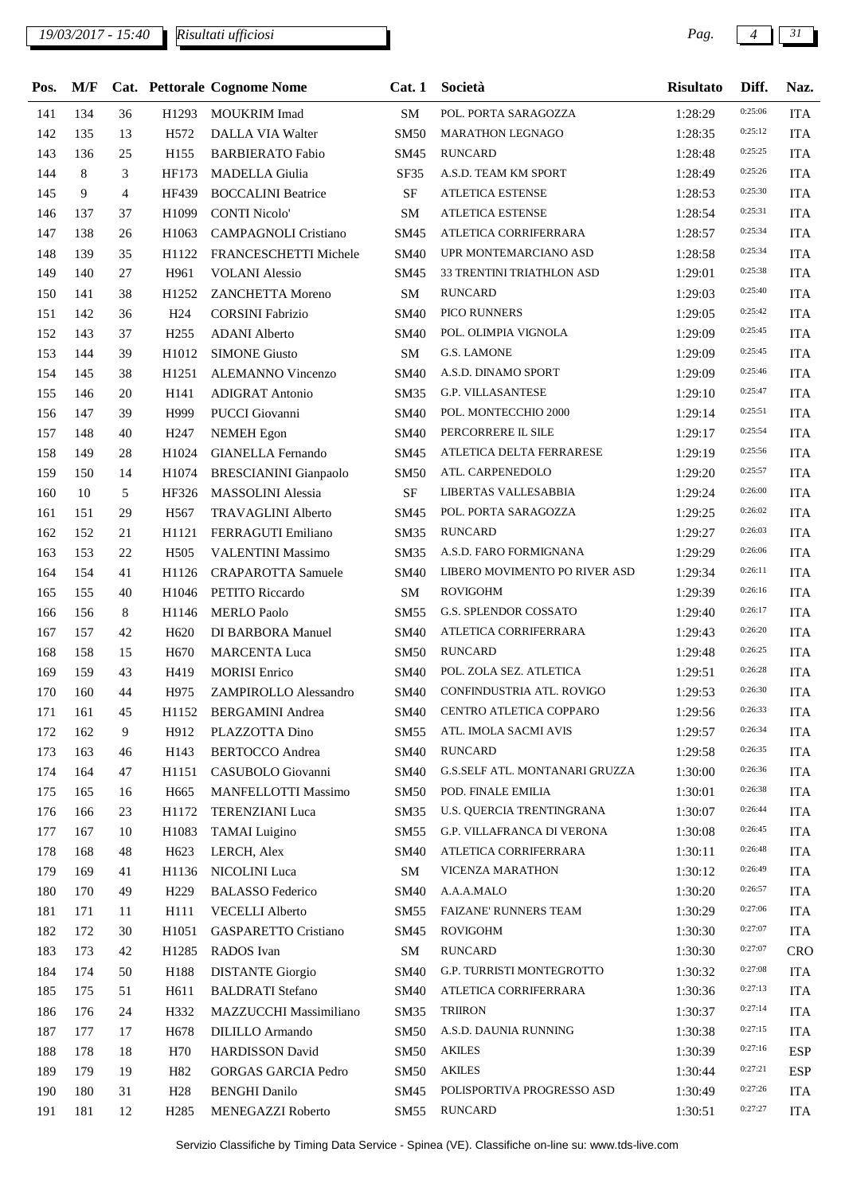*19/03/2017 - 15:40* *Risultati ufficiosi*

| Pos. | M/F | Cat. | Pettorale | Cognome Nome | Cat. 1 | Società | Risultato | Diff. | Naz. |
|---|---|---|---|---|---|---|---|---|---|
| 141 | 134 | 36 | H1293 | MOUKRIM Imad | SM | POL. PORTA SARAGOZZA | 1:28:29 | 0:25:06 | ITA |
| 142 | 135 | 13 | H572 | DALLA VIA Walter | SM50 | MARATHON LEGNAGO | 1:28:35 | 0:25:12 | ITA |
| 143 | 136 | 25 | H155 | BARBIERATO Fabio | SM45 | RUNCARD | 1:28:48 | 0:25:25 | ITA |
| 144 | 8 | 3 | HF173 | MADELLA Giulia | SF35 | A.S.D. TEAM KM SPORT | 1:28:49 | 0:25:26 | ITA |
| 145 | 9 | 4 | HF439 | BOCCALINI Beatrice | SF | ATLETICA ESTENSE | 1:28:53 | 0:25:30 | ITA |
| 146 | 137 | 37 | H1099 | CONTI Nicolo' | SM | ATLETICA ESTENSE | 1:28:54 | 0:25:31 | ITA |
| 147 | 138 | 26 | H1063 | CAMPAGNOLI Cristiano | SM45 | ATLETICA CORRIFERRARA | 1:28:57 | 0:25:34 | ITA |
| 148 | 139 | 35 | H1122 | FRANCESCHETTI Michele | SM40 | UPR MONTEMARCIANO ASD | 1:28:58 | 0:25:34 | ITA |
| 149 | 140 | 27 | H961 | VOLANI Alessio | SM45 | 33 TRENTINI TRIATHLON ASD | 1:29:01 | 0:25:38 | ITA |
| 150 | 141 | 38 | H1252 | ZANCHETTA Moreno | SM | RUNCARD | 1:29:03 | 0:25:40 | ITA |
| 151 | 142 | 36 | H24 | CORSINI Fabrizio | SM40 | PICO RUNNERS | 1:29:05 | 0:25:42 | ITA |
| 152 | 143 | 37 | H255 | ADANI Alberto | SM40 | POL. OLIMPIA VIGNOLA | 1:29:09 | 0:25:45 | ITA |
| 153 | 144 | 39 | H1012 | SIMONE Giusto | SM | G.S. LAMONE | 1:29:09 | 0:25:45 | ITA |
| 154 | 145 | 38 | H1251 | ALEMANNO Vincenzo | SM40 | A.S.D. DINAMO SPORT | 1:29:09 | 0:25:46 | ITA |
| 155 | 146 | 20 | H141 | ADIGRAT Antonio | SM35 | G.P. VILLASANTESE | 1:29:10 | 0:25:47 | ITA |
| 156 | 147 | 39 | H999 | PUCCI Giovanni | SM40 | POL. MONTECCHIO 2000 | 1:29:14 | 0:25:51 | ITA |
| 157 | 148 | 40 | H247 | NEMEH Egon | SM40 | PERCORRERE IL SILE | 1:29:17 | 0:25:54 | ITA |
| 158 | 149 | 28 | H1024 | GIANELLA Fernando | SM45 | ATLETICA DELTA FERRARESE | 1:29:19 | 0:25:56 | ITA |
| 159 | 150 | 14 | H1074 | BRESCIANINI Gianpaolo | SM50 | ATL. CARPENEDOLO | 1:29:20 | 0:25:57 | ITA |
| 160 | 10 | 5 | HF326 | MASSOLINI Alessia | SF | LIBERTAS VALLESABBIA | 1:29:24 | 0:26:00 | ITA |
| 161 | 151 | 29 | H567 | TRAVAGLINI Alberto | SM45 | POL. PORTA SARAGOZZA | 1:29:25 | 0:26:02 | ITA |
| 162 | 152 | 21 | H1121 | FERRAGUTI Emiliano | SM35 | RUNCARD | 1:29:27 | 0:26:03 | ITA |
| 163 | 153 | 22 | H505 | VALENTINI Massimo | SM35 | A.S.D. FARO FORMIGNANA | 1:29:29 | 0:26:06 | ITA |
| 164 | 154 | 41 | H1126 | CRAPAROTTA Samuele | SM40 | LIBERO MOVIMENTO PO RIVER ASD | 1:29:34 | 0:26:11 | ITA |
| 165 | 155 | 40 | H1046 | PETITO Riccardo | SM | ROVIGOHM | 1:29:39 | 0:26:16 | ITA |
| 166 | 156 | 8 | H1146 | MERLO Paolo | SM55 | G.S. SPLENDOR COSSATO | 1:29:40 | 0:26:17 | ITA |
| 167 | 157 | 42 | H620 | DI BARBORA Manuel | SM40 | ATLETICA CORRIFERRARA | 1:29:43 | 0:26:20 | ITA |
| 168 | 158 | 15 | H670 | MARCENTA Luca | SM50 | RUNCARD | 1:29:48 | 0:26:25 | ITA |
| 169 | 159 | 43 | H419 | MORISI Enrico | SM40 | POL. ZOLA SEZ. ATLETICA | 1:29:51 | 0:26:28 | ITA |
| 170 | 160 | 44 | H975 | ZAMPIROLLO Alessandro | SM40 | CONFINDUSTRIA ATL. ROVIGO | 1:29:53 | 0:26:30 | ITA |
| 171 | 161 | 45 | H1152 | BERGAMINI Andrea | SM40 | CENTRO ATLETICA COPPARO | 1:29:56 | 0:26:33 | ITA |
| 172 | 162 | 9 | H912 | PLAZZOTTA Dino | SM55 | ATL. IMOLA SACMI AVIS | 1:29:57 | 0:26:34 | ITA |
| 173 | 163 | 46 | H143 | BERTOCCO Andrea | SM40 | RUNCARD | 1:29:58 | 0:26:35 | ITA |
| 174 | 164 | 47 | H1151 | CASUBOLO Giovanni | SM40 | G.S.SELF ATL. MONTANARI GRUZZA | 1:30:00 | 0:26:36 | ITA |
| 175 | 165 | 16 | H665 | MANFELLOTTI Massimo | SM50 | POD. FINALE EMILIA | 1:30:01 | 0:26:38 | ITA |
| 176 | 166 | 23 | H1172 | TERENZIANI Luca | SM35 | U.S. QUERCIA TRENTINGRANA | 1:30:07 | 0:26:44 | ITA |
| 177 | 167 | 10 | H1083 | TAMAI Luigino | SM55 | G.P. VILLAFRANCA DI VERONA | 1:30:08 | 0:26:45 | ITA |
| 178 | 168 | 48 | H623 | LERCH, Alex | SM40 | ATLETICA CORRIFERRARA | 1:30:11 | 0:26:48 | ITA |
| 179 | 169 | 41 | H1136 | NICOLINI Luca | SM | VICENZA MARATHON | 1:30:12 | 0:26:49 | ITA |
| 180 | 170 | 49 | H229 | BALASSO Federico | SM40 | A.A.A.MALO | 1:30:20 | 0:26:57 | ITA |
| 181 | 171 | 11 | H111 | VECELLI Alberto | SM55 | FAIZANE' RUNNERS TEAM | 1:30:29 | 0:27:06 | ITA |
| 182 | 172 | 30 | H1051 | GASPARETTO Cristiano | SM45 | ROVIGOHM | 1:30:30 | 0:27:07 | ITA |
| 183 | 173 | 42 | H1285 | RADOS Ivan | SM | RUNCARD | 1:30:30 | 0:27:07 | CRO |
| 184 | 174 | 50 | H188 | DISTANTE Giorgio | SM40 | G.P. TURRISTI MONTEGROTTO | 1:30:32 | 0:27:08 | ITA |
| 185 | 175 | 51 | H611 | BALDRATI Stefano | SM40 | ATLETICA CORRIFERRARA | 1:30:36 | 0:27:13 | ITA |
| 186 | 176 | 24 | H332 | MAZZUCCHI Massimiliano | SM35 | TRIIRON | 1:30:37 | 0:27:14 | ITA |
| 187 | 177 | 17 | H678 | DILILLO Armando | SM50 | A.S.D. DAUNIA RUNNING | 1:30:38 | 0:27:15 | ITA |
| 188 | 178 | 18 | H70 | HARDISSON David | SM50 | AKILES | 1:30:39 | 0:27:16 | ESP |
| 189 | 179 | 19 | H82 | GORGAS GARCIA Pedro | SM50 | AKILES | 1:30:44 | 0:27:21 | ESP |
| 190 | 180 | 31 | H28 | BENGHI Danilo | SM45 | POLISPORTIVA PROGRESSO ASD | 1:30:49 | 0:27:26 | ITA |
| 191 | 181 | 12 | H285 | MENEGAZZI Roberto | SM55 | RUNCARD | 1:30:51 | 0:27:27 | ITA |

Servizio Classifiche by Timing Data Service - Spinea (VE). Classifiche on-line su: www.tds-live.com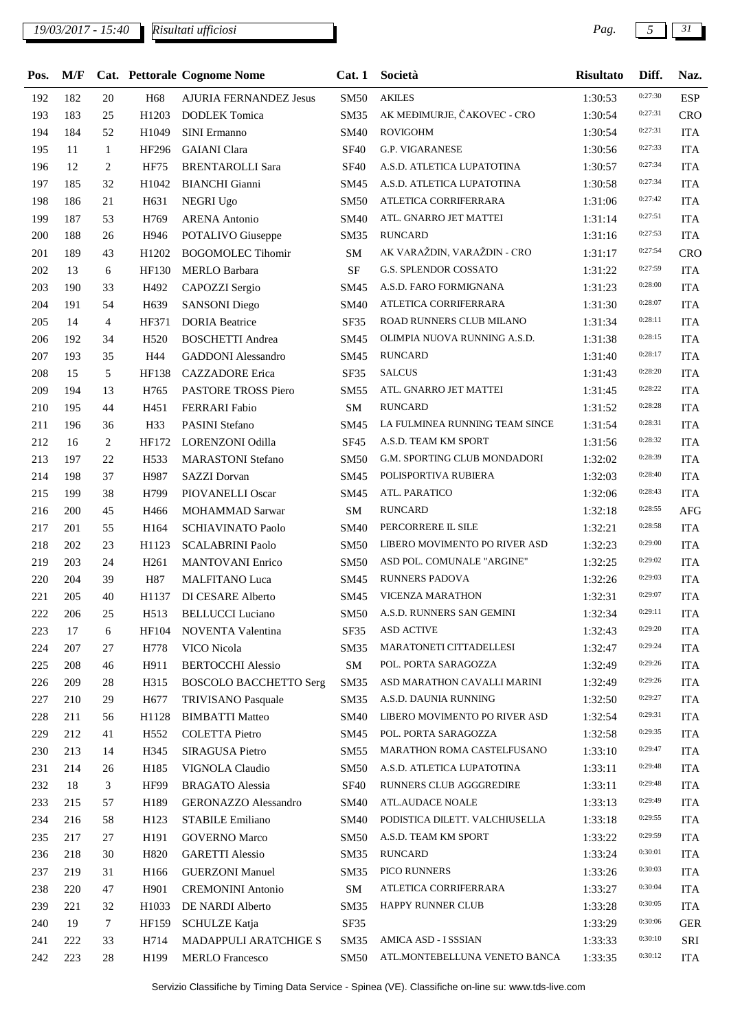19/03/2017 - 15:40 *Risultati ufficiosi*

| Pos. | M/F | Cat. | Pettorale | Cognome Nome | Cat. 1 | Società | Risultato | Diff. | Naz. |
|---|---|---|---|---|---|---|---|---|---|
| 192 | 182 | 20 | H68 | AJURIA FERNANDEZ Jesus | SM50 | AKILES | 1:30:53 | 0:27:30 | ESP |
| 193 | 183 | 25 | H1203 | DODLEK Tomica | SM35 | AK MEĐIMURJE, ČAKOVEC - CRO | 1:30:54 | 0:27:31 | CRO |
| 194 | 184 | 52 | H1049 | SINI Ermanno | SM40 | ROVIGOHM | 1:30:54 | 0:27:31 | ITA |
| 195 | 11 | 1 | HF296 | GAIANI Clara | SF40 | G.P. VIGARANESE | 1:30:56 | 0:27:33 | ITA |
| 196 | 12 | 2 | HF75 | BRENTAROLLI Sara | SF40 | A.S.D. ATLETICA LUPATOTINA | 1:30:57 | 0:27:34 | ITA |
| 197 | 185 | 32 | H1042 | BIANCHI Gianni | SM45 | A.S.D. ATLETICA LUPATOTINA | 1:30:58 | 0:27:34 | ITA |
| 198 | 186 | 21 | H631 | NEGRI Ugo | SM50 | ATLETICA CORRIFERRARA | 1:31:06 | 0:27:42 | ITA |
| 199 | 187 | 53 | H769 | ARENA Antonio | SM40 | ATL. GNARRO JET MATTEI | 1:31:14 | 0:27:51 | ITA |
| 200 | 188 | 26 | H946 | POTALIVO Giuseppe | SM35 | RUNCARD | 1:31:16 | 0:27:53 | ITA |
| 201 | 189 | 43 | H1202 | BOGOMOLEC Tihomir | SM | AK VARAŽDIN, VARAŽDIN - CRO | 1:31:17 | 0:27:54 | CRO |
| 202 | 13 | 6 | HF130 | MERLO Barbara | SF | G.S. SPLENDOR COSSATO | 1:31:22 | 0:27:59 | ITA |
| 203 | 190 | 33 | H492 | CAPOZZI Sergio | SM45 | A.S.D. FARO FORMIGNANA | 1:31:23 | 0:28:00 | ITA |
| 204 | 191 | 54 | H639 | SANSONI Diego | SM40 | ATLETICA CORRIFERRARA | 1:31:30 | 0:28:07 | ITA |
| 205 | 14 | 4 | HF371 | DORIA Beatrice | SF35 | ROAD RUNNERS CLUB MILANO | 1:31:34 | 0:28:11 | ITA |
| 206 | 192 | 34 | H520 | BOSCHETTI Andrea | SM45 | OLIMPIA NUOVA RUNNING A.S.D. | 1:31:38 | 0:28:15 | ITA |
| 207 | 193 | 35 | H44 | GADDONI Alessandro | SM45 | RUNCARD | 1:31:40 | 0:28:17 | ITA |
| 208 | 15 | 5 | HF138 | CAZZADORE Erica | SF35 | SALCUS | 1:31:43 | 0:28:20 | ITA |
| 209 | 194 | 13 | H765 | PASTORE TROSS Piero | SM55 | ATL. GNARRO JET MATTEI | 1:31:45 | 0:28:22 | ITA |
| 210 | 195 | 44 | H451 | FERRARI Fabio | SM | RUNCARD | 1:31:52 | 0:28:28 | ITA |
| 211 | 196 | 36 | H33 | PASINI Stefano | SM45 | LA FULMINEA RUNNING TEAM SINCE | 1:31:54 | 0:28:31 | ITA |
| 212 | 16 | 2 | HF172 | LORENZONI Odilla | SF45 | A.S.D. TEAM KM SPORT | 1:31:56 | 0:28:32 | ITA |
| 213 | 197 | 22 | H533 | MARASTONI Stefano | SM50 | G.M. SPORTING CLUB MONDADORI | 1:32:02 | 0:28:39 | ITA |
| 214 | 198 | 37 | H987 | SAZZI Dorvan | SM45 | POLISPORTIVA RUBIERA | 1:32:03 | 0:28:40 | ITA |
| 215 | 199 | 38 | H799 | PIOVANELLI Oscar | SM45 | ATL. PARATICO | 1:32:06 | 0:28:43 | ITA |
| 216 | 200 | 45 | H466 | MOHAMMAD Sarwar | SM | RUNCARD | 1:32:18 | 0:28:55 | AFG |
| 217 | 201 | 55 | H164 | SCHIAVINATO Paolo | SM40 | PERCORRERE IL SILE | 1:32:21 | 0:28:58 | ITA |
| 218 | 202 | 23 | H1123 | SCALABRINI Paolo | SM50 | LIBERO MOVIMENTO PO RIVER ASD | 1:32:23 | 0:29:00 | ITA |
| 219 | 203 | 24 | H261 | MANTOVANI Enrico | SM50 | ASD POL. COMUNALE "ARGINE" | 1:32:25 | 0:29:02 | ITA |
| 220 | 204 | 39 | H87 | MALFITANO Luca | SM45 | RUNNERS PADOVA | 1:32:26 | 0:29:03 | ITA |
| 221 | 205 | 40 | H1137 | DI CESARE Alberto | SM45 | VICENZA MARATHON | 1:32:31 | 0:29:07 | ITA |
| 222 | 206 | 25 | H513 | BELLUCCI Luciano | SM50 | A.S.D. RUNNERS SAN GEMINI | 1:32:34 | 0:29:11 | ITA |
| 223 | 17 | 6 | HF104 | NOVENTA Valentina | SF35 | ASD ACTIVE | 1:32:43 | 0:29:20 | ITA |
| 224 | 207 | 27 | H778 | VICO Nicola | SM35 | MARATONETI CITTADELLESI | 1:32:47 | 0:29:24 | ITA |
| 225 | 208 | 46 | H911 | BERTOCCHI Alessio | SM | POL. PORTA SARAGOZZA | 1:32:49 | 0:29:26 | ITA |
| 226 | 209 | 28 | H315 | BOSCOLO BACCHETTO Serg | SM35 | ASD MARATHON CAVALLI MARINI | 1:32:49 | 0:29:26 | ITA |
| 227 | 210 | 29 | H677 | TRIVISANO Pasquale | SM35 | A.S.D. DAUNIA RUNNING | 1:32:50 | 0:29:27 | ITA |
| 228 | 211 | 56 | H1128 | BIMBATTI Matteo | SM40 | LIBERO MOVIMENTO PO RIVER ASD | 1:32:54 | 0:29:31 | ITA |
| 229 | 212 | 41 | H552 | COLETTA Pietro | SM45 | POL. PORTA SARAGOZZA | 1:32:58 | 0:29:35 | ITA |
| 230 | 213 | 14 | H345 | SIRAGUSA Pietro | SM55 | MARATHON ROMA CASTELFUSANO | 1:33:10 | 0:29:47 | ITA |
| 231 | 214 | 26 | H185 | VIGNOLA Claudio | SM50 | A.S.D. ATLETICA LUPATOTINA | 1:33:11 | 0:29:48 | ITA |
| 232 | 18 | 3 | HF99 | BRAGATO Alessia | SF40 | RUNNERS CLUB AGGGREDIRE | 1:33:11 | 0:29:48 | ITA |
| 233 | 215 | 57 | H189 | GERONAZZO Alessandro | SM40 | ATL.AUDACE NOALE | 1:33:13 | 0:29:49 | ITA |
| 234 | 216 | 58 | H123 | STABILE Emiliano | SM40 | PODISTICA DILETT. VALCHIUSELLA | 1:33:18 | 0:29:55 | ITA |
| 235 | 217 | 27 | H191 | GOVERNO Marco | SM50 | A.S.D. TEAM KM SPORT | 1:33:22 | 0:29:59 | ITA |
| 236 | 218 | 30 | H820 | GARETTI Alessio | SM35 | RUNCARD | 1:33:24 | 0:30:01 | ITA |
| 237 | 219 | 31 | H166 | GUERZONI Manuel | SM35 | PICO RUNNERS | 1:33:26 | 0:30:03 | ITA |
| 238 | 220 | 47 | H901 | CREMONINI Antonio | SM | ATLETICA CORRIFERRARA | 1:33:27 | 0:30:04 | ITA |
| 239 | 221 | 32 | H1033 | DE NARDI Alberto | SM35 | HAPPY RUNNER CLUB | 1:33:28 | 0:30:05 | ITA |
| 240 | 19 | 7 | HF159 | SCHULZE Katja | SF35 | | 1:33:29 | 0:30:06 | GER |
| 241 | 222 | 33 | H714 | MADAPPULI ARATCHIGE S | SM35 | AMICA ASD - I SSSIAN | 1:33:33 | 0:30:10 | SRI |
| 242 | 223 | 28 | H199 | MERLO Francesco | SM50 | ATL.MONTEBELLUNA VENETO BANCA | 1:33:35 | 0:30:12 | ITA |

Servizio Classifiche by Timing Data Service - Spinea (VE). Classifiche on-line su: www.tds-live.com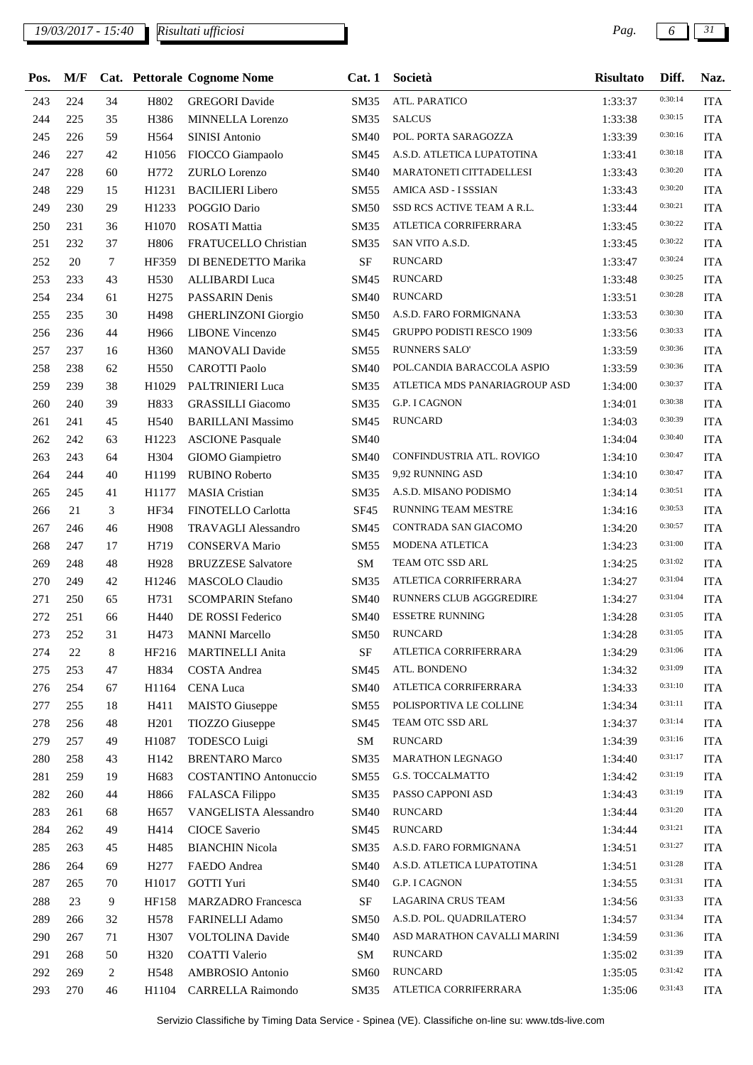19/03/2017 - 15:40 *Risultati ufficiosi*

| Pos. | M/F | Cat. | Pettorale | Cognome Nome | Cat. 1 | Società | Risultato | Diff. | Naz. |
|---|---|---|---|---|---|---|---|---|---|
| 243 | 224 | 34 | H802 | GREGORI Davide | SM35 | ATL. PARATICO | 1:33:37 | 0:30:14 | ITA |
| 244 | 225 | 35 | H386 | MINNELLA Lorenzo | SM35 | SALCUS | 1:33:38 | 0:30:15 | ITA |
| 245 | 226 | 59 | H564 | SINISI Antonio | SM40 | POL. PORTA SARAGOZZA | 1:33:39 | 0:30:16 | ITA |
| 246 | 227 | 42 | H1056 | FIOCCO Giampaolo | SM45 | A.S.D. ATLETICA LUPATOTINA | 1:33:41 | 0:30:18 | ITA |
| 247 | 228 | 60 | H772 | ZURLO Lorenzo | SM40 | MARATONETI CITTADELLESI | 1:33:43 | 0:30:20 | ITA |
| 248 | 229 | 15 | H1231 | BACILIERI Libero | SM55 | AMICA ASD - I SSSIAN | 1:33:43 | 0:30:20 | ITA |
| 249 | 230 | 29 | H1233 | POGGIO Dario | SM50 | SSD RCS ACTIVE TEAM A R.L. | 1:33:44 | 0:30:21 | ITA |
| 250 | 231 | 36 | H1070 | ROSATI Mattia | SM35 | ATLETICA CORRIFERRARA | 1:33:45 | 0:30:22 | ITA |
| 251 | 232 | 37 | H806 | FRATUCELLO Christian | SM35 | SAN VITO A.S.D. | 1:33:45 | 0:30:22 | ITA |
| 252 | 20 | 7 | HF359 | DI BENEDETTO Marika | SF | RUNCARD | 1:33:47 | 0:30:24 | ITA |
| 253 | 233 | 43 | H530 | ALLIBARDI Luca | SM45 | RUNCARD | 1:33:48 | 0:30:25 | ITA |
| 254 | 234 | 61 | H275 | PASSARIN Denis | SM40 | RUNCARD | 1:33:51 | 0:30:28 | ITA |
| 255 | 235 | 30 | H498 | GHERLINZONI Giorgio | SM50 | A.S.D. FARO FORMIGNANA | 1:33:53 | 0:30:30 | ITA |
| 256 | 236 | 44 | H966 | LIBONE Vincenzo | SM45 | GRUPPO PODISTI RESCO 1909 | 1:33:56 | 0:30:33 | ITA |
| 257 | 237 | 16 | H360 | MANOVALI Davide | SM55 | RUNNERS SALO' | 1:33:59 | 0:30:36 | ITA |
| 258 | 238 | 62 | H550 | CAROTTI Paolo | SM40 | POL.CANDIA BARACCOLA ASPIO | 1:33:59 | 0:30:36 | ITA |
| 259 | 239 | 38 | H1029 | PALTRINIERI Luca | SM35 | ATLETICA MDS PANARIAGROUP ASD | 1:34:00 | 0:30:37 | ITA |
| 260 | 240 | 39 | H833 | GRASSILLI Giacomo | SM35 | G.P. I CAGNON | 1:34:01 | 0:30:38 | ITA |
| 261 | 241 | 45 | H540 | BARILLANI Massimo | SM45 | RUNCARD | 1:34:03 | 0:30:39 | ITA |
| 262 | 242 | 63 | H1223 | ASCIONE Pasquale | SM40 | | 1:34:04 | 0:30:40 | ITA |
| 263 | 243 | 64 | H304 | GIOMO Giampietro | SM40 | CONFINDUSTRIA ATL. ROVIGO | 1:34:10 | 0:30:47 | ITA |
| 264 | 244 | 40 | H1199 | RUBINO Roberto | SM35 | 9,92 RUNNING ASD | 1:34:10 | 0:30:47 | ITA |
| 265 | 245 | 41 | H1177 | MASIA Cristian | SM35 | A.S.D. MISANO PODISMO | 1:34:14 | 0:30:51 | ITA |
| 266 | 21 | 3 | HF34 | FINOTELLO Carlotta | SF45 | RUNNING TEAM MESTRE | 1:34:16 | 0:30:53 | ITA |
| 267 | 246 | 46 | H908 | TRAVAGLI Alessandro | SM45 | CONTRADA SAN GIACOMO | 1:34:20 | 0:30:57 | ITA |
| 268 | 247 | 17 | H719 | CONSERVA Mario | SM55 | MODENA ATLETICA | 1:34:23 | 0:31:00 | ITA |
| 269 | 248 | 48 | H928 | BRUZZESE Salvatore | SM | TEAM OTC SSD ARL | 1:34:25 | 0:31:02 | ITA |
| 270 | 249 | 42 | H1246 | MASCOLO Claudio | SM35 | ATLETICA CORRIFERRARA | 1:34:27 | 0:31:04 | ITA |
| 271 | 250 | 65 | H731 | SCOMPARIN Stefano | SM40 | RUNNERS CLUB AGGGREDIRE | 1:34:27 | 0:31:04 | ITA |
| 272 | 251 | 66 | H440 | DE ROSSI Federico | SM40 | ESSETRE RUNNING | 1:34:28 | 0:31:05 | ITA |
| 273 | 252 | 31 | H473 | MANNI Marcello | SM50 | RUNCARD | 1:34:28 | 0:31:05 | ITA |
| 274 | 22 | 8 | HF216 | MARTINELLI Anita | SF | ATLETICA CORRIFERRARA | 1:34:29 | 0:31:06 | ITA |
| 275 | 253 | 47 | H834 | COSTA Andrea | SM45 | ATL. BONDENO | 1:34:32 | 0:31:09 | ITA |
| 276 | 254 | 67 | H1164 | CENA Luca | SM40 | ATLETICA CORRIFERRARA | 1:34:33 | 0:31:10 | ITA |
| 277 | 255 | 18 | H411 | MAISTO Giuseppe | SM55 | POLISPORTIVA LE COLLINE | 1:34:34 | 0:31:11 | ITA |
| 278 | 256 | 48 | H201 | TIOZZO Giuseppe | SM45 | TEAM OTC SSD ARL | 1:34:37 | 0:31:14 | ITA |
| 279 | 257 | 49 | H1087 | TODESCO Luigi | SM | RUNCARD | 1:34:39 | 0:31:16 | ITA |
| 280 | 258 | 43 | H142 | BRENTARO Marco | SM35 | MARATHON LEGNAGO | 1:34:40 | 0:31:17 | ITA |
| 281 | 259 | 19 | H683 | COSTANTINO Antonuccio | SM55 | G.S. TOCCALMATTO | 1:34:42 | 0:31:19 | ITA |
| 282 | 260 | 44 | H866 | FALASCA Filippo | SM35 | PASSO CAPPONI ASD | 1:34:43 | 0:31:19 | ITA |
| 283 | 261 | 68 | H657 | VANGELISTA Alessandro | SM40 | RUNCARD | 1:34:44 | 0:31:20 | ITA |
| 284 | 262 | 49 | H414 | CIOCE Saverio | SM45 | RUNCARD | 1:34:44 | 0:31:21 | ITA |
| 285 | 263 | 45 | H485 | BIANCHIN Nicola | SM35 | A.S.D. FARO FORMIGNANA | 1:34:51 | 0:31:27 | ITA |
| 286 | 264 | 69 | H277 | FAEDO Andrea | SM40 | A.S.D. ATLETICA LUPATOTINA | 1:34:51 | 0:31:28 | ITA |
| 287 | 265 | 70 | H1017 | GOTTI Yuri | SM40 | G.P. I CAGNON | 1:34:55 | 0:31:31 | ITA |
| 288 | 23 | 9 | HF158 | MARZADRO Francesca | SF | LAGARINA CRUS TEAM | 1:34:56 | 0:31:33 | ITA |
| 289 | 266 | 32 | H578 | FARINELLI Adamo | SM50 | A.S.D. POL. QUADRILATERO | 1:34:57 | 0:31:34 | ITA |
| 290 | 267 | 71 | H307 | VOLTOLINA Davide | SM40 | ASD MARATHON CAVALLI MARINI | 1:34:59 | 0:31:36 | ITA |
| 291 | 268 | 50 | H320 | COATTI Valerio | SM | RUNCARD | 1:35:02 | 0:31:39 | ITA |
| 292 | 269 | 2 | H548 | AMBROSIO Antonio | SM60 | RUNCARD | 1:35:05 | 0:31:42 | ITA |
| 293 | 270 | 46 | H1104 | CARRELLA Raimondo | SM35 | ATLETICA CORRIFERRARA | 1:35:06 | 0:31:43 | ITA |

Servizio Classifiche by Timing Data Service - Spinea (VE). Classifiche on-line su: www.tds-live.com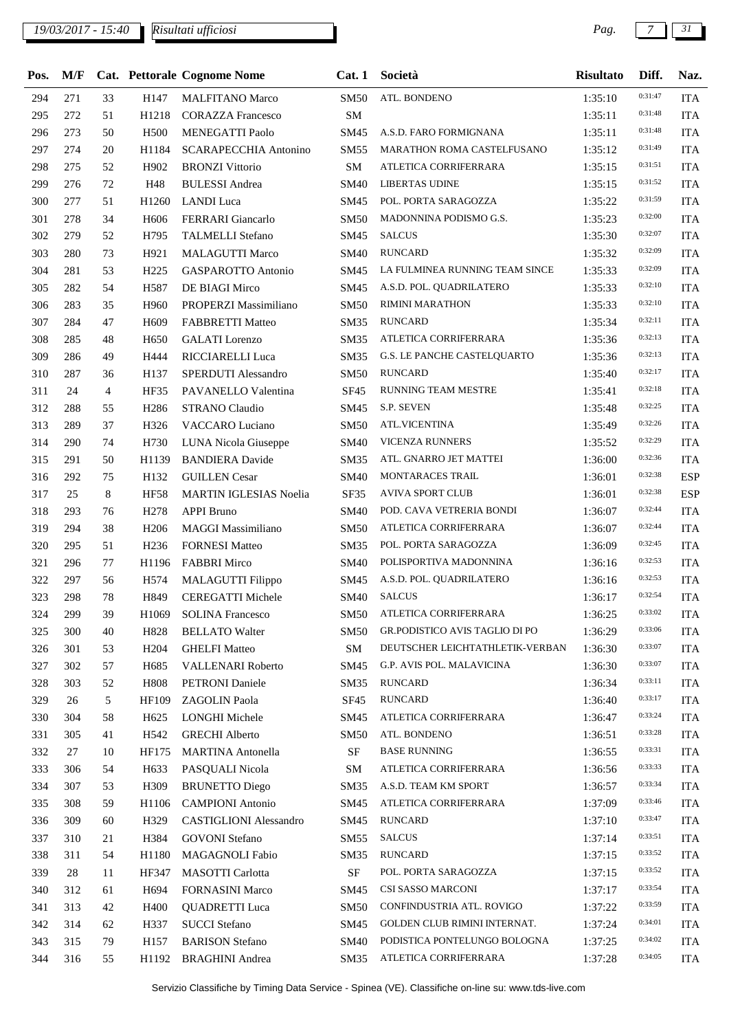| Pos. | M/F | Cat. | Pettorale | Cognome Nome | Cat. 1 | Società | Risultato | Diff. | Naz. |
|---|---|---|---|---|---|---|---|---|---|
| 294 | 271 | 33 | H147 | MALFITANO Marco | SM50 | ATL. BONDENO | 1:35:10 | 0:31:47 | ITA |
| 295 | 272 | 51 | H1218 | CORAZZA Francesco | SM | | 1:35:11 | 0:31:48 | ITA |
| 296 | 273 | 50 | H500 | MENEGATTI Paolo | SM45 | A.S.D. FARO FORMIGNANA | 1:35:11 | 0:31:48 | ITA |
| 297 | 274 | 20 | H1184 | SCARAPECCHIA Antonino | SM55 | MARATHON ROMA CASTELFUSANO | 1:35:12 | 0:31:49 | ITA |
| 298 | 275 | 52 | H902 | BRONZI Vittorio | SM | ATLETICA CORRIFERRARA | 1:35:15 | 0:31:51 | ITA |
| 299 | 276 | 72 | H48 | BULESSI Andrea | SM40 | LIBERTAS UDINE | 1:35:15 | 0:31:52 | ITA |
| 300 | 277 | 51 | H1260 | LANDI Luca | SM45 | POL. PORTA SARAGOZZA | 1:35:22 | 0:31:59 | ITA |
| 301 | 278 | 34 | H606 | FERRARI Giancarlo | SM50 | MADONNINA PODISMO G.S. | 1:35:23 | 0:32:00 | ITA |
| 302 | 279 | 52 | H795 | TALMELLI Stefano | SM45 | SALCUS | 1:35:30 | 0:32:07 | ITA |
| 303 | 280 | 73 | H921 | MALAGUTTI Marco | SM40 | RUNCARD | 1:35:32 | 0:32:09 | ITA |
| 304 | 281 | 53 | H225 | GASPAROTTO Antonio | SM45 | LA FULMINEA RUNNING TEAM SINCE | 1:35:33 | 0:32:09 | ITA |
| 305 | 282 | 54 | H587 | DE BIAGI Mirco | SM45 | A.S.D. POL. QUADRILATERO | 1:35:33 | 0:32:10 | ITA |
| 306 | 283 | 35 | H960 | PROPERZI Massimiliano | SM50 | RIMINI MARATHON | 1:35:33 | 0:32:10 | ITA |
| 307 | 284 | 47 | H609 | FABBRETTI Matteo | SM35 | RUNCARD | 1:35:34 | 0:32:11 | ITA |
| 308 | 285 | 48 | H650 | GALATI Lorenzo | SM35 | ATLETICA CORRIFERRARA | 1:35:36 | 0:32:13 | ITA |
| 309 | 286 | 49 | H444 | RICCIARELLI Luca | SM35 | G.S. LE PANCHE CASTELQUARTO | 1:35:36 | 0:32:13 | ITA |
| 310 | 287 | 36 | H137 | SPERDUTI Alessandro | SM50 | RUNCARD | 1:35:40 | 0:32:17 | ITA |
| 311 | 24 | 4 | HF35 | PAVANELLO Valentina | SF45 | RUNNING TEAM MESTRE | 1:35:41 | 0:32:18 | ITA |
| 312 | 288 | 55 | H286 | STRANO Claudio | SM45 | S.P. SEVEN | 1:35:48 | 0:32:25 | ITA |
| 313 | 289 | 37 | H326 | VACCARO Luciano | SM50 | ATL.VICENTINA | 1:35:49 | 0:32:26 | ITA |
| 314 | 290 | 74 | H730 | LUNA Nicola Giuseppe | SM40 | VICENZA RUNNERS | 1:35:52 | 0:32:29 | ITA |
| 315 | 291 | 50 | H1139 | BANDIERA Davide | SM35 | ATL. GNARRO JET MATTEI | 1:36:00 | 0:32:36 | ITA |
| 316 | 292 | 75 | H132 | GUILLEN Cesar | SM40 | MONTARACES TRAIL | 1:36:01 | 0:32:38 | ESP |
| 317 | 25 | 8 | HF58 | MARTIN IGLESIAS Noelia | SF35 | AVIVA SPORT CLUB | 1:36:01 | 0:32:38 | ESP |
| 318 | 293 | 76 | H278 | APPI Bruno | SM40 | POD. CAVA VETRERIA BONDI | 1:36:07 | 0:32:44 | ITA |
| 319 | 294 | 38 | H206 | MAGGI Massimiliano | SM50 | ATLETICA CORRIFERRARA | 1:36:07 | 0:32:44 | ITA |
| 320 | 295 | 51 | H236 | FORNESI Matteo | SM35 | POL. PORTA SARAGOZZA | 1:36:09 | 0:32:45 | ITA |
| 321 | 296 | 77 | H1196 | FABBRI Mirco | SM40 | POLISPORTIVA MADONNINA | 1:36:16 | 0:32:53 | ITA |
| 322 | 297 | 56 | H574 | MALAGUTTI Filippo | SM45 | A.S.D. POL. QUADRILATERO | 1:36:16 | 0:32:53 | ITA |
| 323 | 298 | 78 | H849 | CEREGATTI Michele | SM40 | SALCUS | 1:36:17 | 0:32:54 | ITA |
| 324 | 299 | 39 | H1069 | SOLINA Francesco | SM50 | ATLETICA CORRIFERRARA | 1:36:25 | 0:33:02 | ITA |
| 325 | 300 | 40 | H828 | BELLATO Walter | SM50 | GR.PODISTICO AVIS TAGLIO DI PO | 1:36:29 | 0:33:06 | ITA |
| 326 | 301 | 53 | H204 | GHELFI Matteo | SM | DEUTSCHER LEICHTATHLETIK-VERBAN | 1:36:30 | 0:33:07 | ITA |
| 327 | 302 | 57 | H685 | VALLENARI Roberto | SM45 | G.P. AVIS POL. MALAVICINA | 1:36:30 | 0:33:07 | ITA |
| 328 | 303 | 52 | H808 | PETRONI Daniele | SM35 | RUNCARD | 1:36:34 | 0:33:11 | ITA |
| 329 | 26 | 5 | HF109 | ZAGOLIN Paola | SF45 | RUNCARD | 1:36:40 | 0:33:17 | ITA |
| 330 | 304 | 58 | H625 | LONGHI Michele | SM45 | ATLETICA CORRIFERRARA | 1:36:47 | 0:33:24 | ITA |
| 331 | 305 | 41 | H542 | GRECHI Alberto | SM50 | ATL. BONDENO | 1:36:51 | 0:33:28 | ITA |
| 332 | 27 | 10 | HF175 | MARTINA Antonella | SF | BASE RUNNING | 1:36:55 | 0:33:31 | ITA |
| 333 | 306 | 54 | H633 | PASQUALI Nicola | SM | ATLETICA CORRIFERRARA | 1:36:56 | 0:33:33 | ITA |
| 334 | 307 | 53 | H309 | BRUNETTO Diego | SM35 | A.S.D. TEAM KM SPORT | 1:36:57 | 0:33:34 | ITA |
| 335 | 308 | 59 | H1106 | CAMPIONI Antonio | SM45 | ATLETICA CORRIFERRARA | 1:37:09 | 0:33:46 | ITA |
| 336 | 309 | 60 | H329 | CASTIGLIONI Alessandro | SM45 | RUNCARD | 1:37:10 | 0:33:47 | ITA |
| 337 | 310 | 21 | H384 | GOVONI Stefano | SM55 | SALCUS | 1:37:14 | 0:33:51 | ITA |
| 338 | 311 | 54 | H1180 | MAGAGNOLI Fabio | SM35 | RUNCARD | 1:37:15 | 0:33:52 | ITA |
| 339 | 28 | 11 | HF347 | MASOTTI Carlotta | SF | POL. PORTA SARAGOZZA | 1:37:15 | 0:33:52 | ITA |
| 340 | 312 | 61 | H694 | FORNASINI Marco | SM45 | CSI SASSO MARCONI | 1:37:17 | 0:33:54 | ITA |
| 341 | 313 | 42 | H400 | QUADRETTI Luca | SM50 | CONFINDUSTRIA ATL. ROVIGO | 1:37:22 | 0:33:59 | ITA |
| 342 | 314 | 62 | H337 | SUCCI Stefano | SM45 | GOLDEN CLUB RIMINI INTERNAT. | 1:37:24 | 0:34:01 | ITA |
| 343 | 315 | 79 | H157 | BARISON Stefano | SM40 | PODISTICA PONTELUNGO BOLOGNA | 1:37:25 | 0:34:02 | ITA |
| 344 | 316 | 55 | H1192 | BRAGHINI Andrea | SM35 | ATLETICA CORRIFERRARA | 1:37:28 | 0:34:05 | ITA |

Servizio Classifiche by Timing Data Service - Spinea (VE). Classifiche on-line su: www.tds-live.com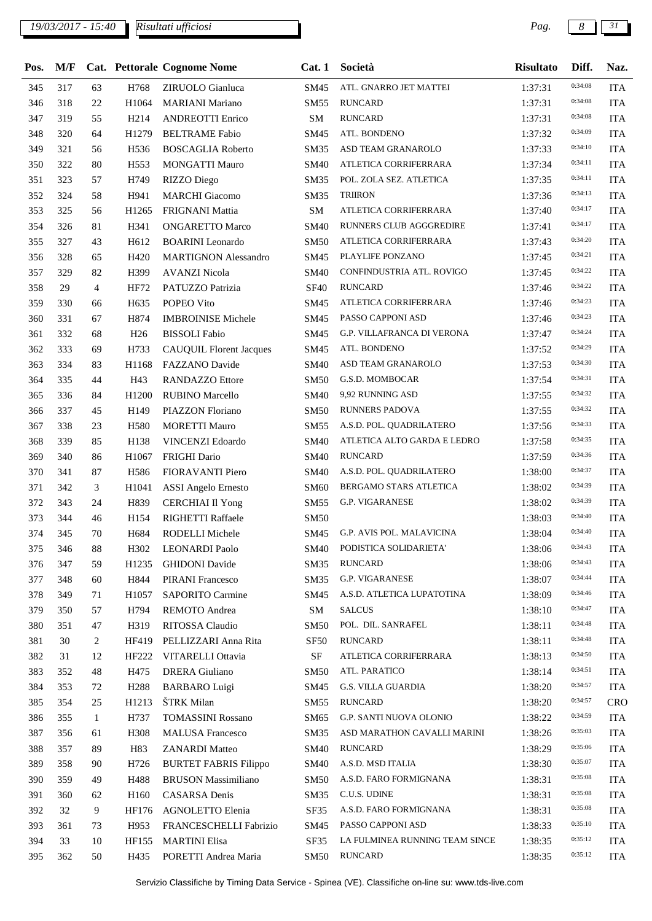*19/03/2017 - 15:40* *Risultati ufficiosi*

| Pos. | M/F | Cat. | Pettorale | Cognome Nome | Cat. 1 | Società | Risultato | Diff. | Naz. |
|---|---|---|---|---|---|---|---|---|---|
| 345 | 317 | 63 | H768 | ZIRUOLO Gianluca | SM45 | ATL. GNARRO JET MATTEI | 1:37:31 | 0:34:08 | ITA |
| 346 | 318 | 22 | H1064 | MARIANI Mariano | SM55 | RUNCARD | 1:37:31 | 0:34:08 | ITA |
| 347 | 319 | 55 | H214 | ANDREOTTI Enrico | SM | RUNCARD | 1:37:31 | 0:34:08 | ITA |
| 348 | 320 | 64 | H1279 | BELTRAME Fabio | SM45 | ATL. BONDENO | 1:37:32 | 0:34:09 | ITA |
| 349 | 321 | 56 | H536 | BOSCAGLIA Roberto | SM35 | ASD TEAM GRANAROLO | 1:37:33 | 0:34:10 | ITA |
| 350 | 322 | 80 | H553 | MONGATTI Mauro | SM40 | ATLETICA CORRIFERRARA | 1:37:34 | 0:34:11 | ITA |
| 351 | 323 | 57 | H749 | RIZZO Diego | SM35 | POL. ZOLA SEZ. ATLETICA | 1:37:35 | 0:34:11 | ITA |
| 352 | 324 | 58 | H941 | MARCHI Giacomo | SM35 | TRIIRON | 1:37:36 | 0:34:13 | ITA |
| 353 | 325 | 56 | H1265 | FRIGNANI Mattia | SM | ATLETICA CORRIFERRARA | 1:37:40 | 0:34:17 | ITA |
| 354 | 326 | 81 | H341 | ONGARETTO Marco | SM40 | RUNNERS CLUB AGGGREDIRE | 1:37:41 | 0:34:17 | ITA |
| 355 | 327 | 43 | H612 | BOARINI Leonardo | SM50 | ATLETICA CORRIFERRARA | 1:37:43 | 0:34:20 | ITA |
| 356 | 328 | 65 | H420 | MARTIGNON Alessandro | SM45 | PLAYLIFE PONZANO | 1:37:45 | 0:34:21 | ITA |
| 357 | 329 | 82 | H399 | AVANZI Nicola | SM40 | CONFINDUSTRIA ATL. ROVIGO | 1:37:45 | 0:34:22 | ITA |
| 358 | 29 | 4 | HF72 | PATUZZO Patrizia | SF40 | RUNCARD | 1:37:46 | 0:34:22 | ITA |
| 359 | 330 | 66 | H635 | POPEO Vito | SM45 | ATLETICA CORRIFERRARA | 1:37:46 | 0:34:23 | ITA |
| 360 | 331 | 67 | H874 | IMBROINISE Michele | SM45 | PASSO CAPPONI ASD | 1:37:46 | 0:34:23 | ITA |
| 361 | 332 | 68 | H26 | BISSOLI Fabio | SM45 | G.P. VILLAFRANCA DI VERONA | 1:37:47 | 0:34:24 | ITA |
| 362 | 333 | 69 | H733 | CAUQUIL Florent Jacques | SM45 | ATL. BONDENO | 1:37:52 | 0:34:29 | ITA |
| 363 | 334 | 83 | H1168 | FAZZANO Davide | SM40 | ASD TEAM GRANAROLO | 1:37:53 | 0:34:30 | ITA |
| 364 | 335 | 44 | H43 | RANDAZZO Ettore | SM50 | G.S.D. MOMBOCAR | 1:37:54 | 0:34:31 | ITA |
| 365 | 336 | 84 | H1200 | RUBINO Marcello | SM40 | 9,92 RUNNING ASD | 1:37:55 | 0:34:32 | ITA |
| 366 | 337 | 45 | H149 | PIAZZON Floriano | SM50 | RUNNERS PADOVA | 1:37:55 | 0:34:32 | ITA |
| 367 | 338 | 23 | H580 | MORETTI Mauro | SM55 | A.S.D. POL. QUADRILATERO | 1:37:56 | 0:34:33 | ITA |
| 368 | 339 | 85 | H138 | VINCENZI Edoardo | SM40 | ATLETICA ALTO GARDA E LEDRO | 1:37:58 | 0:34:35 | ITA |
| 369 | 340 | 86 | H1067 | FRIGHI Dario | SM40 | RUNCARD | 1:37:59 | 0:34:36 | ITA |
| 370 | 341 | 87 | H586 | FIORAVANTI Piero | SM40 | A.S.D. POL. QUADRILATERO | 1:38:00 | 0:34:37 | ITA |
| 371 | 342 | 3 | H1041 | ASSI Angelo Ernesto | SM60 | BERGAMO STARS ATLETICA | 1:38:02 | 0:34:39 | ITA |
| 372 | 343 | 24 | H839 | CERCHIAI Il Yong | SM55 | G.P. VIGARANESE | 1:38:02 | 0:34:39 | ITA |
| 373 | 344 | 46 | H154 | RIGHETTI Raffaele | SM50 | | 1:38:03 | 0:34:40 | ITA |
| 374 | 345 | 70 | H684 | RODELLI Michele | SM45 | G.P. AVIS POL. MALAVICINA | 1:38:04 | 0:34:40 | ITA |
| 375 | 346 | 88 | H302 | LEONARDI Paolo | SM40 | PODISTICA SOLIDARIETA' | 1:38:06 | 0:34:43 | ITA |
| 376 | 347 | 59 | H1235 | GHIDONI Davide | SM35 | RUNCARD | 1:38:06 | 0:34:43 | ITA |
| 377 | 348 | 60 | H844 | PIRANI Francesco | SM35 | G.P. VIGARANESE | 1:38:07 | 0:34:44 | ITA |
| 378 | 349 | 71 | H1057 | SAPORITO Carmine | SM45 | A.S.D. ATLETICA LUPATOTINA | 1:38:09 | 0:34:46 | ITA |
| 379 | 350 | 57 | H794 | REMOTO Andrea | SM | SALCUS | 1:38:10 | 0:34:47 | ITA |
| 380 | 351 | 47 | H319 | RITOSSA Claudio | SM50 | POL. DIL. SANRAFEL | 1:38:11 | 0:34:48 | ITA |
| 381 | 30 | 2 | HF419 | PELLIZZARI Anna Rita | SF50 | RUNCARD | 1:38:11 | 0:34:48 | ITA |
| 382 | 31 | 12 | HF222 | VITARELLI Ottavia | SF | ATLETICA CORRIFERRARA | 1:38:13 | 0:34:50 | ITA |
| 383 | 352 | 48 | H475 | DRERA Giuliano | SM50 | ATL. PARATICO | 1:38:14 | 0:34:51 | ITA |
| 384 | 353 | 72 | H288 | BARBARO Luigi | SM45 | G.S. VILLA GUARDIA | 1:38:20 | 0:34:57 | ITA |
| 385 | 354 | 25 | H1213 | ŠTRK Milan | SM55 | RUNCARD | 1:38:20 | 0:34:57 | CRO |
| 386 | 355 | 1 | H737 | TOMASSINI Rossano | SM65 | G.P. SANTI NUOVA OLONIO | 1:38:22 | 0:34:59 | ITA |
| 387 | 356 | 61 | H308 | MALUSA Francesco | SM35 | ASD MARATHON CAVALLI MARINI | 1:38:26 | 0:35:03 | ITA |
| 388 | 357 | 89 | H83 | ZANARDI Matteo | SM40 | RUNCARD | 1:38:29 | 0:35:06 | ITA |
| 389 | 358 | 90 | H726 | BURTET FABRIS Filippo | SM40 | A.S.D. MSD ITALIA | 1:38:30 | 0:35:07 | ITA |
| 390 | 359 | 49 | H488 | BRUSON Massimiliano | SM50 | A.S.D. FARO FORMIGNANA | 1:38:31 | 0:35:08 | ITA |
| 391 | 360 | 62 | H160 | CASARSA Denis | SM35 | C.U.S. UDINE | 1:38:31 | 0:35:08 | ITA |
| 392 | 32 | 9 | HF176 | AGNOLETTO Elenia | SF35 | A.S.D. FARO FORMIGNANA | 1:38:31 | 0:35:08 | ITA |
| 393 | 361 | 73 | H953 | FRANCESCHELLI Fabrizio | SM45 | PASSO CAPPONI ASD | 1:38:33 | 0:35:10 | ITA |
| 394 | 33 | 10 | HF155 | MARTINI Elisa | SF35 | LA FULMINEA RUNNING TEAM SINCE | 1:38:35 | 0:35:12 | ITA |
| 395 | 362 | 50 | H435 | PORETTI Andrea Maria | SM50 | RUNCARD | 1:38:35 | 0:35:12 | ITA |

Servizio Classifiche by Timing Data Service - Spinea (VE). Classifiche on-line su: www.tds-live.com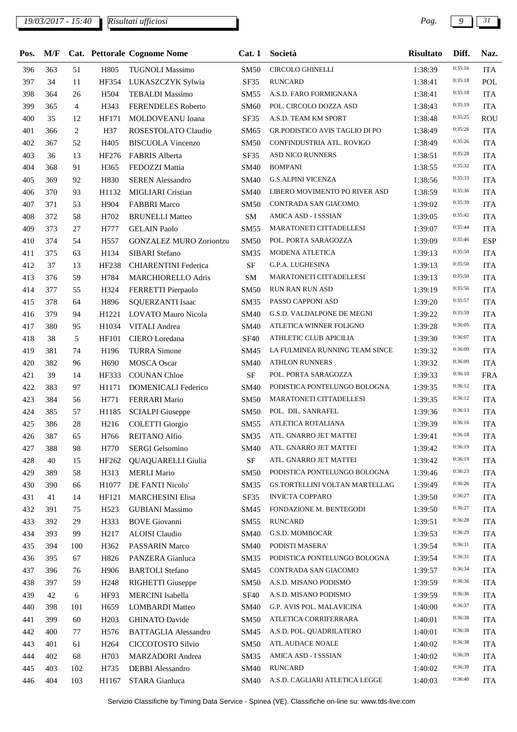| Pos. | M/F | Cat. | Pettorale | Cognome Nome | Cat. 1 | Società | Risultato | Diff. | Naz. |
|---|---|---|---|---|---|---|---|---|---|
| 396 | 363 | 51 | H805 | TUGNOLI Massimo | SM50 | CIRCOLO GHINELLI | 1:38:39 | 0:35:16 | ITA |
| 397 | 34 | 11 | HF354 | LUKASZCZYK Sylwia | SF35 | RUNCARD | 1:38:41 | 0:35:18 | POL |
| 398 | 364 | 26 | H504 | TEBALDI Massimo | SM55 | A.S.D. FARO FORMIGNANA | 1:38:41 | 0:35:18 | ITA |
| 399 | 365 | 4 | H343 | FERENDELES Roberto | SM60 | POL. CIRCOLO DOZZA ASD | 1:38:43 | 0:35:19 | ITA |
| 400 | 35 | 12 | HF171 | MOLDOVEANU Ioana | SF35 | A.S.D. TEAM KM SPORT | 1:38:48 | 0:35:25 | ROU |
| 401 | 366 | 2 | H37 | ROSESTOLATO Claudio | SM65 | GR.PODISTICO AVIS TAGLIO DI PO | 1:38:49 | 0:35:26 | ITA |
| 402 | 367 | 52 | H405 | BISCUOLA Vincenzo | SM50 | CONFINDUSTRIA ATL. ROVIGO | 1:38:49 | 0:35:26 | ITA |
| 403 | 36 | 13 | HF276 | FABRIS Alberta | SF35 | ASD NICO RUNNERS | 1:38:51 | 0:35:28 | ITA |
| 404 | 368 | 91 | H365 | FEDOZZI Mattia | SM40 | BOMPANI | 1:38:55 | 0:35:32 | ITA |
| 405 | 369 | 92 | H830 | SEREN Alessandro | SM40 | G.S.ALPINI VICENZA | 1:38:56 | 0:35:33 | ITA |
| 406 | 370 | 93 | H1132 | MIGLIARI Cristian | SM40 | LIBERO MOVIMENTO PO RIVER ASD | 1:38:59 | 0:35:36 | ITA |
| 407 | 371 | 53 | H904 | FABBRI Marco | SM50 | CONTRADA SAN GIACOMO | 1:39:02 | 0:35:39 | ITA |
| 408 | 372 | 58 | H702 | BRUNELLI Matteo | SM | AMICA ASD - I SSSIAN | 1:39:05 | 0:35:42 | ITA |
| 409 | 373 | 27 | H777 | GELAIN Paolo | SM55 | MARATONETI CITTADELLESI | 1:39:07 | 0:35:44 | ITA |
| 410 | 374 | 54 | H557 | GONZALEZ MURO Zoriontzu | SM50 | POL. PORTA SARAGOZZA | 1:39:09 | 0:35:46 | ESP |
| 411 | 375 | 63 | H134 | SIBARI Stefano | SM35 | MODENA ATLETICA | 1:39:13 | 0:35:50 | ITA |
| 412 | 37 | 13 | HF238 | CHIARENTINI Federica | SF | G.P.A. LUGHESINA | 1:39:13 | 0:35:50 | ITA |
| 413 | 376 | 59 | H784 | MARCHIORELLO Adris | SM | MARATONETI CITTADELLESI | 1:39:13 | 0:35:50 | ITA |
| 414 | 377 | 55 | H324 | FERRETTI Pierpaolo | SM50 | RUN RAN RUN ASD | 1:39:19 | 0:35:56 | ITA |
| 415 | 378 | 64 | H896 | SQUERZANTI Isaac | SM35 | PASSO CAPPONI ASD | 1:39:20 | 0:35:57 | ITA |
| 416 | 379 | 94 | H1221 | LOVATO Mauro Nicola | SM40 | G.S.D. VALDALPONE DE MEGNI | 1:39:22 | 0:35:59 | ITA |
| 417 | 380 | 95 | H1034 | VITALI Andrea | SM40 | ATLETICA WINNER FOLIGNO | 1:39:28 | 0:36:05 | ITA |
| 418 | 38 | 5 | HF101 | CIERO Loredana | SF40 | ATHLETIC CLUB APICILIA | 1:39:30 | 0:36:07 | ITA |
| 419 | 381 | 74 | H196 | TURRA Simone | SM45 | LA FULMINEA RUNNING TEAM SINCE | 1:39:32 | 0:36:09 | ITA |
| 420 | 382 | 96 | H690 | MOSCA Oscar | SM40 | ATHLON RUNNERS | 1:39:32 | 0:36:09 | ITA |
| 421 | 39 | 14 | HF333 | COUNAN Chloe | SF | POL. PORTA SARAGOZZA | 1:39:33 | 0:36:10 | FRA |
| 422 | 383 | 97 | H1171 | DOMENICALI Federico | SM40 | PODISTICA PONTELUNGO BOLOGNA | 1:39:35 | 0:36:12 | ITA |
| 423 | 384 | 56 | H771 | FERRARI Mario | SM50 | MARATONETI CITTADELLESI | 1:39:35 | 0:36:12 | ITA |
| 424 | 385 | 57 | H1185 | SCIALPI Giuseppe | SM50 | POL. DIL. SANRAFEL | 1:39:36 | 0:36:13 | ITA |
| 425 | 386 | 28 | H216 | COLETTI Giorgio | SM55 | ATLETICA ROTALIANA | 1:39:39 | 0:36:16 | ITA |
| 426 | 387 | 65 | H766 | REITANO Alfio | SM35 | ATL. GNARRO JET MATTEI | 1:39:41 | 0:36:18 | ITA |
| 427 | 388 | 98 | H770 | SERGI Gelsomino | SM40 | ATL. GNARRO JET MATTEI | 1:39:42 | 0:36:19 | ITA |
| 428 | 40 | 15 | HF262 | QUAQUARELLI Giulia | SF | ATL. GNARRO JET MATTEI | 1:39:42 | 0:36:19 | ITA |
| 429 | 389 | 58 | H313 | MERLI Mario | SM50 | PODISTICA PONTELUNGO BOLOGNA | 1:39:46 | 0:36:23 | ITA |
| 430 | 390 | 66 | H1077 | DE FANTI Nicolo' | SM35 | GS.TORTELLINI VOLTAN MARTELLAG | 1:39:49 | 0:36:26 | ITA |
| 431 | 41 | 14 | HF121 | MARCHESINI Elisa | SF35 | INVICTA COPPARO | 1:39:50 | 0:36:27 | ITA |
| 432 | 391 | 75 | H523 | GUBIANI Massimo | SM45 | FONDAZIONE M. BENTEGODI | 1:39:50 | 0:36:27 | ITA |
| 433 | 392 | 29 | H333 | BOVE Giovanni | SM55 | RUNCARD | 1:39:51 | 0:36:28 | ITA |
| 434 | 393 | 99 | H217 | ALOISI Claudio | SM40 | G.S.D. MOMBOCAR | 1:39:53 | 0:36:29 | ITA |
| 435 | 394 | 100 | H362 | PASSARIN Marco | SM40 | PODISTI MASERA' | 1:39:54 | 0:36:31 | ITA |
| 436 | 395 | 67 | H826 | PANZERA Gianluca | SM35 | PODISTICA PONTELUNGO BOLOGNA | 1:39:54 | 0:36:31 | ITA |
| 437 | 396 | 76 | H906 | BARTOLI Stefano | SM45 | CONTRADA SAN GIACOMO | 1:39:57 | 0:36:34 | ITA |
| 438 | 397 | 59 | H248 | RIGHETTI Giuseppe | SM50 | A.S.D. MISANO PODISMO | 1:39:59 | 0:36:36 | ITA |
| 439 | 42 | 6 | HF93 | MERCINI Isabella | SF40 | A.S.D. MISANO PODISMO | 1:39:59 | 0:36:36 | ITA |
| 440 | 398 | 101 | H659 | LOMBARDI Matteo | SM40 | G.P. AVIS POL. MALAVICINA | 1:40:00 | 0:36:37 | ITA |
| 441 | 399 | 60 | H203 | GHINATO Davide | SM50 | ATLETICA CORRIFERRARA | 1:40:01 | 0:36:38 | ITA |
| 442 | 400 | 77 | H576 | BATTAGLIA Alessandro | SM45 | A.S.D. POL. QUADRILATERO | 1:40:01 | 0:36:38 | ITA |
| 443 | 401 | 61 | H264 | CICCOTOSTO Silvio | SM50 | ATL.AUDACE NOALE | 1:40:02 | 0:36:38 | ITA |
| 444 | 402 | 68 | H703 | MARZADORI Andrea | SM35 | AMICA ASD - I SSSIAN | 1:40:02 | 0:36:39 | ITA |
| 445 | 403 | 102 | H735 | DEBBI Alessandro | SM40 | RUNCARD | 1:40:02 | 0:36:39 | ITA |
| 446 | 404 | 103 | H1167 | STARA Gianluca | SM40 | A.S.D. CAGLIARI ATLETICA LEGGE | 1:40:03 | 0:36:40 | ITA |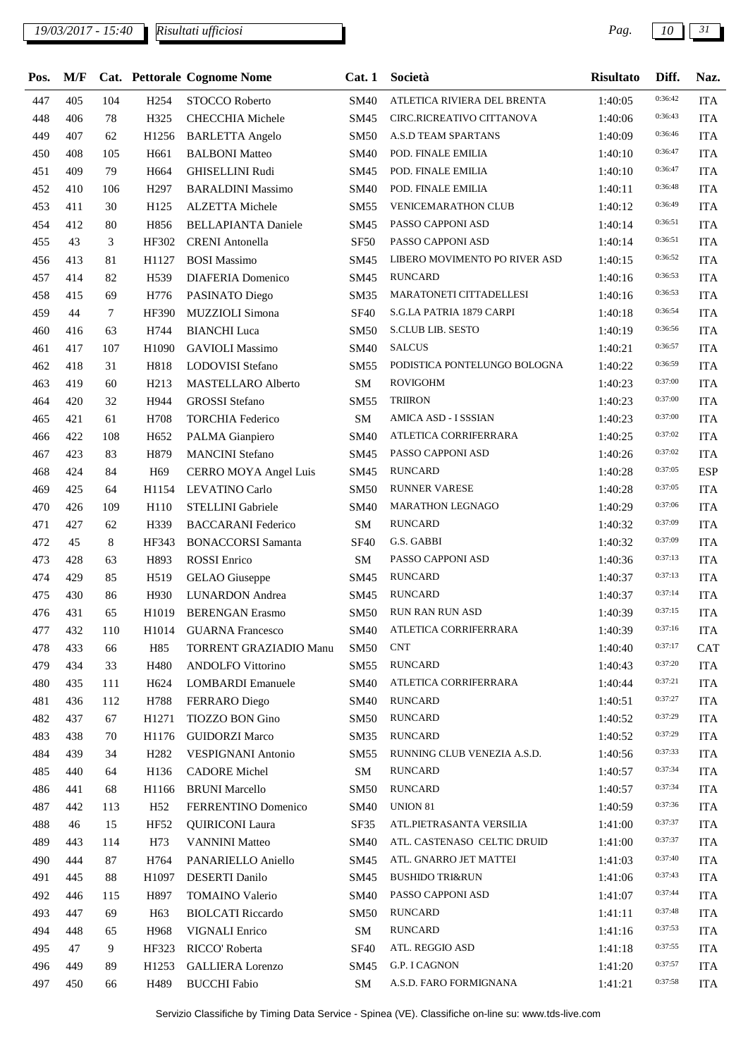| Pos. | M/F | Cat. | Pettorale | Cognome Nome | Cat. 1 | Società | Risultato | Diff. | Naz. |
|---|---|---|---|---|---|---|---|---|---|
| 447 | 405 | 104 | H254 | STOCCO Roberto | SM40 | ATLETICA RIVIERA DEL BRENTA | 1:40:05 | 0:36:42 | ITA |
| 448 | 406 | 78 | H325 | CHECCHIA Michele | SM45 | CIRC.RICREATIVO CITTANOVA | 1:40:06 | 0:36:43 | ITA |
| 449 | 407 | 62 | H1256 | BARLETTA Angelo | SM50 | A.S.D TEAM SPARTANS | 1:40:09 | 0:36:46 | ITA |
| 450 | 408 | 105 | H661 | BALBONI Matteo | SM40 | POD. FINALE EMILIA | 1:40:10 | 0:36:47 | ITA |
| 451 | 409 | 79 | H664 | GHISELLINI Rudi | SM45 | POD. FINALE EMILIA | 1:40:10 | 0:36:47 | ITA |
| 452 | 410 | 106 | H297 | BARALDINI Massimo | SM40 | POD. FINALE EMILIA | 1:40:11 | 0:36:48 | ITA |
| 453 | 411 | 30 | H125 | ALZETTA Michele | SM55 | VENICEMARATHON CLUB | 1:40:12 | 0:36:49 | ITA |
| 454 | 412 | 80 | H856 | BELLAPIANTA Daniele | SM45 | PASSO CAPPONI ASD | 1:40:14 | 0:36:51 | ITA |
| 455 | 43 | 3 | HF302 | CRENI Antonella | SF50 | PASSO CAPPONI ASD | 1:40:14 | 0:36:51 | ITA |
| 456 | 413 | 81 | H1127 | BOSI Massimo | SM45 | LIBERO MOVIMENTO PO RIVER ASD | 1:40:15 | 0:36:52 | ITA |
| 457 | 414 | 82 | H539 | DIAFERIA Domenico | SM45 | RUNCARD | 1:40:16 | 0:36:53 | ITA |
| 458 | 415 | 69 | H776 | PASINATO Diego | SM35 | MARATONETI CITTADELLESI | 1:40:16 | 0:36:53 | ITA |
| 459 | 44 | 7 | HF390 | MUZZIOLI Simona | SF40 | S.G.LA PATRIA 1879 CARPI | 1:40:18 | 0:36:54 | ITA |
| 460 | 416 | 63 | H744 | BIANCHI Luca | SM50 | S.CLUB LIB. SESTO | 1:40:19 | 0:36:56 | ITA |
| 461 | 417 | 107 | H1090 | GAVIOLI Massimo | SM40 | SALCUS | 1:40:21 | 0:36:57 | ITA |
| 462 | 418 | 31 | H818 | LODOVISI Stefano | SM55 | PODISTICA PONTELUNGO BOLOGNA | 1:40:22 | 0:36:59 | ITA |
| 463 | 419 | 60 | H213 | MASTELLARO Alberto | SM | ROVIGOHM | 1:40:23 | 0:37:00 | ITA |
| 464 | 420 | 32 | H944 | GROSSI Stefano | SM55 | TRIIRON | 1:40:23 | 0:37:00 | ITA |
| 465 | 421 | 61 | H708 | TORCHIA Federico | SM | AMICA ASD - I SSSIAN | 1:40:23 | 0:37:00 | ITA |
| 466 | 422 | 108 | H652 | PALMA Gianpiero | SM40 | ATLETICA CORRIFERRARA | 1:40:25 | 0:37:02 | ITA |
| 467 | 423 | 83 | H879 | MANCINI Stefano | SM45 | PASSO CAPPONI ASD | 1:40:26 | 0:37:02 | ITA |
| 468 | 424 | 84 | H69 | CERRO MOYA Angel Luis | SM45 | RUNCARD | 1:40:28 | 0:37:05 | ESP |
| 469 | 425 | 64 | H1154 | LEVATINO Carlo | SM50 | RUNNER VARESE | 1:40:28 | 0:37:05 | ITA |
| 470 | 426 | 109 | H110 | STELLINI Gabriele | SM40 | MARATHON LEGNAGO | 1:40:29 | 0:37:06 | ITA |
| 471 | 427 | 62 | H339 | BACCARANI Federico | SM | RUNCARD | 1:40:32 | 0:37:09 | ITA |
| 472 | 45 | 8 | HF343 | BONACCORSI Samanta | SF40 | G.S. GABBI | 1:40:32 | 0:37:09 | ITA |
| 473 | 428 | 63 | H893 | ROSSI Enrico | SM | PASSO CAPPONI ASD | 1:40:36 | 0:37:13 | ITA |
| 474 | 429 | 85 | H519 | GELAO Giuseppe | SM45 | RUNCARD | 1:40:37 | 0:37:13 | ITA |
| 475 | 430 | 86 | H930 | LUNARDON Andrea | SM45 | RUNCARD | 1:40:37 | 0:37:14 | ITA |
| 476 | 431 | 65 | H1019 | BERENGAN Erasmo | SM50 | RUN RAN RUN ASD | 1:40:39 | 0:37:15 | ITA |
| 477 | 432 | 110 | H1014 | GUARNA Francesco | SM40 | ATLETICA CORRIFERRARA | 1:40:39 | 0:37:16 | ITA |
| 478 | 433 | 66 | H85 | TORRENT GRAZIADIO Manu | SM50 | CNT | 1:40:40 | 0:37:17 | CAT |
| 479 | 434 | 33 | H480 | ANDOLFO Vittorino | SM55 | RUNCARD | 1:40:43 | 0:37:20 | ITA |
| 480 | 435 | 111 | H624 | LOMBARDI Emanuele | SM40 | ATLETICA CORRIFERRARA | 1:40:44 | 0:37:21 | ITA |
| 481 | 436 | 112 | H788 | FERRARO Diego | SM40 | RUNCARD | 1:40:51 | 0:37:27 | ITA |
| 482 | 437 | 67 | H1271 | TIOZZO BON Gino | SM50 | RUNCARD | 1:40:52 | 0:37:29 | ITA |
| 483 | 438 | 70 | H1176 | GUIDORZI Marco | SM35 | RUNCARD | 1:40:52 | 0:37:29 | ITA |
| 484 | 439 | 34 | H282 | VESPIGNANI Antonio | SM55 | RUNNING CLUB VENEZIA A.S.D. | 1:40:56 | 0:37:33 | ITA |
| 485 | 440 | 64 | H136 | CADORE Michel | SM | RUNCARD | 1:40:57 | 0:37:34 | ITA |
| 486 | 441 | 68 | H1166 | BRUNI Marcello | SM50 | RUNCARD | 1:40:57 | 0:37:34 | ITA |
| 487 | 442 | 113 | H52 | FERRENTINO Domenico | SM40 | UNION 81 | 1:40:59 | 0:37:36 | ITA |
| 488 | 46 | 15 | HF52 | QUIRICONI Laura | SF35 | ATL.PIETRASANTA VERSILIA | 1:41:00 | 0:37:37 | ITA |
| 489 | 443 | 114 | H73 | VANNINI Matteo | SM40 | ATL. CASTENASO CELTIC DRUID | 1:41:00 | 0:37:37 | ITA |
| 490 | 444 | 87 | H764 | PANARIELLO Aniello | SM45 | ATL. GNARRO JET MATTEI | 1:41:03 | 0:37:40 | ITA |
| 491 | 445 | 88 | H1097 | DESERTI Danilo | SM45 | BUSHIDO TRI&RUN | 1:41:06 | 0:37:43 | ITA |
| 492 | 446 | 115 | H897 | TOMAINO Valerio | SM40 | PASSO CAPPONI ASD | 1:41:07 | 0:37:44 | ITA |
| 493 | 447 | 69 | H63 | BIOLCATI Riccardo | SM50 | RUNCARD | 1:41:11 | 0:37:48 | ITA |
| 494 | 448 | 65 | H968 | VIGNALI Enrico | SM | RUNCARD | 1:41:16 | 0:37:53 | ITA |
| 495 | 47 | 9 | HF323 | RICCO' Roberta | SF40 | ATL. REGGIO ASD | 1:41:18 | 0:37:55 | ITA |
| 496 | 449 | 89 | H1253 | GALLIERA Lorenzo | SM45 | G.P. I CAGNON | 1:41:20 | 0:37:57 | ITA |
| 497 | 450 | 66 | H489 | BUCCHI Fabio | SM | A.S.D. FARO FORMIGNANA | 1:41:21 | 0:37:58 | ITA |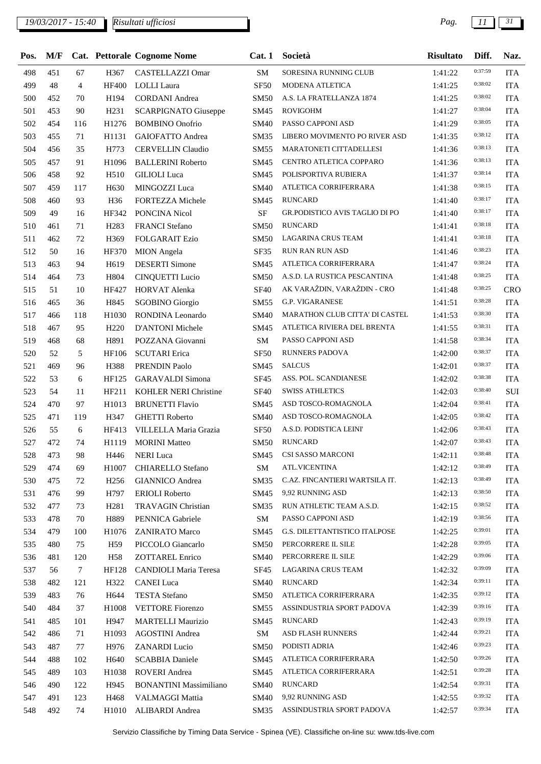| Pos. | M/F | Cat. | Pettorale | Cognome Nome | Cat. 1 | Società | Risultato | Diff. | Naz. |
|---|---|---|---|---|---|---|---|---|---|
| 498 | 451 | 67 | H367 | CASTELLAZZI Omar | SM | SORESINA RUNNING CLUB | 1:41:22 | 0:37:59 | ITA |
| 499 | 48 | 4 | HF400 | LOLLI Laura | SF50 | MODENA ATLETICA | 1:41:25 | 0:38:02 | ITA |
| 500 | 452 | 70 | H194 | CORDANI Andrea | SM50 | A.S. LA FRATELLANZA 1874 | 1:41:25 | 0:38:02 | ITA |
| 501 | 453 | 90 | H231 | SCARPIGNATO Giuseppe | SM45 | ROVIGOHM | 1:41:27 | 0:38:04 | ITA |
| 502 | 454 | 116 | H1276 | BOMBINO Onofrio | SM40 | PASSO CAPPONI ASD | 1:41:29 | 0:38:05 | ITA |
| 503 | 455 | 71 | H1131 | GAIOFATTO Andrea | SM35 | LIBERO MOVIMENTO PO RIVER ASD | 1:41:35 | 0:38:12 | ITA |
| 504 | 456 | 35 | H773 | CERVELLIN Claudio | SM55 | MARATONETI CITTADELLESI | 1:41:36 | 0:38:13 | ITA |
| 505 | 457 | 91 | H1096 | BALLERINI Roberto | SM45 | CENTRO ATLETICA COPPARO | 1:41:36 | 0:38:13 | ITA |
| 506 | 458 | 92 | H510 | GILIOLI Luca | SM45 | POLISPORTIVA RUBIERA | 1:41:37 | 0:38:14 | ITA |
| 507 | 459 | 117 | H630 | MINGOZZI Luca | SM40 | ATLETICA CORRIFERRARA | 1:41:38 | 0:38:15 | ITA |
| 508 | 460 | 93 | H36 | FORTEZZA Michele | SM45 | RUNCARD | 1:41:40 | 0:38:17 | ITA |
| 509 | 49 | 16 | HF342 | PONCINA Nicol | SF | GR.PODISTICO AVIS TAGLIO DI PO | 1:41:40 | 0:38:17 | ITA |
| 510 | 461 | 71 | H283 | FRANCI Stefano | SM50 | RUNCARD | 1:41:41 | 0:38:18 | ITA |
| 511 | 462 | 72 | H369 | FOLGARAIT Ezio | SM50 | LAGARINA CRUS TEAM | 1:41:41 | 0:38:18 | ITA |
| 512 | 50 | 16 | HF370 | MION Angela | SF35 | RUN RAN RUN ASD | 1:41:46 | 0:38:23 | ITA |
| 513 | 463 | 94 | H619 | DESERTI Simone | SM45 | ATLETICA CORRIFERRARA | 1:41:47 | 0:38:24 | ITA |
| 514 | 464 | 73 | H804 | CINQUETTI Lucio | SM50 | A.S.D. LA RUSTICA PESCANTINA | 1:41:48 | 0:38:25 | ITA |
| 515 | 51 | 10 | HF427 | HORVAT Alenka | SF40 | AK VARAŽDIN, VARAŽDIN - CRO | 1:41:48 | 0:38:25 | CRO |
| 516 | 465 | 36 | H845 | SGOBINO Giorgio | SM55 | G.P. VIGARANESE | 1:41:51 | 0:38:28 | ITA |
| 517 | 466 | 118 | H1030 | RONDINA Leonardo | SM40 | MARATHON CLUB CITTA' DI CASTEL | 1:41:53 | 0:38:30 | ITA |
| 518 | 467 | 95 | H220 | D'ANTONI Michele | SM45 | ATLETICA RIVIERA DEL BRENTA | 1:41:55 | 0:38:31 | ITA |
| 519 | 468 | 68 | H891 | POZZANA Giovanni | SM | PASSO CAPPONI ASD | 1:41:58 | 0:38:34 | ITA |
| 520 | 52 | 5 | HF106 | SCUTARI Erica | SF50 | RUNNERS PADOVA | 1:42:00 | 0:38:37 | ITA |
| 521 | 469 | 96 | H388 | PRENDIN Paolo | SM45 | SALCUS | 1:42:01 | 0:38:37 | ITA |
| 522 | 53 | 6 | HF125 | GARAVALDI Simona | SF45 | ASS. POL. SCANDIANESE | 1:42:02 | 0:38:38 | ITA |
| 523 | 54 | 11 | HF211 | KOHLER NERI Christine | SF40 | SWISS ATHLETICS | 1:42:03 | 0:38:40 | SUI |
| 524 | 470 | 97 | H1013 | BRUNETTI Flavio | SM45 | ASD TOSCO-ROMAGNOLA | 1:42:04 | 0:38:41 | ITA |
| 525 | 471 | 119 | H347 | GHETTI Roberto | SM40 | ASD TOSCO-ROMAGNOLA | 1:42:05 | 0:38:42 | ITA |
| 526 | 55 | 6 | HF413 | VILLELLA Maria Grazia | SF50 | A.S.D. PODISTICA LEINI' | 1:42:06 | 0:38:43 | ITA |
| 527 | 472 | 74 | H1119 | MORINI Matteo | SM50 | RUNCARD | 1:42:07 | 0:38:43 | ITA |
| 528 | 473 | 98 | H446 | NERI Luca | SM45 | CSI SASSO MARCONI | 1:42:11 | 0:38:48 | ITA |
| 529 | 474 | 69 | H1007 | CHIARELLO Stefano | SM | ATL.VICENTINA | 1:42:12 | 0:38:49 | ITA |
| 530 | 475 | 72 | H256 | GIANNICO Andrea | SM35 | C.AZ. FINCANTIERI WARTSILA IT. | 1:42:13 | 0:38:49 | ITA |
| 531 | 476 | 99 | H797 | ERIOLI Roberto | SM45 | 9,92 RUNNING ASD | 1:42:13 | 0:38:50 | ITA |
| 532 | 477 | 73 | H281 | TRAVAGIN Christian | SM35 | RUN ATHLETIC TEAM A.S.D. | 1:42:15 | 0:38:52 | ITA |
| 533 | 478 | 70 | H889 | PENNICA Gabriele | SM | PASSO CAPPONI ASD | 1:42:19 | 0:38:56 | ITA |
| 534 | 479 | 100 | H1076 | ZANIRATO Marco | SM45 | G.S. DILETTANTISTICO ITALPOSE | 1:42:25 | 0:39:01 | ITA |
| 535 | 480 | 75 | H59 | PICCOLO Giancarlo | SM50 | PERCORRERE IL SILE | 1:42:28 | 0:39:05 | ITA |
| 536 | 481 | 120 | H58 | ZOTTAREL Enrico | SM40 | PERCORRERE IL SILE | 1:42:29 | 0:39:06 | ITA |
| 537 | 56 | 7 | HF128 | CANDIOLI Maria Teresa | SF45 | LAGARINA CRUS TEAM | 1:42:32 | 0:39:09 | ITA |
| 538 | 482 | 121 | H322 | CANEI Luca | SM40 | RUNCARD | 1:42:34 | 0:39:11 | ITA |
| 539 | 483 | 76 | H644 | TESTA Stefano | SM50 | ATLETICA CORRIFERRARA | 1:42:35 | 0:39:12 | ITA |
| 540 | 484 | 37 | H1008 | VETTORE Fiorenzo | SM55 | ASSINDUSTRIA SPORT PADOVA | 1:42:39 | 0:39:16 | ITA |
| 541 | 485 | 101 | H947 | MARTELLI Maurizio | SM45 | RUNCARD | 1:42:43 | 0:39:19 | ITA |
| 542 | 486 | 71 | H1093 | AGOSTINI Andrea | SM | ASD FLASH RUNNERS | 1:42:44 | 0:39:21 | ITA |
| 543 | 487 | 77 | H976 | ZANARDI Lucio | SM50 | PODISTI ADRIA | 1:42:46 | 0:39:23 | ITA |
| 544 | 488 | 102 | H640 | SCABBIA Daniele | SM45 | ATLETICA CORRIFERRARA | 1:42:50 | 0:39:26 | ITA |
| 545 | 489 | 103 | H1038 | ROVERI Andrea | SM45 | ATLETICA CORRIFERRARA | 1:42:51 | 0:39:28 | ITA |
| 546 | 490 | 122 | H945 | BONANTINI Massimiliano | SM40 | RUNCARD | 1:42:54 | 0:39:31 | ITA |
| 547 | 491 | 123 | H468 | VALMAGGI Mattia | SM40 | 9,92 RUNNING ASD | 1:42:55 | 0:39:32 | ITA |
| 548 | 492 | 74 | H1010 | ALIBARDI Andrea | SM35 | ASSINDUSTRIA SPORT PADOVA | 1:42:57 | 0:39:34 | ITA |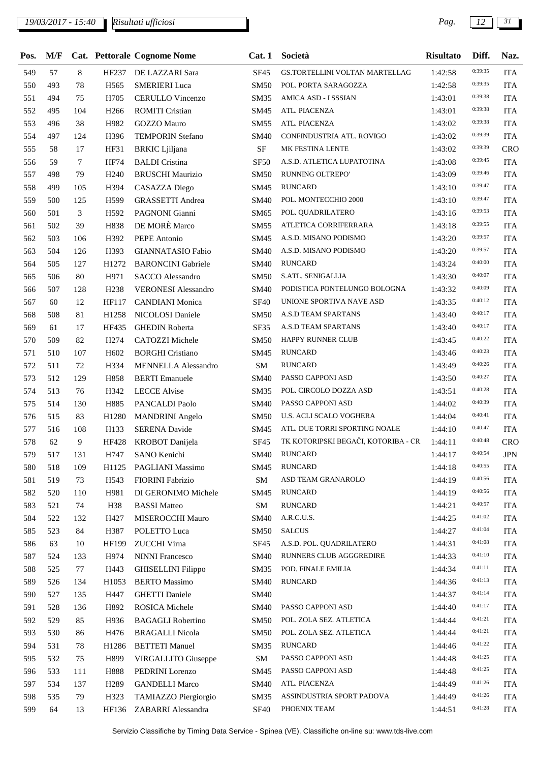19/03/2017 - 15:40 *Risultati ufficiosi*

| Pos. | M/F | Cat. | Pettorale | Cognome Nome | Cat. 1 | Società | Risultato | Diff. | Naz. |
|---|---|---|---|---|---|---|---|---|---|
| 549 | 57 | 8 | HF237 | DE LAZZARI Sara | SF45 | GS.TORTELLINI VOLTAN MARTELLAG | 1:42:58 | 0:39:35 | ITA |
| 550 | 493 | 78 | H565 | SMERIERI Luca | SM50 | POL. PORTA SARAGOZZA | 1:42:58 | 0:39:35 | ITA |
| 551 | 494 | 75 | H705 | CERULLO Vincenzo | SM35 | AMICA ASD - I SSSIAN | 1:43:01 | 0:39:38 | ITA |
| 552 | 495 | 104 | H266 | ROMITI Cristian | SM45 | ATL. PIACENZA | 1:43:01 | 0:39:38 | ITA |
| 553 | 496 | 38 | H982 | GOZZO Mauro | SM55 | ATL. PIACENZA | 1:43:02 | 0:39:38 | ITA |
| 554 | 497 | 124 | H396 | TEMPORIN Stefano | SM40 | CONFINDUSTRIA ATL. ROVIGO | 1:43:02 | 0:39:39 | ITA |
| 555 | 58 | 17 | HF31 | BRKIC Ljiljana | SF | MK FESTINA LENTE | 1:43:02 | 0:39:39 | CRO |
| 556 | 59 | 7 | HF74 | BALDI Cristina | SF50 | A.S.D. ATLETICA LUPATOTINA | 1:43:08 | 0:39:45 | ITA |
| 557 | 498 | 79 | H240 | BRUSCHI Maurizio | SM50 | RUNNING OLTREPO' | 1:43:09 | 0:39:46 | ITA |
| 558 | 499 | 105 | H394 | CASAZZA Diego | SM45 | RUNCARD | 1:43:10 | 0:39:47 | ITA |
| 559 | 500 | 125 | H599 | GRASSETTI Andrea | SM40 | POL. MONTECCHIO 2000 | 1:43:10 | 0:39:47 | ITA |
| 560 | 501 | 3 | H592 | PAGNONI Gianni | SM65 | POL. QUADRILATERO | 1:43:16 | 0:39:53 | ITA |
| 561 | 502 | 39 | H838 | DE MORÈ Marco | SM55 | ATLETICA CORRIFERRARA | 1:43:18 | 0:39:55 | ITA |
| 562 | 503 | 106 | H392 | PEPE Antonio | SM45 | A.S.D. MISANO PODISMO | 1:43:20 | 0:39:57 | ITA |
| 563 | 504 | 126 | H393 | GIANNATASIO Fabio | SM40 | A.S.D. MISANO PODISMO | 1:43:20 | 0:39:57 | ITA |
| 564 | 505 | 127 | H1272 | BARONCINI Gabriele | SM40 | RUNCARD | 1:43:24 | 0:40:00 | ITA |
| 565 | 506 | 80 | H971 | SACCO Alessandro | SM50 | S.ATL. SENIGALLIA | 1:43:30 | 0:40:07 | ITA |
| 566 | 507 | 128 | H238 | VERONESI Alessandro | SM40 | PODISTICA PONTELUNGO BOLOGNA | 1:43:32 | 0:40:09 | ITA |
| 567 | 60 | 12 | HF117 | CANDIANI Monica | SF40 | UNIONE SPORTIVA NAVE ASD | 1:43:35 | 0:40:12 | ITA |
| 568 | 508 | 81 | H1258 | NICOLOSI Daniele | SM50 | A.S.D TEAM SPARTANS | 1:43:40 | 0:40:17 | ITA |
| 569 | 61 | 17 | HF435 | GHEDIN Roberta | SF35 | A.S.D TEAM SPARTANS | 1:43:40 | 0:40:17 | ITA |
| 570 | 509 | 82 | H274 | CATOZZI Michele | SM50 | HAPPY RUNNER CLUB | 1:43:45 | 0:40:22 | ITA |
| 571 | 510 | 107 | H602 | BORGHI Cristiano | SM45 | RUNCARD | 1:43:46 | 0:40:23 | ITA |
| 572 | 511 | 72 | H334 | MENNELLA Alessandro | SM | RUNCARD | 1:43:49 | 0:40:26 | ITA |
| 573 | 512 | 129 | H858 | BERTI Emanuele | SM40 | PASSO CAPPONI ASD | 1:43:50 | 0:40:27 | ITA |
| 574 | 513 | 76 | H342 | LECCE Alvise | SM35 | POL. CIRCOLO DOZZA ASD | 1:43:51 | 0:40:28 | ITA |
| 575 | 514 | 130 | H885 | PANCALDI Paolo | SM40 | PASSO CAPPONI ASD | 1:44:02 | 0:40:39 | ITA |
| 576 | 515 | 83 | H1280 | MANDRINI Angelo | SM50 | U.S. ACLI SCALO VOGHERA | 1:44:04 | 0:40:41 | ITA |
| 577 | 516 | 108 | H133 | SERENA Davide | SM45 | ATL. DUE TORRI SPORTING NOALE | 1:44:10 | 0:40:47 | ITA |
| 578 | 62 | 9 | HF428 | KROBOT Danijela | SF45 | TK KOTORIPSKI BEGAČI, KOTORIBA - CR | 1:44:11 | 0:40:48 | CRO |
| 579 | 517 | 131 | H747 | SANO Kenichi | SM40 | RUNCARD | 1:44:17 | 0:40:54 | JPN |
| 580 | 518 | 109 | H1125 | PAGLIANI Massimo | SM45 | RUNCARD | 1:44:18 | 0:40:55 | ITA |
| 581 | 519 | 73 | H543 | FIORINI Fabrizio | SM | ASD TEAM GRANAROLO | 1:44:19 | 0:40:56 | ITA |
| 582 | 520 | 110 | H981 | DI GERONIMO Michele | SM45 | RUNCARD | 1:44:19 | 0:40:56 | ITA |
| 583 | 521 | 74 | H38 | BASSI Matteo | SM | RUNCARD | 1:44:21 | 0:40:57 | ITA |
| 584 | 522 | 132 | H427 | MISEROCCHI Mauro | SM40 | A.R.C.U.S. | 1:44:25 | 0:41:02 | ITA |
| 585 | 523 | 84 | H387 | POLETTO Luca | SM50 | SALCUS | 1:44:27 | 0:41:04 | ITA |
| 586 | 63 | 10 | HF199 | ZUCCHI Virna | SF45 | A.S.D. POL. QUADRILATERO | 1:44:31 | 0:41:08 | ITA |
| 587 | 524 | 133 | H974 | NINNI Francesco | SM40 | RUNNERS CLUB AGGGREDIRE | 1:44:33 | 0:41:10 | ITA |
| 588 | 525 | 77 | H443 | GHISELLINI Filippo | SM35 | POD. FINALE EMILIA | 1:44:34 | 0:41:11 | ITA |
| 589 | 526 | 134 | H1053 | BERTO Massimo | SM40 | RUNCARD | 1:44:36 | 0:41:13 | ITA |
| 590 | 527 | 135 | H447 | GHETTI Daniele | SM40 | | 1:44:37 | 0:41:14 | ITA |
| 591 | 528 | 136 | H892 | ROSICA Michele | SM40 | PASSO CAPPONI ASD | 1:44:40 | 0:41:17 | ITA |
| 592 | 529 | 85 | H936 | BAGAGLI Robertino | SM50 | POL. ZOLA SEZ. ATLETICA | 1:44:44 | 0:41:21 | ITA |
| 593 | 530 | 86 | H476 | BRAGALLI Nicola | SM50 | POL. ZOLA SEZ. ATLETICA | 1:44:44 | 0:41:21 | ITA |
| 594 | 531 | 78 | H1286 | BETTETI Manuel | SM35 | RUNCARD | 1:44:46 | 0:41:22 | ITA |
| 595 | 532 | 75 | H899 | VIRGALLITO Giuseppe | SM | PASSO CAPPONI ASD | 1:44:48 | 0:41:25 | ITA |
| 596 | 533 | 111 | H888 | PEDRINI Lorenzo | SM45 | PASSO CAPPONI ASD | 1:44:48 | 0:41:25 | ITA |
| 597 | 534 | 137 | H289 | GANDELLI Marco | SM40 | ATL. PIACENZA | 1:44:49 | 0:41:26 | ITA |
| 598 | 535 | 79 | H323 | TAMIAZZO Piergiorgio | SM35 | ASSINDUSTRIA SPORT PADOVA | 1:44:49 | 0:41:26 | ITA |
| 599 | 64 | 13 | HF136 | ZABARRI Alessandra | SF40 | PHOENIX TEAM | 1:44:51 | 0:41:28 | ITA |

Servizio Classifiche by Timing Data Service - Spinea (VE). Classifiche on-line su: www.tds-live.com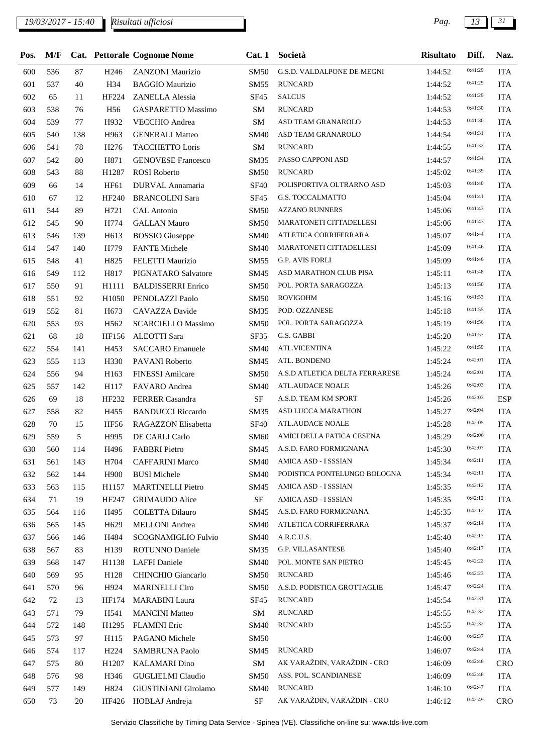*19/03/2017 - 15:40* *Risultati ufficiosi*

| Pos. | M/F | Cat. | Pettorale | Cognome Nome | Cat. 1 | Società | Risultato | Diff. | Naz. |
|---|---|---|---|---|---|---|---|---|---|
| 600 | 536 | 87 | H246 | ZANZONI Maurizio | SM50 | G.S.D. VALDALPONE DE MEGNI | 1:44:52 | 0:41:29 | ITA |
| 601 | 537 | 40 | H34 | BAGGIO Maurizio | SM55 | RUNCARD | 1:44:52 | 0:41:29 | ITA |
| 602 | 65 | 11 | HF224 | ZANELLA Alessia | SF45 | SALCUS | 1:44:52 | 0:41:29 | ITA |
| 603 | 538 | 76 | H56 | GASPARETTO Massimo | SM | RUNCARD | 1:44:53 | 0:41:30 | ITA |
| 604 | 539 | 77 | H932 | VECCHIO Andrea | SM | ASD TEAM GRANAROLO | 1:44:53 | 0:41:30 | ITA |
| 605 | 540 | 138 | H963 | GENERALI Matteo | SM40 | ASD TEAM GRANAROLO | 1:44:54 | 0:41:31 | ITA |
| 606 | 541 | 78 | H276 | TACCHETTO Loris | SM | RUNCARD | 1:44:55 | 0:41:32 | ITA |
| 607 | 542 | 80 | H871 | GENOVESE Francesco | SM35 | PASSO CAPPONI ASD | 1:44:57 | 0:41:34 | ITA |
| 608 | 543 | 88 | H1287 | ROSI Roberto | SM50 | RUNCARD | 1:45:02 | 0:41:39 | ITA |
| 609 | 66 | 14 | HF61 | DURVAL Annamaria | SF40 | POLISPORTIVA OLTRARNO ASD | 1:45:03 | 0:41:40 | ITA |
| 610 | 67 | 12 | HF240 | BRANCOLINI Sara | SF45 | G.S. TOCCALMATTO | 1:45:04 | 0:41:41 | ITA |
| 611 | 544 | 89 | H721 | CAL Antonio | SM50 | AZZANO RUNNERS | 1:45:06 | 0:41:43 | ITA |
| 612 | 545 | 90 | H774 | GALLAN Mauro | SM50 | MARATONETI CITTADELLESI | 1:45:06 | 0:41:43 | ITA |
| 613 | 546 | 139 | H613 | BOSSIO Giuseppe | SM40 | ATLETICA CORRIFERRARA | 1:45:07 | 0:41:44 | ITA |
| 614 | 547 | 140 | H779 | FANTE Michele | SM40 | MARATONETI CITTADELLESI | 1:45:09 | 0:41:46 | ITA |
| 615 | 548 | 41 | H825 | FELETTI Maurizio | SM55 | G.P. AVIS FORLI | 1:45:09 | 0:41:46 | ITA |
| 616 | 549 | 112 | H817 | PIGNATARO Salvatore | SM45 | ASD MARATHON CLUB PISA | 1:45:11 | 0:41:48 | ITA |
| 617 | 550 | 91 | H1111 | BALDISSERRI Enrico | SM50 | POL. PORTA SARAGOZZA | 1:45:13 | 0:41:50 | ITA |
| 618 | 551 | 92 | H1050 | PENOLAZZI Paolo | SM50 | ROVIGOHM | 1:45:16 | 0:41:53 | ITA |
| 619 | 552 | 81 | H673 | CAVAZZA Davide | SM35 | POD. OZZANESE | 1:45:18 | 0:41:55 | ITA |
| 620 | 553 | 93 | H562 | SCARCIELLO Massimo | SM50 | POL. PORTA SARAGOZZA | 1:45:19 | 0:41:56 | ITA |
| 621 | 68 | 18 | HF156 | ALEOTTI Sara | SF35 | G.S. GABBI | 1:45:20 | 0:41:57 | ITA |
| 622 | 554 | 141 | H453 | SACCARO Emanuele | SM40 | ATL.VICENTINA | 1:45:22 | 0:41:59 | ITA |
| 623 | 555 | 113 | H330 | PAVANI Roberto | SM45 | ATL. BONDENO | 1:45:24 | 0:42:01 | ITA |
| 624 | 556 | 94 | H163 | FINESSI Amilcare | SM50 | A.S.D ATLETICA DELTA FERRARESE | 1:45:24 | 0:42:01 | ITA |
| 625 | 557 | 142 | H117 | FAVARO Andrea | SM40 | ATL.AUDACE NOALE | 1:45:26 | 0:42:03 | ITA |
| 626 | 69 | 18 | HF232 | FERRER Casandra | SF | A.S.D. TEAM KM SPORT | 1:45:26 | 0:42:03 | ESP |
| 627 | 558 | 82 | H455 | BANDUCCI Riccardo | SM35 | ASD LUCCA MARATHON | 1:45:27 | 0:42:04 | ITA |
| 628 | 70 | 15 | HF56 | RAGAZZON Elisabetta | SF40 | ATL.AUDACE NOALE | 1:45:28 | 0:42:05 | ITA |
| 629 | 559 | 5 | H995 | DE CARLI Carlo | SM60 | AMICI DELLA FATICA CESENA | 1:45:29 | 0:42:06 | ITA |
| 630 | 560 | 114 | H496 | FABBRI Pietro | SM45 | A.S.D. FARO FORMIGNANA | 1:45:30 | 0:42:07 | ITA |
| 631 | 561 | 143 | H704 | CAFFARINI Marco | SM40 | AMICA ASD - I SSSIAN | 1:45:34 | 0:42:11 | ITA |
| 632 | 562 | 144 | H900 | BUSI Michele | SM40 | PODISTICA PONTELUNGO BOLOGNA | 1:45:34 | 0:42:11 | ITA |
| 633 | 563 | 115 | H1157 | MARTINELLI Pietro | SM45 | AMICA ASD - I SSSIAN | 1:45:35 | 0:42:12 | ITA |
| 634 | 71 | 19 | HF247 | GRIMAUDO Alice | SF | AMICA ASD - I SSSIAN | 1:45:35 | 0:42:12 | ITA |
| 635 | 564 | 116 | H495 | COLETTA Dilauro | SM45 | A.S.D. FARO FORMIGNANA | 1:45:35 | 0:42:12 | ITA |
| 636 | 565 | 145 | H629 | MELLONI Andrea | SM40 | ATLETICA CORRIFERRARA | 1:45:37 | 0:42:14 | ITA |
| 637 | 566 | 146 | H484 | SCOGNAMIGLIO Fulvio | SM40 | A.R.C.U.S. | 1:45:40 | 0:42:17 | ITA |
| 638 | 567 | 83 | H139 | ROTUNNO Daniele | SM35 | G.P. VILLASANTESE | 1:45:40 | 0:42:17 | ITA |
| 639 | 568 | 147 | H1138 | LAFFI Daniele | SM40 | POL. MONTE SAN PIETRO | 1:45:45 | 0:42:22 | ITA |
| 640 | 569 | 95 | H128 | CHINCHIO Giancarlo | SM50 | RUNCARD | 1:45:46 | 0:42:23 | ITA |
| 641 | 570 | 96 | H924 | MARINELLI Ciro | SM50 | A.S.D. PODISTICA GROTTAGLIE | 1:45:47 | 0:42:24 | ITA |
| 642 | 72 | 13 | HF174 | MARABINI Laura | SF45 | RUNCARD | 1:45:54 | 0:42:31 | ITA |
| 643 | 571 | 79 | H541 | MANCINI Matteo | SM | RUNCARD | 1:45:55 | 0:42:32 | ITA |
| 644 | 572 | 148 | H1295 | FLAMINI Eric | SM40 | RUNCARD | 1:45:55 | 0:42:32 | ITA |
| 645 | 573 | 97 | H115 | PAGANO Michele | SM50 | | 1:46:00 | 0:42:37 | ITA |
| 646 | 574 | 117 | H224 | SAMBRUNA Paolo | SM45 | RUNCARD | 1:46:07 | 0:42:44 | ITA |
| 647 | 575 | 80 | H1207 | KALAMARI Dino | SM | AK VARAŽDIN, VARAŽDIN - CRO | 1:46:09 | 0:42:46 | CRO |
| 648 | 576 | 98 | H346 | GUGLIELMI Claudio | SM50 | ASS. POL. SCANDIANESE | 1:46:09 | 0:42:46 | ITA |
| 649 | 577 | 149 | H824 | GIUSTINIANI Girolamo | SM40 | RUNCARD | 1:46:10 | 0:42:47 | ITA |
| 650 | 73 | 20 | HF426 | HOBLAJ Andreja | SF | AK VARAŽDIN, VARAŽDIN - CRO | 1:46:12 | 0:42:49 | CRO |

Servizio Classifiche by Timing Data Service - Spinea (VE). Classifiche on-line su: www.tds-live.com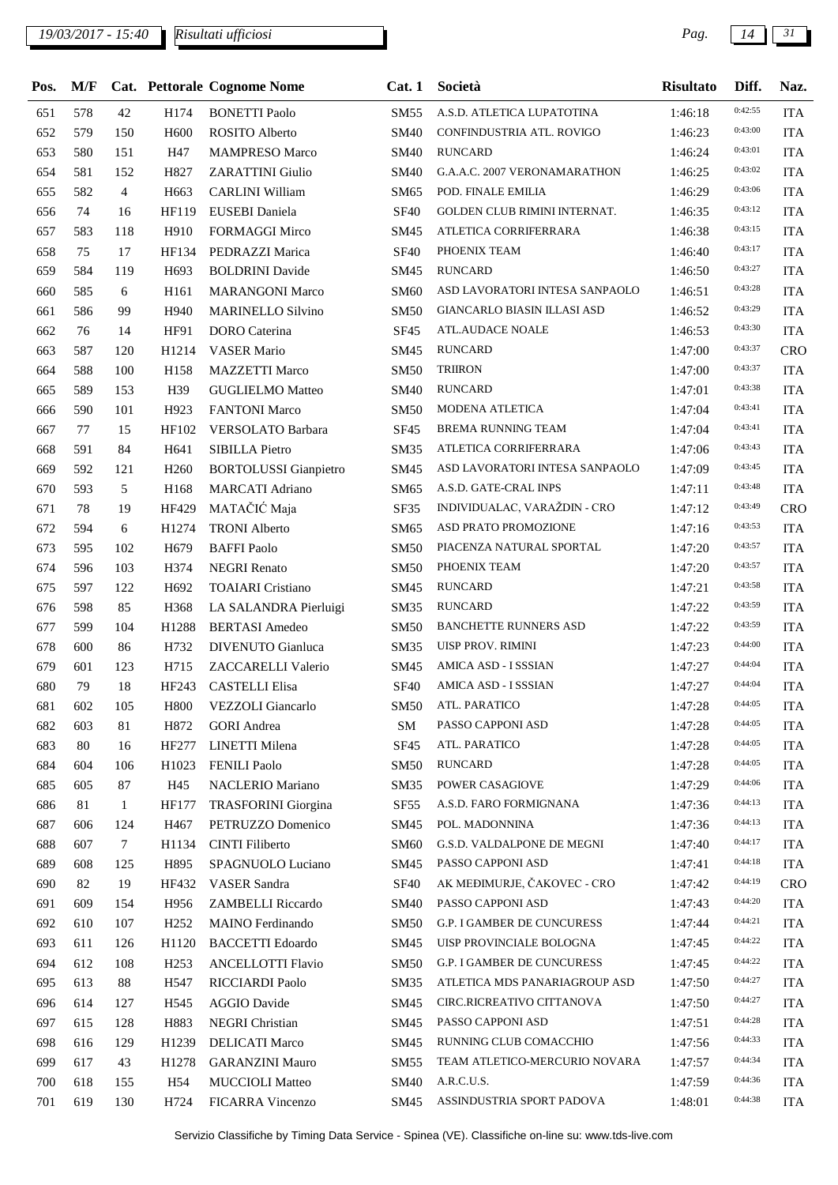| Pos. | M/F | Cat. | Pettorale | Cognome Nome | Cat. 1 | Società | Risultato | Diff. | Naz. |
|---|---|---|---|---|---|---|---|---|---|
| 651 | 578 | 42 | H174 | BONETTI Paolo | SM55 | A.S.D. ATLETICA LUPATOTINA | 1:46:18 | 0:42:55 | ITA |
| 652 | 579 | 150 | H600 | ROSITO Alberto | SM40 | CONFINDUSTRIA ATL. ROVIGO | 1:46:23 | 0:43:00 | ITA |
| 653 | 580 | 151 | H47 | MAMPRESO Marco | SM40 | RUNCARD | 1:46:24 | 0:43:01 | ITA |
| 654 | 581 | 152 | H827 | ZARATTINI Giulio | SM40 | G.A.A.C. 2007 VERONAMARATHON | 1:46:25 | 0:43:02 | ITA |
| 655 | 582 | 4 | H663 | CARLINI William | SM65 | POD. FINALE EMILIA | 1:46:29 | 0:43:06 | ITA |
| 656 | 74 | 16 | HF119 | EUSEBI Daniela | SF40 | GOLDEN CLUB RIMINI INTERNAT. | 1:46:35 | 0:43:12 | ITA |
| 657 | 583 | 118 | H910 | FORMAGGI Mirco | SM45 | ATLETICA CORRIFERRARA | 1:46:38 | 0:43:15 | ITA |
| 658 | 75 | 17 | HF134 | PEDRAZZI Marica | SF40 | PHOENIX TEAM | 1:46:40 | 0:43:17 | ITA |
| 659 | 584 | 119 | H693 | BOLDRINI Davide | SM45 | RUNCARD | 1:46:50 | 0:43:27 | ITA |
| 660 | 585 | 6 | H161 | MARANGONI Marco | SM60 | ASD LAVORATORI INTESA SANPAOLO | 1:46:51 | 0:43:28 | ITA |
| 661 | 586 | 99 | H940 | MARINELLO Silvino | SM50 | GIANCARLO BIASIN ILLASI ASD | 1:46:52 | 0:43:29 | ITA |
| 662 | 76 | 14 | HF91 | DORO Caterina | SF45 | ATL.AUDACE NOALE | 1:46:53 | 0:43:30 | ITA |
| 663 | 587 | 120 | H1214 | VASER Mario | SM45 | RUNCARD | 1:47:00 | 0:43:37 | CRO |
| 664 | 588 | 100 | H158 | MAZZETTI Marco | SM50 | TRIIRON | 1:47:00 | 0:43:37 | ITA |
| 665 | 589 | 153 | H39 | GUGLIELMO Matteo | SM40 | RUNCARD | 1:47:01 | 0:43:38 | ITA |
| 666 | 590 | 101 | H923 | FANTONI Marco | SM50 | MODENA ATLETICA | 1:47:04 | 0:43:41 | ITA |
| 667 | 77 | 15 | HF102 | VERSOLATO Barbara | SF45 | BREMA RUNNING TEAM | 1:47:04 | 0:43:41 | ITA |
| 668 | 591 | 84 | H641 | SIBILLA Pietro | SM35 | ATLETICA CORRIFERRARA | 1:47:06 | 0:43:43 | ITA |
| 669 | 592 | 121 | H260 | BORTOLUSSI Gianpietro | SM45 | ASD LAVORATORI INTESA SANPAOLO | 1:47:09 | 0:43:45 | ITA |
| 670 | 593 | 5 | H168 | MARCATI Adriano | SM65 | A.S.D. GATE-CRAL INPS | 1:47:11 | 0:43:48 | ITA |
| 671 | 78 | 19 | HF429 | MATAČIĆ Maja | SF35 | INDIVIDUALAC, VARAŽDIN - CRO | 1:47:12 | 0:43:49 | CRO |
| 672 | 594 | 6 | H1274 | TRONI Alberto | SM65 | ASD PRATO PROMOZIONE | 1:47:16 | 0:43:53 | ITA |
| 673 | 595 | 102 | H679 | BAFFI Paolo | SM50 | PIACENZA NATURAL SPORTAL | 1:47:20 | 0:43:57 | ITA |
| 674 | 596 | 103 | H374 | NEGRI Renato | SM50 | PHOENIX TEAM | 1:47:20 | 0:43:57 | ITA |
| 675 | 597 | 122 | H692 | TOAIARI Cristiano | SM45 | RUNCARD | 1:47:21 | 0:43:58 | ITA |
| 676 | 598 | 85 | H368 | LA SALANDRA Pierluigi | SM35 | RUNCARD | 1:47:22 | 0:43:59 | ITA |
| 677 | 599 | 104 | H1288 | BERTASI Amedeo | SM50 | BANCHETTE RUNNERS ASD | 1:47:22 | 0:43:59 | ITA |
| 678 | 600 | 86 | H732 | DIVENUTO Gianluca | SM35 | UISP PROV. RIMINI | 1:47:23 | 0:44:00 | ITA |
| 679 | 601 | 123 | H715 | ZACCARELLI Valerio | SM45 | AMICA ASD - I SSSIAN | 1:47:27 | 0:44:04 | ITA |
| 680 | 79 | 18 | HF243 | CASTELLI Elisa | SF40 | AMICA ASD - I SSSIAN | 1:47:27 | 0:44:04 | ITA |
| 681 | 602 | 105 | H800 | VEZZOLI Giancarlo | SM50 | ATL. PARATICO | 1:47:28 | 0:44:05 | ITA |
| 682 | 603 | 81 | H872 | GORI Andrea | SM | PASSO CAPPONI ASD | 1:47:28 | 0:44:05 | ITA |
| 683 | 80 | 16 | HF277 | LINETTI Milena | SF45 | ATL. PARATICO | 1:47:28 | 0:44:05 | ITA |
| 684 | 604 | 106 | H1023 | FENILI Paolo | SM50 | RUNCARD | 1:47:28 | 0:44:05 | ITA |
| 685 | 605 | 87 | H45 | NACLERIO Mariano | SM35 | POWER CASAGIOVE | 1:47:29 | 0:44:06 | ITA |
| 686 | 81 | 1 | HF177 | TRASFORINI Giorgina | SF55 | A.S.D. FARO FORMIGNANA | 1:47:36 | 0:44:13 | ITA |
| 687 | 606 | 124 | H467 | PETRUZZO Domenico | SM45 | POL. MADONNINA | 1:47:36 | 0:44:13 | ITA |
| 688 | 607 | 7 | H1134 | CINTI Filiberto | SM60 | G.S.D. VALDALPONE DE MEGNI | 1:47:40 | 0:44:17 | ITA |
| 689 | 608 | 125 | H895 | SPAGNUOLO Luciano | SM45 | PASSO CAPPONI ASD | 1:47:41 | 0:44:18 | ITA |
| 690 | 82 | 19 | HF432 | VASER Sandra | SF40 | AK MEĐIMURJE, ČAKOVEC - CRO | 1:47:42 | 0:44:19 | CRO |
| 691 | 609 | 154 | H956 | ZAMBELLI Riccardo | SM40 | PASSO CAPPONI ASD | 1:47:43 | 0:44:20 | ITA |
| 692 | 610 | 107 | H252 | MAINO Ferdinando | SM50 | G.P. I GAMBER DE CUNCURESS | 1:47:44 | 0:44:21 | ITA |
| 693 | 611 | 126 | H1120 | BACCETTI Edoardo | SM45 | UISP PROVINCIALE BOLOGNA | 1:47:45 | 0:44:22 | ITA |
| 694 | 612 | 108 | H253 | ANCELLOTTI Flavio | SM50 | G.P. I GAMBER DE CUNCURESS | 1:47:45 | 0:44:22 | ITA |
| 695 | 613 | 88 | H547 | RICCIARDI Paolo | SM35 | ATLETICA MDS PANARIAGROUP ASD | 1:47:50 | 0:44:27 | ITA |
| 696 | 614 | 127 | H545 | AGGIO Davide | SM45 | CIRC.RICREATIVO CITTANOVA | 1:47:50 | 0:44:27 | ITA |
| 697 | 615 | 128 | H883 | NEGRI Christian | SM45 | PASSO CAPPONI ASD | 1:47:51 | 0:44:28 | ITA |
| 698 | 616 | 129 | H1239 | DELICATI Marco | SM45 | RUNNING CLUB COMACCHIO | 1:47:56 | 0:44:33 | ITA |
| 699 | 617 | 43 | H1278 | GARANZINI Mauro | SM55 | TEAM ATLETICO-MERCURIO NOVARA | 1:47:57 | 0:44:34 | ITA |
| 700 | 618 | 155 | H54 | MUCCIOLI Matteo | SM40 | A.R.C.U.S. | 1:47:59 | 0:44:36 | ITA |
| 701 | 619 | 130 | H724 | FICARRA Vincenzo | SM45 | ASSINDUSTRIA SPORT PADOVA | 1:48:01 | 0:44:38 | ITA |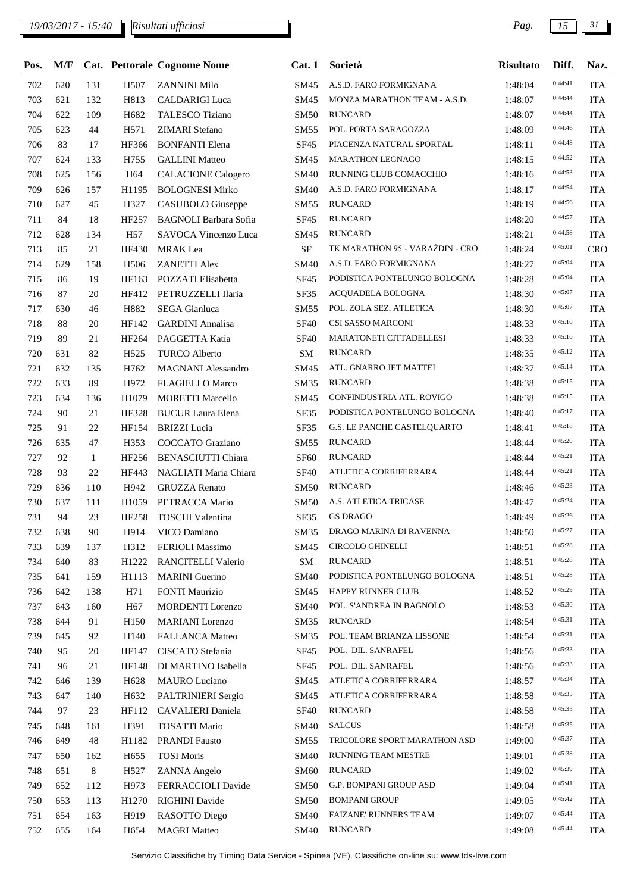| Pos. | M/F | Cat. | Pettorale | Cognome Nome | Cat. 1 | Società | Risultato | Diff. | Naz. |
|---|---|---|---|---|---|---|---|---|---|
| 702 | 620 | 131 | H507 | ZANNINI Milo | SM45 | A.S.D. FARO FORMIGNANA | 1:48:04 | 0:44:41 | ITA |
| 703 | 621 | 132 | H813 | CALDARIGI Luca | SM45 | MONZA MARATHON TEAM - A.S.D. | 1:48:07 | 0:44:44 | ITA |
| 704 | 622 | 109 | H682 | TALESCO Tiziano | SM50 | RUNCARD | 1:48:07 | 0:44:44 | ITA |
| 705 | 623 | 44 | H571 | ZIMARI Stefano | SM55 | POL. PORTA SARAGOZZA | 1:48:09 | 0:44:46 | ITA |
| 706 | 83 | 17 | HF366 | BONFANTI Elena | SF45 | PIACENZA NATURAL SPORTAL | 1:48:11 | 0:44:48 | ITA |
| 707 | 624 | 133 | H755 | GALLINI Matteo | SM45 | MARATHON LEGNAGO | 1:48:15 | 0:44:52 | ITA |
| 708 | 625 | 156 | H64 | CALACIONE Calogero | SM40 | RUNNING CLUB COMACCHIO | 1:48:16 | 0:44:53 | ITA |
| 709 | 626 | 157 | H1195 | BOLOGNESI Mirko | SM40 | A.S.D. FARO FORMIGNANA | 1:48:17 | 0:44:54 | ITA |
| 710 | 627 | 45 | H327 | CASUBOLO Giuseppe | SM55 | RUNCARD | 1:48:19 | 0:44:56 | ITA |
| 711 | 84 | 18 | HF257 | BAGNOLI Barbara Sofia | SF45 | RUNCARD | 1:48:20 | 0:44:57 | ITA |
| 712 | 628 | 134 | H57 | SAVOCA Vincenzo Luca | SM45 | RUNCARD | 1:48:21 | 0:44:58 | ITA |
| 713 | 85 | 21 | HF430 | MRAK Lea | SF | TK MARATHON 95 - VARAŽDIN - CRO | 1:48:24 | 0:45:01 | CRO |
| 714 | 629 | 158 | H506 | ZANETTI Alex | SM40 | A.S.D. FARO FORMIGNANA | 1:48:27 | 0:45:04 | ITA |
| 715 | 86 | 19 | HF163 | POZZATI Elisabetta | SF45 | PODISTICA PONTELUNGO BOLOGNA | 1:48:28 | 0:45:04 | ITA |
| 716 | 87 | 20 | HF412 | PETRUZZELLI Ilaria | SF35 | ACQUADELA BOLOGNA | 1:48:30 | 0:45:07 | ITA |
| 717 | 630 | 46 | H882 | SEGA Gianluca | SM55 | POL. ZOLA SEZ. ATLETICA | 1:48:30 | 0:45:07 | ITA |
| 718 | 88 | 20 | HF142 | GARDINI Annalisa | SF40 | CSI SASSO MARCONI | 1:48:33 | 0:45:10 | ITA |
| 719 | 89 | 21 | HF264 | PAGGETTA Katia | SF40 | MARATONETI CITTADELLESI | 1:48:33 | 0:45:10 | ITA |
| 720 | 631 | 82 | H525 | TURCO Alberto | SM | RUNCARD | 1:48:35 | 0:45:12 | ITA |
| 721 | 632 | 135 | H762 | MAGNANI Alessandro | SM45 | ATL. GNARRO JET MATTEI | 1:48:37 | 0:45:14 | ITA |
| 722 | 633 | 89 | H972 | FLAGIELLO Marco | SM35 | RUNCARD | 1:48:38 | 0:45:15 | ITA |
| 723 | 634 | 136 | H1079 | MORETTI Marcello | SM45 | CONFINDUSTRIA ATL. ROVIGO | 1:48:38 | 0:45:15 | ITA |
| 724 | 90 | 21 | HF328 | BUCUR Laura Elena | SF35 | PODISTICA PONTELUNGO BOLOGNA | 1:48:40 | 0:45:17 | ITA |
| 725 | 91 | 22 | HF154 | BRIZZI Lucia | SF35 | G.S. LE PANCHE CASTELQUARTO | 1:48:41 | 0:45:18 | ITA |
| 726 | 635 | 47 | H353 | COCCATO Graziano | SM55 | RUNCARD | 1:48:44 | 0:45:20 | ITA |
| 727 | 92 | 1 | HF256 | BENASCIUTTI Chiara | SF60 | RUNCARD | 1:48:44 | 0:45:21 | ITA |
| 728 | 93 | 22 | HF443 | NAGLIATI Maria Chiara | SF40 | ATLETICA CORRIFERRARA | 1:48:44 | 0:45:21 | ITA |
| 729 | 636 | 110 | H942 | GRUZZA Renato | SM50 | RUNCARD | 1:48:46 | 0:45:23 | ITA |
| 730 | 637 | 111 | H1059 | PETRACCA Mario | SM50 | A.S. ATLETICA TRICASE | 1:48:47 | 0:45:24 | ITA |
| 731 | 94 | 23 | HF258 | TOSCHI Valentina | SF35 | GS DRAGO | 1:48:49 | 0:45:26 | ITA |
| 732 | 638 | 90 | H914 | VICO Damiano | SM35 | DRAGO MARINA DI RAVENNA | 1:48:50 | 0:45:27 | ITA |
| 733 | 639 | 137 | H312 | FERIOLI Massimo | SM45 | CIRCOLO GHINELLI | 1:48:51 | 0:45:28 | ITA |
| 734 | 640 | 83 | H1222 | RANCITELLI Valerio | SM | RUNCARD | 1:48:51 | 0:45:28 | ITA |
| 735 | 641 | 159 | H1113 | MARINI Guerino | SM40 | PODISTICA PONTELUNGO BOLOGNA | 1:48:51 | 0:45:28 | ITA |
| 736 | 642 | 138 | H71 | FONTI Maurizio | SM45 | HAPPY RUNNER CLUB | 1:48:52 | 0:45:29 | ITA |
| 737 | 643 | 160 | H67 | MORDENTI Lorenzo | SM40 | POL. S'ANDREA IN BAGNOLO | 1:48:53 | 0:45:30 | ITA |
| 738 | 644 | 91 | H150 | MARIANI Lorenzo | SM35 | RUNCARD | 1:48:54 | 0:45:31 | ITA |
| 739 | 645 | 92 | H140 | FALLANCA Matteo | SM35 | POL. TEAM BRIANZA LISSONE | 1:48:54 | 0:45:31 | ITA |
| 740 | 95 | 20 | HF147 | CISCATO Stefania | SF45 | POL. DIL. SANRAFEL | 1:48:56 | 0:45:33 | ITA |
| 741 | 96 | 21 | HF148 | DI MARTINO Isabella | SF45 | POL. DIL. SANRAFEL | 1:48:56 | 0:45:33 | ITA |
| 742 | 646 | 139 | H628 | MAURO Luciano | SM45 | ATLETICA CORRIFERRARA | 1:48:57 | 0:45:34 | ITA |
| 743 | 647 | 140 | H632 | PALTRINIERI Sergio | SM45 | ATLETICA CORRIFERRARA | 1:48:58 | 0:45:35 | ITA |
| 744 | 97 | 23 | HF112 | CAVALIERI Daniela | SF40 | RUNCARD | 1:48:58 | 0:45:35 | ITA |
| 745 | 648 | 161 | H391 | TOSATTI Mario | SM40 | SALCUS | 1:48:58 | 0:45:35 | ITA |
| 746 | 649 | 48 | H1182 | PRANDI Fausto | SM55 | TRICOLORE SPORT MARATHON ASD | 1:49:00 | 0:45:37 | ITA |
| 747 | 650 | 162 | H655 | TOSI Moris | SM40 | RUNNING TEAM MESTRE | 1:49:01 | 0:45:38 | ITA |
| 748 | 651 | 8 | H527 | ZANNA Angelo | SM60 | RUNCARD | 1:49:02 | 0:45:39 | ITA |
| 749 | 652 | 112 | H973 | FERRACCIOLI Davide | SM50 | G.P. BOMPANI GROUP ASD | 1:49:04 | 0:45:41 | ITA |
| 750 | 653 | 113 | H1270 | RIGHINI Davide | SM50 | BOMPANI GROUP | 1:49:05 | 0:45:42 | ITA |
| 751 | 654 | 163 | H919 | RASOTTO Diego | SM40 | FAIZANE' RUNNERS TEAM | 1:49:07 | 0:45:44 | ITA |
| 752 | 655 | 164 | H654 | MAGRI Matteo | SM40 | RUNCARD | 1:49:08 | 0:45:44 | ITA |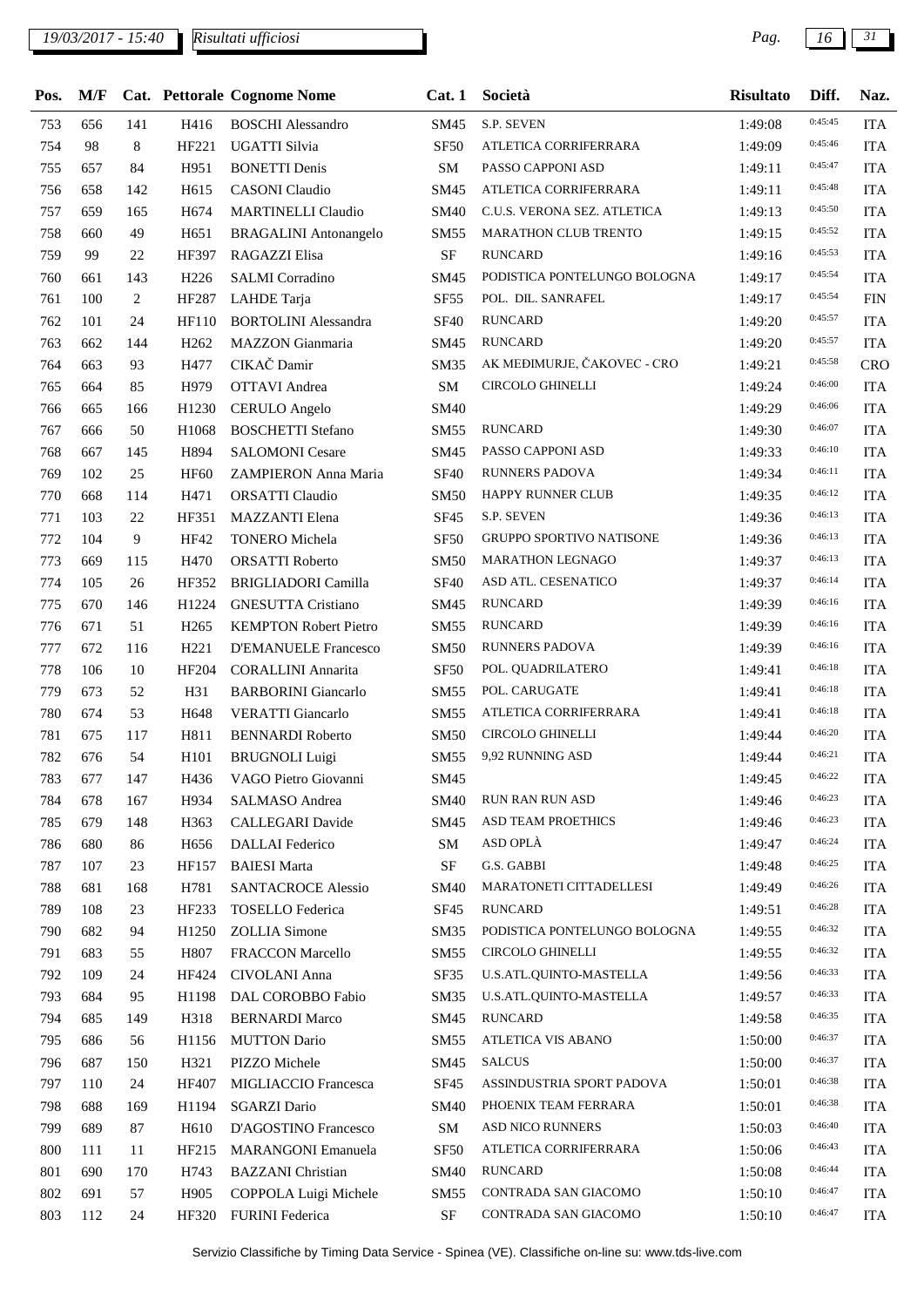| Pos. | M/F | Cat. | Pettorale | Cognome Nome | Cat. 1 | Società | Risultato | Diff. | Naz. |
|---|---|---|---|---|---|---|---|---|---|
| 753 | 656 | 141 | H416 | BOSCHI Alessandro | SM45 | S.P. SEVEN | 1:49:08 | 0:45:45 | ITA |
| 754 | 98 | 8 | HF221 | UGATTI Silvia | SF50 | ATLETICA CORRIFERRARA | 1:49:09 | 0:45:46 | ITA |
| 755 | 657 | 84 | H951 | BONETTI Denis | SM | PASSO CAPPONI ASD | 1:49:11 | 0:45:47 | ITA |
| 756 | 658 | 142 | H615 | CASONI Claudio | SM45 | ATLETICA CORRIFERRARA | 1:49:11 | 0:45:48 | ITA |
| 757 | 659 | 165 | H674 | MARTINELLI Claudio | SM40 | C.U.S. VERONA SEZ. ATLETICA | 1:49:13 | 0:45:50 | ITA |
| 758 | 660 | 49 | H651 | BRAGALINI Antonangelo | SM55 | MARATHON CLUB TRENTO | 1:49:15 | 0:45:52 | ITA |
| 759 | 99 | 22 | HF397 | RAGAZZI Elisa | SF | RUNCARD | 1:49:16 | 0:45:53 | ITA |
| 760 | 661 | 143 | H226 | SALMI Corradino | SM45 | PODISTICA PONTELUNGO BOLOGNA | 1:49:17 | 0:45:54 | ITA |
| 761 | 100 | 2 | HF287 | LAHDE Tarja | SF55 | POL. DIL. SANRAFEL | 1:49:17 | 0:45:54 | FIN |
| 762 | 101 | 24 | HF110 | BORTOLINI Alessandra | SF40 | RUNCARD | 1:49:20 | 0:45:57 | ITA |
| 763 | 662 | 144 | H262 | MAZZON Gianmaria | SM45 | RUNCARD | 1:49:20 | 0:45:57 | ITA |
| 764 | 663 | 93 | H477 | CIKAČ Damir | SM35 | AK MEĐIMURJE, ČAKOVEC - CRO | 1:49:21 | 0:45:58 | CRO |
| 765 | 664 | 85 | H979 | OTTAVI Andrea | SM | CIRCOLO GHINELLI | 1:49:24 | 0:46:00 | ITA |
| 766 | 665 | 166 | H1230 | CERULO Angelo | SM40 | | 1:49:29 | 0:46:06 | ITA |
| 767 | 666 | 50 | H1068 | BOSCHETTI Stefano | SM55 | RUNCARD | 1:49:30 | 0:46:07 | ITA |
| 768 | 667 | 145 | H894 | SALOMONI Cesare | SM45 | PASSO CAPPONI ASD | 1:49:33 | 0:46:10 | ITA |
| 769 | 102 | 25 | HF60 | ZAMPIERON Anna Maria | SF40 | RUNNERS PADOVA | 1:49:34 | 0:46:11 | ITA |
| 770 | 668 | 114 | H471 | ORSATTI Claudio | SM50 | HAPPY RUNNER CLUB | 1:49:35 | 0:46:12 | ITA |
| 771 | 103 | 22 | HF351 | MAZZANTI Elena | SF45 | S.P. SEVEN | 1:49:36 | 0:46:13 | ITA |
| 772 | 104 | 9 | HF42 | TONERO Michela | SF50 | GRUPPO SPORTIVO NATISONE | 1:49:36 | 0:46:13 | ITA |
| 773 | 669 | 115 | H470 | ORSATTI Roberto | SM50 | MARATHON LEGNAGO | 1:49:37 | 0:46:13 | ITA |
| 774 | 105 | 26 | HF352 | BRIGLIADORI Camilla | SF40 | ASD ATL. CESENATICO | 1:49:37 | 0:46:14 | ITA |
| 775 | 670 | 146 | H1224 | GNESUTTA Cristiano | SM45 | RUNCARD | 1:49:39 | 0:46:16 | ITA |
| 776 | 671 | 51 | H265 | KEMPTON Robert Pietro | SM55 | RUNCARD | 1:49:39 | 0:46:16 | ITA |
| 777 | 672 | 116 | H221 | D'EMANUELE Francesco | SM50 | RUNNERS PADOVA | 1:49:39 | 0:46:16 | ITA |
| 778 | 106 | 10 | HF204 | CORALLINI Annarita | SF50 | POL. QUADRILATERO | 1:49:41 | 0:46:18 | ITA |
| 779 | 673 | 52 | H31 | BARBORINI Giancarlo | SM55 | POL. CARUGATE | 1:49:41 | 0:46:18 | ITA |
| 780 | 674 | 53 | H648 | VERATTI Giancarlo | SM55 | ATLETICA CORRIFERRARA | 1:49:41 | 0:46:18 | ITA |
| 781 | 675 | 117 | H811 | BENNARDI Roberto | SM50 | CIRCOLO GHINELLI | 1:49:44 | 0:46:20 | ITA |
| 782 | 676 | 54 | H101 | BRUGNOLI Luigi | SM55 | 9,92 RUNNING ASD | 1:49:44 | 0:46:21 | ITA |
| 783 | 677 | 147 | H436 | VAGO Pietro Giovanni | SM45 | | 1:49:45 | 0:46:22 | ITA |
| 784 | 678 | 167 | H934 | SALMASO Andrea | SM40 | RUN RAN RUN ASD | 1:49:46 | 0:46:23 | ITA |
| 785 | 679 | 148 | H363 | CALLEGARI Davide | SM45 | ASD TEAM PROETHICS | 1:49:46 | 0:46:23 | ITA |
| 786 | 680 | 86 | H656 | DALLAI Federico | SM | ASD OPLÀ | 1:49:47 | 0:46:24 | ITA |
| 787 | 107 | 23 | HF157 | BAIESI Marta | SF | G.S. GABBI | 1:49:48 | 0:46:25 | ITA |
| 788 | 681 | 168 | H781 | SANTACROCE Alessio | SM40 | MARATONETI CITTADELLESI | 1:49:49 | 0:46:26 | ITA |
| 789 | 108 | 23 | HF233 | TOSELLO Federica | SF45 | RUNCARD | 1:49:51 | 0:46:28 | ITA |
| 790 | 682 | 94 | H1250 | ZOLLIA Simone | SM35 | PODISTICA PONTELUNGO BOLOGNA | 1:49:55 | 0:46:32 | ITA |
| 791 | 683 | 55 | H807 | FRACCON Marcello | SM55 | CIRCOLO GHINELLI | 1:49:55 | 0:46:32 | ITA |
| 792 | 109 | 24 | HF424 | CIVOLANI Anna | SF35 | U.S.ATL.QUINTO-MASTELLA | 1:49:56 | 0:46:33 | ITA |
| 793 | 684 | 95 | H1198 | DAL COROBBO Fabio | SM35 | U.S.ATL.QUINTO-MASTELLA | 1:49:57 | 0:46:33 | ITA |
| 794 | 685 | 149 | H318 | BERNARDI Marco | SM45 | RUNCARD | 1:49:58 | 0:46:35 | ITA |
| 795 | 686 | 56 | H1156 | MUTTON Dario | SM55 | ATLETICA VIS ABANO | 1:50:00 | 0:46:37 | ITA |
| 796 | 687 | 150 | H321 | PIZZO Michele | SM45 | SALCUS | 1:50:00 | 0:46:37 | ITA |
| 797 | 110 | 24 | HF407 | MIGLIACCIO Francesca | SF45 | ASSINDUSTRIA SPORT PADOVA | 1:50:01 | 0:46:38 | ITA |
| 798 | 688 | 169 | H1194 | SGARZI Dario | SM40 | PHOENIX TEAM FERRARA | 1:50:01 | 0:46:38 | ITA |
| 799 | 689 | 87 | H610 | D'AGOSTINO Francesco | SM | ASD NICO RUNNERS | 1:50:03 | 0:46:40 | ITA |
| 800 | 111 | 11 | HF215 | MARANGONI Emanuela | SF50 | ATLETICA CORRIFERRARA | 1:50:06 | 0:46:43 | ITA |
| 801 | 690 | 170 | H743 | BAZZANI Christian | SM40 | RUNCARD | 1:50:08 | 0:46:44 | ITA |
| 802 | 691 | 57 | H905 | COPPOLA Luigi Michele | SM55 | CONTRADA SAN GIACOMO | 1:50:10 | 0:46:47 | ITA |
| 803 | 112 | 24 | HF320 | FURINI Federica | SF | CONTRADA SAN GIACOMO | 1:50:10 | 0:46:47 | ITA |

Servizio Classifiche by Timing Data Service - Spinea (VE). Classifiche on-line su: www.tds-live.com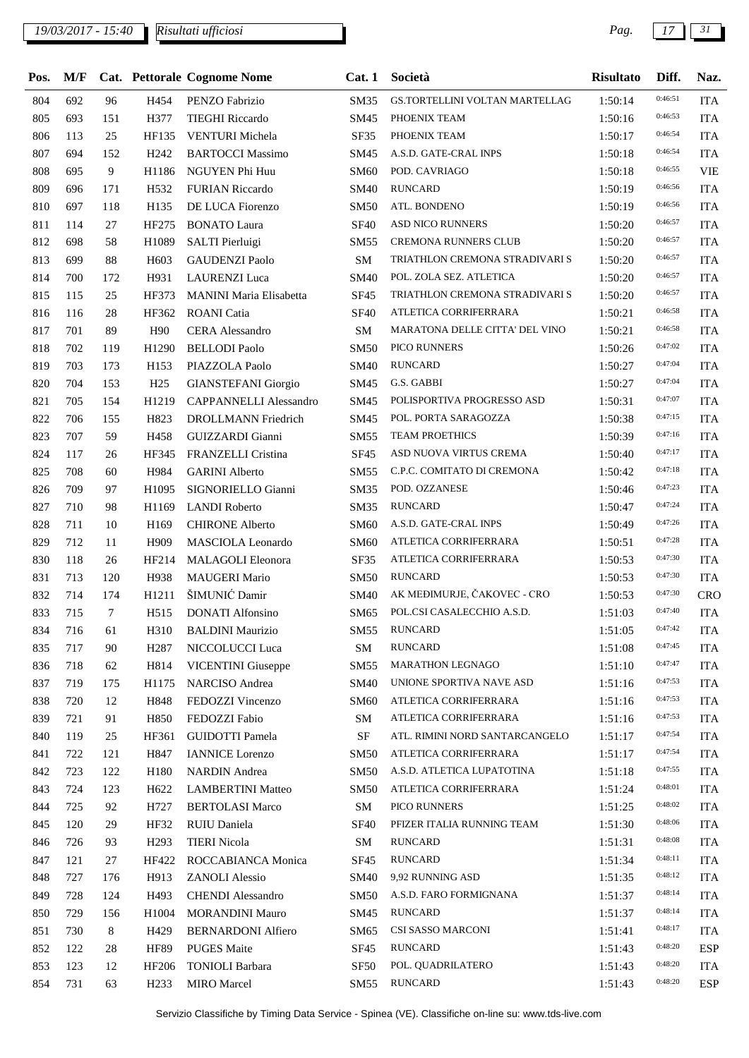| Pos. | M/F | Cat. | Pettorale | Cognome Nome | Cat. 1 | Società | Risultato | Diff. | Naz. |
|---|---|---|---|---|---|---|---|---|---|
| 804 | 692 | 96 | H454 | PENZO Fabrizio | SM35 | GS.TORTELLINI VOLTAN MARTELLAG | 1:50:14 | 0:46:51 | ITA |
| 805 | 693 | 151 | H377 | TIEGHI Riccardo | SM45 | PHOENIX TEAM | 1:50:16 | 0:46:53 | ITA |
| 806 | 113 | 25 | HF135 | VENTURI Michela | SF35 | PHOENIX TEAM | 1:50:17 | 0:46:54 | ITA |
| 807 | 694 | 152 | H242 | BARTOCCI Massimo | SM45 | A.S.D. GATE-CRAL INPS | 1:50:18 | 0:46:54 | ITA |
| 808 | 695 | 9 | H1186 | NGUYEN Phi Huu | SM60 | POD. CAVRIAGO | 1:50:18 | 0:46:55 | VIE |
| 809 | 696 | 171 | H532 | FURIAN Riccardo | SM40 | RUNCARD | 1:50:19 | 0:46:56 | ITA |
| 810 | 697 | 118 | H135 | DE LUCA Fiorenzo | SM50 | ATL. BONDENO | 1:50:19 | 0:46:56 | ITA |
| 811 | 114 | 27 | HF275 | BONATO Laura | SF40 | ASD NICO RUNNERS | 1:50:20 | 0:46:57 | ITA |
| 812 | 698 | 58 | H1089 | SALTI Pierluigi | SM55 | CREMONA RUNNERS CLUB | 1:50:20 | 0:46:57 | ITA |
| 813 | 699 | 88 | H603 | GAUDENZI Paolo | SM | TRIATHLON CREMONA STRADIVARI S | 1:50:20 | 0:46:57 | ITA |
| 814 | 700 | 172 | H931 | LAURENZI Luca | SM40 | POL. ZOLA SEZ. ATLETICA | 1:50:20 | 0:46:57 | ITA |
| 815 | 115 | 25 | HF373 | MANINI Maria Elisabetta | SF45 | TRIATHLON CREMONA STRADIVARI S | 1:50:20 | 0:46:57 | ITA |
| 816 | 116 | 28 | HF362 | ROANI Catia | SF40 | ATLETICA CORRIFERRARA | 1:50:21 | 0:46:58 | ITA |
| 817 | 701 | 89 | H90 | CERA Alessandro | SM | MARATONA DELLE CITTA' DEL VINO | 1:50:21 | 0:46:58 | ITA |
| 818 | 702 | 119 | H1290 | BELLODI Paolo | SM50 | PICO RUNNERS | 1:50:26 | 0:47:02 | ITA |
| 819 | 703 | 173 | H153 | PIAZZOLA Paolo | SM40 | RUNCARD | 1:50:27 | 0:47:04 | ITA |
| 820 | 704 | 153 | H25 | GIANSTEFANI Giorgio | SM45 | G.S. GABBI | 1:50:27 | 0:47:04 | ITA |
| 821 | 705 | 154 | H1219 | CAPPANNELLI Alessandro | SM45 | POLISPORTIVA PROGRESSO ASD | 1:50:31 | 0:47:07 | ITA |
| 822 | 706 | 155 | H823 | DROLLMANN Friedrich | SM45 | POL. PORTA SARAGOZZA | 1:50:38 | 0:47:15 | ITA |
| 823 | 707 | 59 | H458 | GUIZZARDI Gianni | SM55 | TEAM PROETHICS | 1:50:39 | 0:47:16 | ITA |
| 824 | 117 | 26 | HF345 | FRANZELLI Cristina | SF45 | ASD NUOVA VIRTUS CREMA | 1:50:40 | 0:47:17 | ITA |
| 825 | 708 | 60 | H984 | GARINI Alberto | SM55 | C.P.C. COMITATO DI CREMONA | 1:50:42 | 0:47:18 | ITA |
| 826 | 709 | 97 | H1095 | SIGNORIELLO Gianni | SM35 | POD. OZZANESE | 1:50:46 | 0:47:23 | ITA |
| 827 | 710 | 98 | H1169 | LANDI Roberto | SM35 | RUNCARD | 1:50:47 | 0:47:24 | ITA |
| 828 | 711 | 10 | H169 | CHIRONE Alberto | SM60 | A.S.D. GATE-CRAL INPS | 1:50:49 | 0:47:26 | ITA |
| 829 | 712 | 11 | H909 | MASCIOLA Leonardo | SM60 | ATLETICA CORRIFERRARA | 1:50:51 | 0:47:28 | ITA |
| 830 | 118 | 26 | HF214 | MALAGOLI Eleonora | SF35 | ATLETICA CORRIFERRARA | 1:50:53 | 0:47:30 | ITA |
| 831 | 713 | 120 | H938 | MAUGERI Mario | SM50 | RUNCARD | 1:50:53 | 0:47:30 | ITA |
| 832 | 714 | 174 | H1211 | ŠIMUNIĆ Damir | SM40 | AK MEĐIMURJE, ČAKOVEC - CRO | 1:50:53 | 0:47:30 | CRO |
| 833 | 715 | 7 | H515 | DONATI Alfonsino | SM65 | POL.CSI CASALECCHIO A.S.D. | 1:51:03 | 0:47:40 | ITA |
| 834 | 716 | 61 | H310 | BALDINI Maurizio | SM55 | RUNCARD | 1:51:05 | 0:47:42 | ITA |
| 835 | 717 | 90 | H287 | NICCOLUCCI Luca | SM | RUNCARD | 1:51:08 | 0:47:45 | ITA |
| 836 | 718 | 62 | H814 | VICENTINI Giuseppe | SM55 | MARATHON LEGNAGO | 1:51:10 | 0:47:47 | ITA |
| 837 | 719 | 175 | H1175 | NARCISO Andrea | SM40 | UNIONE SPORTIVA NAVE ASD | 1:51:16 | 0:47:53 | ITA |
| 838 | 720 | 12 | H848 | FEDOZZI Vincenzo | SM60 | ATLETICA CORRIFERRARA | 1:51:16 | 0:47:53 | ITA |
| 839 | 721 | 91 | H850 | FEDOZZI Fabio | SM | ATLETICA CORRIFERRARA | 1:51:16 | 0:47:53 | ITA |
| 840 | 119 | 25 | HF361 | GUIDOTTI Pamela | SF | ATL. RIMINI NORD SANTARCANGELO | 1:51:17 | 0:47:54 | ITA |
| 841 | 722 | 121 | H847 | IANNICE Lorenzo | SM50 | ATLETICA CORRIFERRARA | 1:51:17 | 0:47:54 | ITA |
| 842 | 723 | 122 | H180 | NARDIN Andrea | SM50 | A.S.D. ATLETICA LUPATOTINA | 1:51:18 | 0:47:55 | ITA |
| 843 | 724 | 123 | H622 | LAMBERTINI Matteo | SM50 | ATLETICA CORRIFERRARA | 1:51:24 | 0:48:01 | ITA |
| 844 | 725 | 92 | H727 | BERTOLASI Marco | SM | PICO RUNNERS | 1:51:25 | 0:48:02 | ITA |
| 845 | 120 | 29 | HF32 | RUIU Daniela | SF40 | PFIZER ITALIA RUNNING TEAM | 1:51:30 | 0:48:06 | ITA |
| 846 | 726 | 93 | H293 | TIERI Nicola | SM | RUNCARD | 1:51:31 | 0:48:08 | ITA |
| 847 | 121 | 27 | HF422 | ROCCABIANCA Monica | SF45 | RUNCARD | 1:51:34 | 0:48:11 | ITA |
| 848 | 727 | 176 | H913 | ZANOLI Alessio | SM40 | 9,92 RUNNING ASD | 1:51:35 | 0:48:12 | ITA |
| 849 | 728 | 124 | H493 | CHENDI Alessandro | SM50 | A.S.D. FARO FORMIGNANA | 1:51:37 | 0:48:14 | ITA |
| 850 | 729 | 156 | H1004 | MORANDINI Mauro | SM45 | RUNCARD | 1:51:37 | 0:48:14 | ITA |
| 851 | 730 | 8 | H429 | BERNARDONI Alfiero | SM65 | CSI SASSO MARCONI | 1:51:41 | 0:48:17 | ITA |
| 852 | 122 | 28 | HF89 | PUGES Maite | SF45 | RUNCARD | 1:51:43 | 0:48:20 | ESP |
| 853 | 123 | 12 | HF206 | TONIOLI Barbara | SF50 | POL. QUADRILATERO | 1:51:43 | 0:48:20 | ITA |
| 854 | 731 | 63 | H233 | MIRO Marcel | SM55 | RUNCARD | 1:51:43 | 0:48:20 | ESP |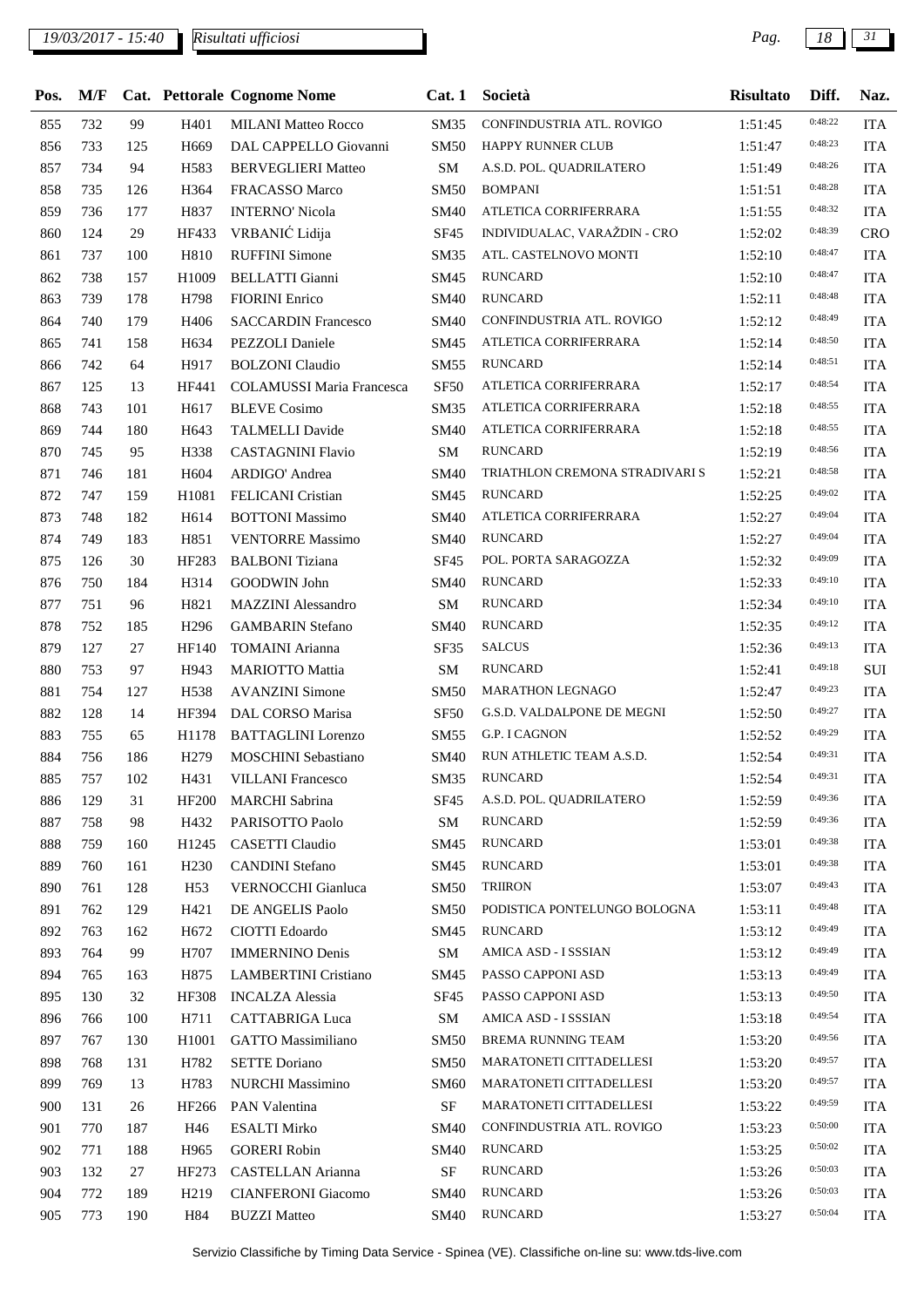19/03/2017 - 15:40 *Risultati ufficiosi*

| Pos. | M/F | Cat. | Pettorale | Cognome Nome | Cat. 1 | Società | Risultato | Diff. | Naz. |
|---|---|---|---|---|---|---|---|---|---|
| 855 | 732 | 99 | H401 | MILANI Matteo Rocco | SM35 | CONFINDUSTRIA ATL. ROVIGO | 1:51:45 | 0:48:22 | ITA |
| 856 | 733 | 125 | H669 | DAL CAPPELLO Giovanni | SM50 | HAPPY RUNNER CLUB | 1:51:47 | 0:48:23 | ITA |
| 857 | 734 | 94 | H583 | BERVEGLIERI Matteo | SM | A.S.D. POL. QUADRILATERO | 1:51:49 | 0:48:26 | ITA |
| 858 | 735 | 126 | H364 | FRACASSO Marco | SM50 | BOMPANI | 1:51:51 | 0:48:28 | ITA |
| 859 | 736 | 177 | H837 | INTERNO' Nicola | SM40 | ATLETICA CORRIFERRARA | 1:51:55 | 0:48:32 | ITA |
| 860 | 124 | 29 | HF433 | VRBANIĆ Lidija | SF45 | INDIVIDUALAC, VARAŽDIN - CRO | 1:52:02 | 0:48:39 | CRO |
| 861 | 737 | 100 | H810 | RUFFINI Simone | SM35 | ATL. CASTELNOVO MONTI | 1:52:10 | 0:48:47 | ITA |
| 862 | 738 | 157 | H1009 | BELLATTI Gianni | SM45 | RUNCARD | 1:52:10 | 0:48:47 | ITA |
| 863 | 739 | 178 | H798 | FIORINI Enrico | SM40 | RUNCARD | 1:52:11 | 0:48:48 | ITA |
| 864 | 740 | 179 | H406 | SACCARDIN Francesco | SM40 | CONFINDUSTRIA ATL. ROVIGO | 1:52:12 | 0:48:49 | ITA |
| 865 | 741 | 158 | H634 | PEZZOLI Daniele | SM45 | ATLETICA CORRIFERRARA | 1:52:14 | 0:48:50 | ITA |
| 866 | 742 | 64 | H917 | BOLZONI Claudio | SM55 | RUNCARD | 1:52:14 | 0:48:51 | ITA |
| 867 | 125 | 13 | HF441 | COLAMUSSI Maria Francesca | SF50 | ATLETICA CORRIFERRARA | 1:52:17 | 0:48:54 | ITA |
| 868 | 743 | 101 | H617 | BLEVE Cosimo | SM35 | ATLETICA CORRIFERRARA | 1:52:18 | 0:48:55 | ITA |
| 869 | 744 | 180 | H643 | TALMELLI Davide | SM40 | ATLETICA CORRIFERRARA | 1:52:18 | 0:48:55 | ITA |
| 870 | 745 | 95 | H338 | CASTAGNINI Flavio | SM | RUNCARD | 1:52:19 | 0:48:56 | ITA |
| 871 | 746 | 181 | H604 | ARDIGO' Andrea | SM40 | TRIATHLON CREMONA STRADIVARI S | 1:52:21 | 0:48:58 | ITA |
| 872 | 747 | 159 | H1081 | FELICANI Cristian | SM45 | RUNCARD | 1:52:25 | 0:49:02 | ITA |
| 873 | 748 | 182 | H614 | BOTTONI Massimo | SM40 | ATLETICA CORRIFERRARA | 1:52:27 | 0:49:04 | ITA |
| 874 | 749 | 183 | H851 | VENTORRE Massimo | SM40 | RUNCARD | 1:52:27 | 0:49:04 | ITA |
| 875 | 126 | 30 | HF283 | BALBONI Tiziana | SF45 | POL. PORTA SARAGOZZA | 1:52:32 | 0:49:09 | ITA |
| 876 | 750 | 184 | H314 | GOODWIN John | SM40 | RUNCARD | 1:52:33 | 0:49:10 | ITA |
| 877 | 751 | 96 | H821 | MAZZINI Alessandro | SM | RUNCARD | 1:52:34 | 0:49:10 | ITA |
| 878 | 752 | 185 | H296 | GAMBARIN Stefano | SM40 | RUNCARD | 1:52:35 | 0:49:12 | ITA |
| 879 | 127 | 27 | HF140 | TOMAINI Arianna | SF35 | SALCUS | 1:52:36 | 0:49:13 | ITA |
| 880 | 753 | 97 | H943 | MARIOTTO Mattia | SM | RUNCARD | 1:52:41 | 0:49:18 | SUI |
| 881 | 754 | 127 | H538 | AVANZINI Simone | SM50 | MARATHON LEGNAGO | 1:52:47 | 0:49:23 | ITA |
| 882 | 128 | 14 | HF394 | DAL CORSO Marisa | SF50 | G.S.D. VALDALPONE DE MEGNI | 1:52:50 | 0:49:27 | ITA |
| 883 | 755 | 65 | H1178 | BATTAGLINI Lorenzo | SM55 | G.P. I CAGNON | 1:52:52 | 0:49:29 | ITA |
| 884 | 756 | 186 | H279 | MOSCHINI Sebastiano | SM40 | RUN ATHLETIC TEAM A.S.D. | 1:52:54 | 0:49:31 | ITA |
| 885 | 757 | 102 | H431 | VILLANI Francesco | SM35 | RUNCARD | 1:52:54 | 0:49:31 | ITA |
| 886 | 129 | 31 | HF200 | MARCHI Sabrina | SF45 | A.S.D. POL. QUADRILATERO | 1:52:59 | 0:49:36 | ITA |
| 887 | 758 | 98 | H432 | PARISOTTO Paolo | SM | RUNCARD | 1:52:59 | 0:49:36 | ITA |
| 888 | 759 | 160 | H1245 | CASETTI Claudio | SM45 | RUNCARD | 1:53:01 | 0:49:38 | ITA |
| 889 | 760 | 161 | H230 | CANDINI Stefano | SM45 | RUNCARD | 1:53:01 | 0:49:38 | ITA |
| 890 | 761 | 128 | H53 | VERNOCCHI Gianluca | SM50 | TRIIRON | 1:53:07 | 0:49:43 | ITA |
| 891 | 762 | 129 | H421 | DE ANGELIS Paolo | SM50 | PODISTICA PONTELUNGO BOLOGNA | 1:53:11 | 0:49:48 | ITA |
| 892 | 763 | 162 | H672 | CIOTTI Edoardo | SM45 | RUNCARD | 1:53:12 | 0:49:49 | ITA |
| 893 | 764 | 99 | H707 | IMMERNINO Denis | SM | AMICA ASD - I SSSIAN | 1:53:12 | 0:49:49 | ITA |
| 894 | 765 | 163 | H875 | LAMBERTINI Cristiano | SM45 | PASSO CAPPONI ASD | 1:53:13 | 0:49:49 | ITA |
| 895 | 130 | 32 | HF308 | INCALZA Alessia | SF45 | PASSO CAPPONI ASD | 1:53:13 | 0:49:50 | ITA |
| 896 | 766 | 100 | H711 | CATTABRIGA Luca | SM | AMICA ASD - I SSSIAN | 1:53:18 | 0:49:54 | ITA |
| 897 | 767 | 130 | H1001 | GATTO Massimiliano | SM50 | BREMA RUNNING TEAM | 1:53:20 | 0:49:56 | ITA |
| 898 | 768 | 131 | H782 | SETTE Doriano | SM50 | MARATONETI CITTADELLESI | 1:53:20 | 0:49:57 | ITA |
| 899 | 769 | 13 | H783 | NURCHI Massimino | SM60 | MARATONETI CITTADELLESI | 1:53:20 | 0:49:57 | ITA |
| 900 | 131 | 26 | HF266 | PAN Valentina | SF | MARATONETI CITTADELLESI | 1:53:22 | 0:49:59 | ITA |
| 901 | 770 | 187 | H46 | ESALTI Mirko | SM40 | CONFINDUSTRIA ATL. ROVIGO | 1:53:23 | 0:50:00 | ITA |
| 902 | 771 | 188 | H965 | GORERI Robin | SM40 | RUNCARD | 1:53:25 | 0:50:02 | ITA |
| 903 | 132 | 27 | HF273 | CASTELLAN Arianna | SF | RUNCARD | 1:53:26 | 0:50:03 | ITA |
| 904 | 772 | 189 | H219 | CIANFERONI Giacomo | SM40 | RUNCARD | 1:53:26 | 0:50:03 | ITA |
| 905 | 773 | 190 | H84 | BUZZI Matteo | SM40 | RUNCARD | 1:53:27 | 0:50:04 | ITA |

Servizio Classifiche by Timing Data Service - Spinea (VE). Classifiche on-line su: www.tds-live.com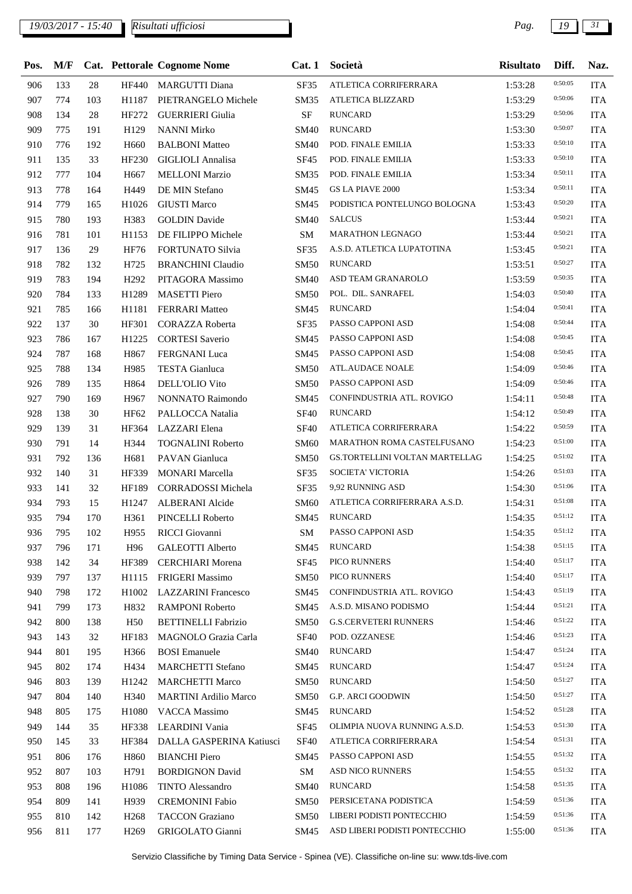| Pos. | M/F | Cat. | Pettorale | Cognome Nome | Cat. 1 | Società | Risultato | Diff. | Naz. |
|---|---|---|---|---|---|---|---|---|---|
| 906 | 133 | 28 | HF440 | MARGUTTI Diana | SF35 | ATLETICA CORRIFERRARA | 1:53:28 | 0:50:05 | ITA |
| 907 | 774 | 103 | H1187 | PIETRANGELO Michele | SM35 | ATLETICA BLIZZARD | 1:53:29 | 0:50:06 | ITA |
| 908 | 134 | 28 | HF272 | GUERRIERI Giulia | SF | RUNCARD | 1:53:29 | 0:50:06 | ITA |
| 909 | 775 | 191 | H129 | NANNI Mirko | SM40 | RUNCARD | 1:53:30 | 0:50:07 | ITA |
| 910 | 776 | 192 | H660 | BALBONI Matteo | SM40 | POD. FINALE EMILIA | 1:53:33 | 0:50:10 | ITA |
| 911 | 135 | 33 | HF230 | GIGLIOLI Annalisa | SF45 | POD. FINALE EMILIA | 1:53:33 | 0:50:10 | ITA |
| 912 | 777 | 104 | H667 | MELLONI Marzio | SM35 | POD. FINALE EMILIA | 1:53:34 | 0:50:11 | ITA |
| 913 | 778 | 164 | H449 | DE MIN Stefano | SM45 | GS LA PIAVE 2000 | 1:53:34 | 0:50:11 | ITA |
| 914 | 779 | 165 | H1026 | GIUSTI Marco | SM45 | PODISTICA PONTELUNGO BOLOGNA | 1:53:43 | 0:50:20 | ITA |
| 915 | 780 | 193 | H383 | GOLDIN Davide | SM40 | SALCUS | 1:53:44 | 0:50:21 | ITA |
| 916 | 781 | 101 | H1153 | DE FILIPPO Michele | SM | MARATHON LEGNAGO | 1:53:44 | 0:50:21 | ITA |
| 917 | 136 | 29 | HF76 | FORTUNATO Silvia | SF35 | A.S.D. ATLETICA LUPATOTINA | 1:53:45 | 0:50:21 | ITA |
| 918 | 782 | 132 | H725 | BRANCHINI Claudio | SM50 | RUNCARD | 1:53:51 | 0:50:27 | ITA |
| 919 | 783 | 194 | H292 | PITAGORA Massimo | SM40 | ASD TEAM GRANAROLO | 1:53:59 | 0:50:35 | ITA |
| 920 | 784 | 133 | H1289 | MASETTI Piero | SM50 | POL. DIL. SANRAFEL | 1:54:03 | 0:50:40 | ITA |
| 921 | 785 | 166 | H1181 | FERRARI Matteo | SM45 | RUNCARD | 1:54:04 | 0:50:41 | ITA |
| 922 | 137 | 30 | HF301 | CORAZZA Roberta | SF35 | PASSO CAPPONI ASD | 1:54:08 | 0:50:44 | ITA |
| 923 | 786 | 167 | H1225 | CORTESI Saverio | SM45 | PASSO CAPPONI ASD | 1:54:08 | 0:50:45 | ITA |
| 924 | 787 | 168 | H867 | FERGNANI Luca | SM45 | PASSO CAPPONI ASD | 1:54:08 | 0:50:45 | ITA |
| 925 | 788 | 134 | H985 | TESTA Gianluca | SM50 | ATL.AUDACE NOALE | 1:54:09 | 0:50:46 | ITA |
| 926 | 789 | 135 | H864 | DELL'OLIO Vito | SM50 | PASSO CAPPONI ASD | 1:54:09 | 0:50:46 | ITA |
| 927 | 790 | 169 | H967 | NONNATO Raimondo | SM45 | CONFINDUSTRIA ATL. ROVIGO | 1:54:11 | 0:50:48 | ITA |
| 928 | 138 | 30 | HF62 | PALLOCCA Natalia | SF40 | RUNCARD | 1:54:12 | 0:50:49 | ITA |
| 929 | 139 | 31 | HF364 | LAZZARI Elena | SF40 | ATLETICA CORRIFERRARA | 1:54:22 | 0:50:59 | ITA |
| 930 | 791 | 14 | H344 | TOGNALINI Roberto | SM60 | MARATHON ROMA CASTELFUSANO | 1:54:23 | 0:51:00 | ITA |
| 931 | 792 | 136 | H681 | PAVAN Gianluca | SM50 | GS.TORTELLINI VOLTAN MARTELLAG | 1:54:25 | 0:51:02 | ITA |
| 932 | 140 | 31 | HF339 | MONARI Marcella | SF35 | SOCIETA' VICTORIA | 1:54:26 | 0:51:03 | ITA |
| 933 | 141 | 32 | HF189 | CORRADOSSI Michela | SF35 | 9,92 RUNNING ASD | 1:54:30 | 0:51:06 | ITA |
| 934 | 793 | 15 | H1247 | ALBERANI Alcide | SM60 | ATLETICA CORRIFERRARA A.S.D. | 1:54:31 | 0:51:08 | ITA |
| 935 | 794 | 170 | H361 | PINCELLI Roberto | SM45 | RUNCARD | 1:54:35 | 0:51:12 | ITA |
| 936 | 795 | 102 | H955 | RICCI Giovanni | SM | PASSO CAPPONI ASD | 1:54:35 | 0:51:12 | ITA |
| 937 | 796 | 171 | H96 | GALEOTTI Alberto | SM45 | RUNCARD | 1:54:38 | 0:51:15 | ITA |
| 938 | 142 | 34 | HF389 | CERCHIARI Morena | SF45 | PICO RUNNERS | 1:54:40 | 0:51:17 | ITA |
| 939 | 797 | 137 | H1115 | FRIGERI Massimo | SM50 | PICO RUNNERS | 1:54:40 | 0:51:17 | ITA |
| 940 | 798 | 172 | H1002 | LAZZARINI Francesco | SM45 | CONFINDUSTRIA ATL. ROVIGO | 1:54:43 | 0:51:19 | ITA |
| 941 | 799 | 173 | H832 | RAMPONI Roberto | SM45 | A.S.D. MISANO PODISMO | 1:54:44 | 0:51:21 | ITA |
| 942 | 800 | 138 | H50 | BETTINELLI Fabrizio | SM50 | G.S.CERVETERI RUNNERS | 1:54:46 | 0:51:22 | ITA |
| 943 | 143 | 32 | HF183 | MAGNOLO Grazia Carla | SF40 | POD. OZZANESE | 1:54:46 | 0:51:23 | ITA |
| 944 | 801 | 195 | H366 | BOSI Emanuele | SM40 | RUNCARD | 1:54:47 | 0:51:24 | ITA |
| 945 | 802 | 174 | H434 | MARCHETTI Stefano | SM45 | RUNCARD | 1:54:47 | 0:51:24 | ITA |
| 946 | 803 | 139 | H1242 | MARCHETTI Marco | SM50 | RUNCARD | 1:54:50 | 0:51:27 | ITA |
| 947 | 804 | 140 | H340 | MARTINI Ardilio Marco | SM50 | G.P. ARCI GOODWIN | 1:54:50 | 0:51:27 | ITA |
| 948 | 805 | 175 | H1080 | VACCA Massimo | SM45 | RUNCARD | 1:54:52 | 0:51:28 | ITA |
| 949 | 144 | 35 | HF338 | LEARDINI Vania | SF45 | OLIMPIA NUOVA RUNNING A.S.D. | 1:54:53 | 0:51:30 | ITA |
| 950 | 145 | 33 | HF384 | DALLA GASPERINA Katiusci | SF40 | ATLETICA CORRIFERRARA | 1:54:54 | 0:51:31 | ITA |
| 951 | 806 | 176 | H860 | BIANCHI Piero | SM45 | PASSO CAPPONI ASD | 1:54:55 | 0:51:32 | ITA |
| 952 | 807 | 103 | H791 | BORDIGNON David | SM | ASD NICO RUNNERS | 1:54:55 | 0:51:32 | ITA |
| 953 | 808 | 196 | H1086 | TINTO Alessandro | SM40 | RUNCARD | 1:54:58 | 0:51:35 | ITA |
| 954 | 809 | 141 | H939 | CREMONINI Fabio | SM50 | PERSICETANA PODISTICA | 1:54:59 | 0:51:36 | ITA |
| 955 | 810 | 142 | H268 | TACCON Graziano | SM50 | LIBERI PODISTI PONTECCHIO | 1:54:59 | 0:51:36 | ITA |
| 956 | 811 | 177 | H269 | GRIGOLATO Gianni | SM45 | ASD LIBERI PODISTI PONTECCHIO | 1:55:00 | 0:51:36 | ITA |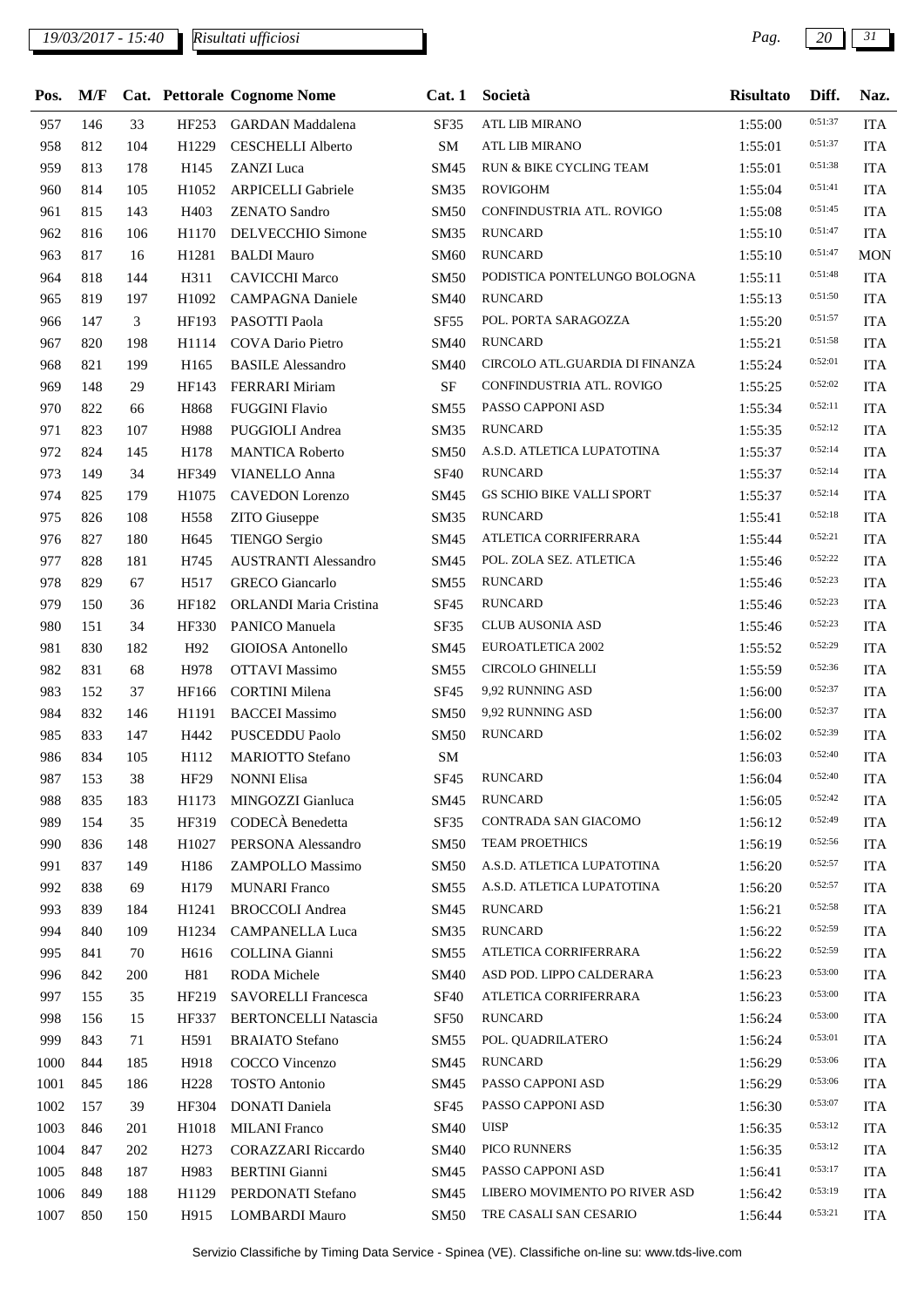| Pos. | M/F | Cat. | Pettorale | Cognome Nome | Cat. 1 | Società | Risultato | Diff. | Naz. |
|---|---|---|---|---|---|---|---|---|---|
| 957 | 146 | 33 | HF253 | GARDAN Maddalena | SF35 | ATL LIB MIRANO | 1:55:00 | 0:51:37 | ITA |
| 958 | 812 | 104 | H1229 | CESCHELLI Alberto | SM | ATL LIB MIRANO | 1:55:01 | 0:51:37 | ITA |
| 959 | 813 | 178 | H145 | ZANZI Luca | SM45 | RUN & BIKE CYCLING TEAM | 1:55:01 | 0:51:38 | ITA |
| 960 | 814 | 105 | H1052 | ARPICELLI Gabriele | SM35 | ROVIGOHM | 1:55:04 | 0:51:41 | ITA |
| 961 | 815 | 143 | H403 | ZENATO Sandro | SM50 | CONFINDUSTRIA ATL. ROVIGO | 1:55:08 | 0:51:45 | ITA |
| 962 | 816 | 106 | H1170 | DELVECCHIO Simone | SM35 | RUNCARD | 1:55:10 | 0:51:47 | ITA |
| 963 | 817 | 16 | H1281 | BALDI Mauro | SM60 | RUNCARD | 1:55:10 | 0:51:47 | MON |
| 964 | 818 | 144 | H311 | CAVICCHI Marco | SM50 | PODISTICA PONTELUNGO BOLOGNA | 1:55:11 | 0:51:48 | ITA |
| 965 | 819 | 197 | H1092 | CAMPAGNA Daniele | SM40 | RUNCARD | 1:55:13 | 0:51:50 | ITA |
| 966 | 147 | 3 | HF193 | PASOTTI Paola | SF55 | POL. PORTA SARAGOZZA | 1:55:20 | 0:51:57 | ITA |
| 967 | 820 | 198 | H1114 | COVA Dario Pietro | SM40 | RUNCARD | 1:55:21 | 0:51:58 | ITA |
| 968 | 821 | 199 | H165 | BASILE Alessandro | SM40 | CIRCOLO ATL.GUARDIA DI FINANZA | 1:55:24 | 0:52:01 | ITA |
| 969 | 148 | 29 | HF143 | FERRARI Miriam | SF | CONFINDUSTRIA ATL. ROVIGO | 1:55:25 | 0:52:02 | ITA |
| 970 | 822 | 66 | H868 | FUGGINI Flavio | SM55 | PASSO CAPPONI ASD | 1:55:34 | 0:52:11 | ITA |
| 971 | 823 | 107 | H988 | PUGGIOLI Andrea | SM35 | RUNCARD | 1:55:35 | 0:52:12 | ITA |
| 972 | 824 | 145 | H178 | MANTICA Roberto | SM50 | A.S.D. ATLETICA LUPATOTINA | 1:55:37 | 0:52:14 | ITA |
| 973 | 149 | 34 | HF349 | VIANELLO Anna | SF40 | RUNCARD | 1:55:37 | 0:52:14 | ITA |
| 974 | 825 | 179 | H1075 | CAVEDON Lorenzo | SM45 | GS SCHIO BIKE VALLI SPORT | 1:55:37 | 0:52:14 | ITA |
| 975 | 826 | 108 | H558 | ZITO Giuseppe | SM35 | RUNCARD | 1:55:41 | 0:52:18 | ITA |
| 976 | 827 | 180 | H645 | TIENGO Sergio | SM45 | ATLETICA CORRIFERRARA | 1:55:44 | 0:52:21 | ITA |
| 977 | 828 | 181 | H745 | AUSTRANTI Alessandro | SM45 | POL. ZOLA SEZ. ATLETICA | 1:55:46 | 0:52:22 | ITA |
| 978 | 829 | 67 | H517 | GRECO Giancarlo | SM55 | RUNCARD | 1:55:46 | 0:52:23 | ITA |
| 979 | 150 | 36 | HF182 | ORLANDI Maria Cristina | SF45 | RUNCARD | 1:55:46 | 0:52:23 | ITA |
| 980 | 151 | 34 | HF330 | PANICO Manuela | SF35 | CLUB AUSONIA ASD | 1:55:46 | 0:52:23 | ITA |
| 981 | 830 | 182 | H92 | GIOIOSA Antonello | SM45 | EUROATLETICA 2002 | 1:55:52 | 0:52:29 | ITA |
| 982 | 831 | 68 | H978 | OTTAVI Massimo | SM55 | CIRCOLO GHINELLI | 1:55:59 | 0:52:36 | ITA |
| 983 | 152 | 37 | HF166 | CORTINI Milena | SF45 | 9,92 RUNNING ASD | 1:56:00 | 0:52:37 | ITA |
| 984 | 832 | 146 | H1191 | BACCEI Massimo | SM50 | 9,92 RUNNING ASD | 1:56:00 | 0:52:37 | ITA |
| 985 | 833 | 147 | H442 | PUSCEDDU Paolo | SM50 | RUNCARD | 1:56:02 | 0:52:39 | ITA |
| 986 | 834 | 105 | H112 | MARIOTTO Stefano | SM | | 1:56:03 | 0:52:40 | ITA |
| 987 | 153 | 38 | HF29 | NONNI Elisa | SF45 | RUNCARD | 1:56:04 | 0:52:40 | ITA |
| 988 | 835 | 183 | H1173 | MINGOZZI Gianluca | SM45 | RUNCARD | 1:56:05 | 0:52:42 | ITA |
| 989 | 154 | 35 | HF319 | CODECÀ Benedetta | SF35 | CONTRADA SAN GIACOMO | 1:56:12 | 0:52:49 | ITA |
| 990 | 836 | 148 | H1027 | PERSONA Alessandro | SM50 | TEAM PROETHICS | 1:56:19 | 0:52:56 | ITA |
| 991 | 837 | 149 | H186 | ZAMPOLLO Massimo | SM50 | A.S.D. ATLETICA LUPATOTINA | 1:56:20 | 0:52:57 | ITA |
| 992 | 838 | 69 | H179 | MUNARI Franco | SM55 | A.S.D. ATLETICA LUPATOTINA | 1:56:20 | 0:52:57 | ITA |
| 993 | 839 | 184 | H1241 | BROCCOLI Andrea | SM45 | RUNCARD | 1:56:21 | 0:52:58 | ITA |
| 994 | 840 | 109 | H1234 | CAMPANELLA Luca | SM35 | RUNCARD | 1:56:22 | 0:52:59 | ITA |
| 995 | 841 | 70 | H616 | COLLINA Gianni | SM55 | ATLETICA CORRIFERRARA | 1:56:22 | 0:52:59 | ITA |
| 996 | 842 | 200 | H81 | RODA Michele | SM40 | ASD POD. LIPPO CALDERARA | 1:56:23 | 0:53:00 | ITA |
| 997 | 155 | 35 | HF219 | SAVORELLI Francesca | SF40 | ATLETICA CORRIFERRARA | 1:56:23 | 0:53:00 | ITA |
| 998 | 156 | 15 | HF337 | BERTONCELLI Natascia | SF50 | RUNCARD | 1:56:24 | 0:53:00 | ITA |
| 999 | 843 | 71 | H591 | BRAIATO Stefano | SM55 | POL. QUADRILATERO | 1:56:24 | 0:53:01 | ITA |
| 1000 | 844 | 185 | H918 | COCCO Vincenzo | SM45 | RUNCARD | 1:56:29 | 0:53:06 | ITA |
| 1001 | 845 | 186 | H228 | TOSTO Antonio | SM45 | PASSO CAPPONI ASD | 1:56:29 | 0:53:06 | ITA |
| 1002 | 157 | 39 | HF304 | DONATI Daniela | SF45 | PASSO CAPPONI ASD | 1:56:30 | 0:53:07 | ITA |
| 1003 | 846 | 201 | H1018 | MILANI Franco | SM40 | UISP | 1:56:35 | 0:53:12 | ITA |
| 1004 | 847 | 202 | H273 | CORAZZARI Riccardo | SM40 | PICO RUNNERS | 1:56:35 | 0:53:12 | ITA |
| 1005 | 848 | 187 | H983 | BERTINI Gianni | SM45 | PASSO CAPPONI ASD | 1:56:41 | 0:53:17 | ITA |
| 1006 | 849 | 188 | H1129 | PERDONATI Stefano | SM45 | LIBERO MOVIMENTO PO RIVER ASD | 1:56:42 | 0:53:19 | ITA |
| 1007 | 850 | 150 | H915 | LOMBARDI Mauro | SM50 | TRE CASALI SAN CESARIO | 1:56:44 | 0:53:21 | ITA |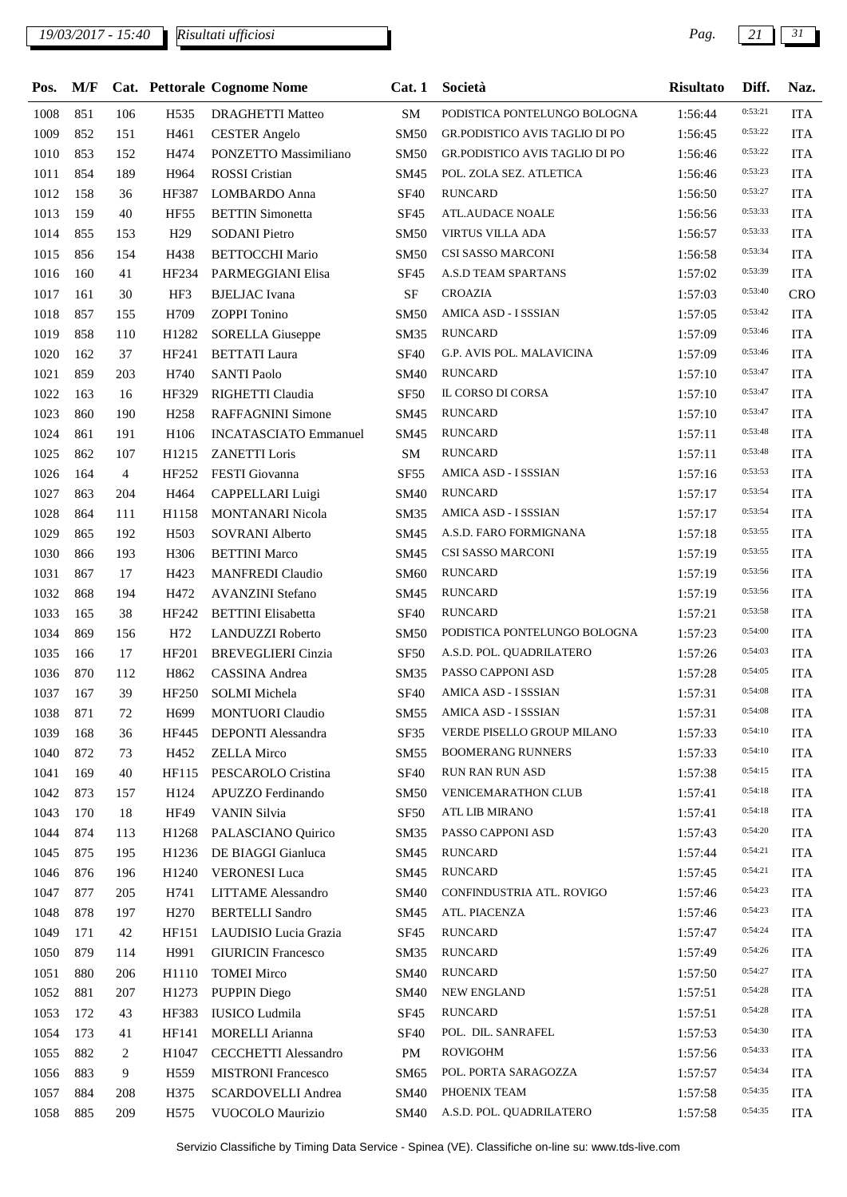*19/03/2017 - 15:40* *Risultati ufficiosi*

| Pos. | M/F | Cat. | Pettorale | Cognome Nome | Cat. 1 | Società | Risultato | Diff. | Naz. |
|---|---|---|---|---|---|---|---|---|---|
| 1008 | 851 | 106 | H535 | DRAGHETTI Matteo | SM | PODISTICA PONTELUNGO BOLOGNA | 1:56:44 | 0:53:21 | ITA |
| 1009 | 852 | 151 | H461 | CESTER Angelo | SM50 | GR.PODISTICO AVIS TAGLIO DI PO | 1:56:45 | 0:53:22 | ITA |
| 1010 | 853 | 152 | H474 | PONZETTO Massimiliano | SM50 | GR.PODISTICO AVIS TAGLIO DI PO | 1:56:46 | 0:53:22 | ITA |
| 1011 | 854 | 189 | H964 | ROSSI Cristian | SM45 | POL. ZOLA SEZ. ATLETICA | 1:56:46 | 0:53:23 | ITA |
| 1012 | 158 | 36 | HF387 | LOMBARDO Anna | SF40 | RUNCARD | 1:56:50 | 0:53:27 | ITA |
| 1013 | 159 | 40 | HF55 | BETTIN Simonetta | SF45 | ATL.AUDACE NOALE | 1:56:56 | 0:53:33 | ITA |
| 1014 | 855 | 153 | H29 | SODANI Pietro | SM50 | VIRTUS VILLA ADA | 1:56:57 | 0:53:33 | ITA |
| 1015 | 856 | 154 | H438 | BETTOCCHI Mario | SM50 | CSI SASSO MARCONI | 1:56:58 | 0:53:34 | ITA |
| 1016 | 160 | 41 | HF234 | PARMEGGIANI Elisa | SF45 | A.S.D TEAM SPARTANS | 1:57:02 | 0:53:39 | ITA |
| 1017 | 161 | 30 | HF3 | BJELJAC Ivana | SF | CROAZIA | 1:57:03 | 0:53:40 | CRO |
| 1018 | 857 | 155 | H709 | ZOPPI Tonino | SM50 | AMICA ASD - I SSSIAN | 1:57:05 | 0:53:42 | ITA |
| 1019 | 858 | 110 | H1282 | SORELLA Giuseppe | SM35 | RUNCARD | 1:57:09 | 0:53:46 | ITA |
| 1020 | 162 | 37 | HF241 | BETTATI Laura | SF40 | G.P. AVIS POL. MALAVICINA | 1:57:09 | 0:53:46 | ITA |
| 1021 | 859 | 203 | H740 | SANTI Paolo | SM40 | RUNCARD | 1:57:10 | 0:53:47 | ITA |
| 1022 | 163 | 16 | HF329 | RIGHETTI Claudia | SF50 | IL CORSO DI CORSA | 1:57:10 | 0:53:47 | ITA |
| 1023 | 860 | 190 | H258 | RAFFAGNINI Simone | SM45 | RUNCARD | 1:57:10 | 0:53:47 | ITA |
| 1024 | 861 | 191 | H106 | INCATASCIATO Emmanuel | SM45 | RUNCARD | 1:57:11 | 0:53:48 | ITA |
| 1025 | 862 | 107 | H1215 | ZANETTI Loris | SM | RUNCARD | 1:57:11 | 0:53:48 | ITA |
| 1026 | 164 | 4 | HF252 | FESTI Giovanna | SF55 | AMICA ASD - I SSSIAN | 1:57:16 | 0:53:53 | ITA |
| 1027 | 863 | 204 | H464 | CAPPELLARI Luigi | SM40 | RUNCARD | 1:57:17 | 0:53:54 | ITA |
| 1028 | 864 | 111 | H1158 | MONTANARI Nicola | SM35 | AMICA ASD - I SSSIAN | 1:57:17 | 0:53:54 | ITA |
| 1029 | 865 | 192 | H503 | SOVRANI Alberto | SM45 | A.S.D. FARO FORMIGNANA | 1:57:18 | 0:53:55 | ITA |
| 1030 | 866 | 193 | H306 | BETTINI Marco | SM45 | CSI SASSO MARCONI | 1:57:19 | 0:53:55 | ITA |
| 1031 | 867 | 17 | H423 | MANFREDI Claudio | SM60 | RUNCARD | 1:57:19 | 0:53:56 | ITA |
| 1032 | 868 | 194 | H472 | AVANZINI Stefano | SM45 | RUNCARD | 1:57:19 | 0:53:56 | ITA |
| 1033 | 165 | 38 | HF242 | BETTINI Elisabetta | SF40 | RUNCARD | 1:57:21 | 0:53:58 | ITA |
| 1034 | 869 | 156 | H72 | LANDUZZI Roberto | SM50 | PODISTICA PONTELUNGO BOLOGNA | 1:57:23 | 0:54:00 | ITA |
| 1035 | 166 | 17 | HF201 | BREVEGLIERI Cinzia | SF50 | A.S.D. POL. QUADRILATERO | 1:57:26 | 0:54:03 | ITA |
| 1036 | 870 | 112 | H862 | CASSINA Andrea | SM35 | PASSO CAPPONI ASD | 1:57:28 | 0:54:05 | ITA |
| 1037 | 167 | 39 | HF250 | SOLMI Michela | SF40 | AMICA ASD - I SSSIAN | 1:57:31 | 0:54:08 | ITA |
| 1038 | 871 | 72 | H699 | MONTUORI Claudio | SM55 | AMICA ASD - I SSSIAN | 1:57:31 | 0:54:08 | ITA |
| 1039 | 168 | 36 | HF445 | DEPONTI Alessandra | SF35 | VERDE PISELLO GROUP MILANO | 1:57:33 | 0:54:10 | ITA |
| 1040 | 872 | 73 | H452 | ZELLA Mirco | SM55 | BOOMERANG RUNNERS | 1:57:33 | 0:54:10 | ITA |
| 1041 | 169 | 40 | HF115 | PESCAROLO Cristina | SF40 | RUN RAN RUN ASD | 1:57:38 | 0:54:15 | ITA |
| 1042 | 873 | 157 | H124 | APUZZO Ferdinando | SM50 | VENICEMARATHON CLUB | 1:57:41 | 0:54:18 | ITA |
| 1043 | 170 | 18 | HF49 | VANIN Silvia | SF50 | ATL LIB MIRANO | 1:57:41 | 0:54:18 | ITA |
| 1044 | 874 | 113 | H1268 | PALASCIANO Quirico | SM35 | PASSO CAPPONI ASD | 1:57:43 | 0:54:20 | ITA |
| 1045 | 875 | 195 | H1236 | DE BIAGGI Gianluca | SM45 | RUNCARD | 1:57:44 | 0:54:21 | ITA |
| 1046 | 876 | 196 | H1240 | VERONESI Luca | SM45 | RUNCARD | 1:57:45 | 0:54:21 | ITA |
| 1047 | 877 | 205 | H741 | LITTAME Alessandro | SM40 | CONFINDUSTRIA ATL. ROVIGO | 1:57:46 | 0:54:23 | ITA |
| 1048 | 878 | 197 | H270 | BERTELLI Sandro | SM45 | ATL. PIACENZA | 1:57:46 | 0:54:23 | ITA |
| 1049 | 171 | 42 | HF151 | LAUDISIO Lucia Grazia | SF45 | RUNCARD | 1:57:47 | 0:54:24 | ITA |
| 1050 | 879 | 114 | H991 | GIURICIN Francesco | SM35 | RUNCARD | 1:57:49 | 0:54:26 | ITA |
| 1051 | 880 | 206 | H1110 | TOMEI Mirco | SM40 | RUNCARD | 1:57:50 | 0:54:27 | ITA |
| 1052 | 881 | 207 | H1273 | PUPPIN Diego | SM40 | NEW ENGLAND | 1:57:51 | 0:54:28 | ITA |
| 1053 | 172 | 43 | HF383 | IUSICO Ludmila | SF45 | RUNCARD | 1:57:51 | 0:54:28 | ITA |
| 1054 | 173 | 41 | HF141 | MORELLI Arianna | SF40 | POL. DIL. SANRAFEL | 1:57:53 | 0:54:30 | ITA |
| 1055 | 882 | 2 | H1047 | CECCHETTI Alessandro | PM | ROVIGOHM | 1:57:56 | 0:54:33 | ITA |
| 1056 | 883 | 9 | H559 | MISTRONI Francesco | SM65 | POL. PORTA SARAGOZZA | 1:57:57 | 0:54:34 | ITA |
| 1057 | 884 | 208 | H375 | SCARDOVELLI Andrea | SM40 | PHOENIX TEAM | 1:57:58 | 0:54:35 | ITA |
| 1058 | 885 | 209 | H575 | VUOCOLO Maurizio | SM40 | A.S.D. POL. QUADRILATERO | 1:57:58 | 0:54:35 | ITA |

Servizio Classifiche by Timing Data Service - Spinea (VE). Classifiche on-line su: www.tds-live.com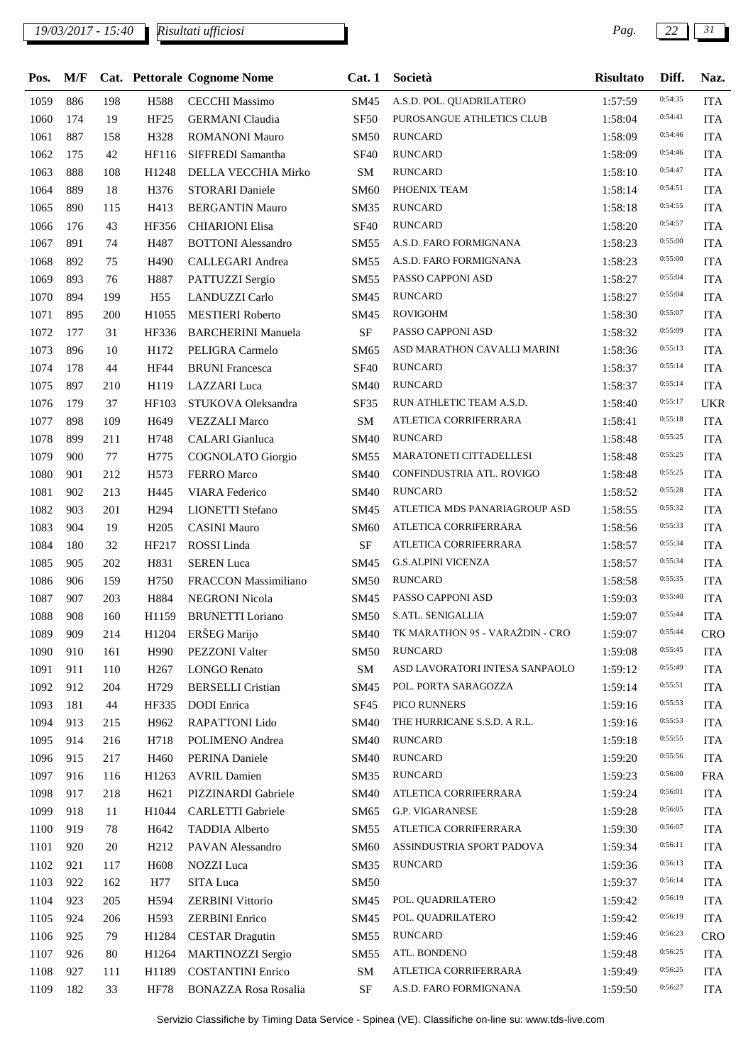| Pos. | M/F | Cat. | Pettorale | Cognome Nome | Cat. 1 | Società | Risultato | Diff. | Naz. |
|---|---|---|---|---|---|---|---|---|---|
| 1059 | 886 | 198 | H588 | CECCHI Massimo | SM45 | A.S.D. POL. QUADRILATERO | 1:57:59 | 0:54:35 | ITA |
| 1060 | 174 | 19 | HF25 | GERMANI Claudia | SF50 | PUROSANGUE ATHLETICS CLUB | 1:58:04 | 0:54:41 | ITA |
| 1061 | 887 | 158 | H328 | ROMANONI Mauro | SM50 | RUNCARD | 1:58:09 | 0:54:46 | ITA |
| 1062 | 175 | 42 | HF116 | SIFFREDI Samantha | SF40 | RUNCARD | 1:58:09 | 0:54:46 | ITA |
| 1063 | 888 | 108 | H1248 | DELLA VECCHIA Mirko | SM | RUNCARD | 1:58:10 | 0:54:47 | ITA |
| 1064 | 889 | 18 | H376 | STORARI Daniele | SM60 | PHOENIX TEAM | 1:58:14 | 0:54:51 | ITA |
| 1065 | 890 | 115 | H413 | BERGANTIN Mauro | SM35 | RUNCARD | 1:58:18 | 0:54:55 | ITA |
| 1066 | 176 | 43 | HF356 | CHIARIONI Elisa | SF40 | RUNCARD | 1:58:20 | 0:54:57 | ITA |
| 1067 | 891 | 74 | H487 | BOTTONI Alessandro | SM55 | A.S.D. FARO FORMIGNANA | 1:58:23 | 0:55:00 | ITA |
| 1068 | 892 | 75 | H490 | CALLEGARI Andrea | SM55 | A.S.D. FARO FORMIGNANA | 1:58:23 | 0:55:00 | ITA |
| 1069 | 893 | 76 | H887 | PATTUZZI Sergio | SM55 | PASSO CAPPONI ASD | 1:58:27 | 0:55:04 | ITA |
| 1070 | 894 | 199 | H55 | LANDUZZI Carlo | SM45 | RUNCARD | 1:58:27 | 0:55:04 | ITA |
| 1071 | 895 | 200 | H1055 | MESTIERI Roberto | SM45 | ROVIGOHM | 1:58:30 | 0:55:07 | ITA |
| 1072 | 177 | 31 | HF336 | BARCHERINI Manuela | SF | PASSO CAPPONI ASD | 1:58:32 | 0:55:09 | ITA |
| 1073 | 896 | 10 | H172 | PELIGRA Carmelo | SM65 | ASD MARATHON CAVALLI MARINI | 1:58:36 | 0:55:13 | ITA |
| 1074 | 178 | 44 | HF44 | BRUNI Francesca | SF40 | RUNCARD | 1:58:37 | 0:55:14 | ITA |
| 1075 | 897 | 210 | H119 | LAZZARI Luca | SM40 | RUNCARD | 1:58:37 | 0:55:14 | ITA |
| 1076 | 179 | 37 | HF103 | STUKOVA Oleksandra | SF35 | RUN ATHLETIC TEAM A.S.D. | 1:58:40 | 0:55:17 | UKR |
| 1077 | 898 | 109 | H649 | VEZZALI Marco | SM | ATLETICA CORRIFERRARA | 1:58:41 | 0:55:18 | ITA |
| 1078 | 899 | 211 | H748 | CALARI Gianluca | SM40 | RUNCARD | 1:58:48 | 0:55:25 | ITA |
| 1079 | 900 | 77 | H775 | COGNOLATO Giorgio | SM55 | MARATONETI CITTADELLESI | 1:58:48 | 0:55:25 | ITA |
| 1080 | 901 | 212 | H573 | FERRO Marco | SM40 | CONFINDUSTRIA ATL. ROVIGO | 1:58:48 | 0:55:25 | ITA |
| 1081 | 902 | 213 | H445 | VIARA Federico | SM40 | RUNCARD | 1:58:52 | 0:55:28 | ITA |
| 1082 | 903 | 201 | H294 | LIONETTI Stefano | SM45 | ATLETICA MDS PANARIAGROUP ASD | 1:58:55 | 0:55:32 | ITA |
| 1083 | 904 | 19 | H205 | CASINI Mauro | SM60 | ATLETICA CORRIFERRARA | 1:58:56 | 0:55:33 | ITA |
| 1084 | 180 | 32 | HF217 | ROSSI Linda | SF | ATLETICA CORRIFERRARA | 1:58:57 | 0:55:34 | ITA |
| 1085 | 905 | 202 | H831 | SEREN Luca | SM45 | G.S.ALPINI VICENZA | 1:58:57 | 0:55:34 | ITA |
| 1086 | 906 | 159 | H750 | FRACCON Massimiliano | SM50 | RUNCARD | 1:58:58 | 0:55:35 | ITA |
| 1087 | 907 | 203 | H884 | NEGRONI Nicola | SM45 | PASSO CAPPONI ASD | 1:59:03 | 0:55:40 | ITA |
| 1088 | 908 | 160 | H1159 | BRUNETTI Loriano | SM50 | S.ATL. SENIGALLIA | 1:59:07 | 0:55:44 | ITA |
| 1089 | 909 | 214 | H1204 | ERŠEG Marijo | SM40 | TK MARATHON 95 - VARAŽDIN - CRO | 1:59:07 | 0:55:44 | CRO |
| 1090 | 910 | 161 | H990 | PEZZONI Valter | SM50 | RUNCARD | 1:59:08 | 0:55:45 | ITA |
| 1091 | 911 | 110 | H267 | LONGO Renato | SM | ASD LAVORATORI INTESA SANPAOLO | 1:59:12 | 0:55:49 | ITA |
| 1092 | 912 | 204 | H729 | BERSELLI Cristian | SM45 | POL. PORTA SARAGOZZA | 1:59:14 | 0:55:51 | ITA |
| 1093 | 181 | 44 | HF335 | DODI Enrica | SF45 | PICO RUNNERS | 1:59:16 | 0:55:53 | ITA |
| 1094 | 913 | 215 | H962 | RAPATTONI Lido | SM40 | THE HURRICANE S.S.D. A R.L. | 1:59:16 | 0:55:53 | ITA |
| 1095 | 914 | 216 | H718 | POLIMENO Andrea | SM40 | RUNCARD | 1:59:18 | 0:55:55 | ITA |
| 1096 | 915 | 217 | H460 | PERINA Daniele | SM40 | RUNCARD | 1:59:20 | 0:55:56 | ITA |
| 1097 | 916 | 116 | H1263 | AVRIL Damien | SM35 | RUNCARD | 1:59:23 | 0:56:00 | FRA |
| 1098 | 917 | 218 | H621 | PIZZINARDI Gabriele | SM40 | ATLETICA CORRIFERRARA | 1:59:24 | 0:56:01 | ITA |
| 1099 | 918 | 11 | H1044 | CARLETTI Gabriele | SM65 | G.P. VIGARANESE | 1:59:28 | 0:56:05 | ITA |
| 1100 | 919 | 78 | H642 | TADDIA Alberto | SM55 | ATLETICA CORRIFERRARA | 1:59:30 | 0:56:07 | ITA |
| 1101 | 920 | 20 | H212 | PAVAN Alessandro | SM60 | ASSINDUSTRIA SPORT PADOVA | 1:59:34 | 0:56:11 | ITA |
| 1102 | 921 | 117 | H608 | NOZZI Luca | SM35 | RUNCARD | 1:59:36 | 0:56:13 | ITA |
| 1103 | 922 | 162 | H77 | SITA Luca | SM50 | | 1:59:37 | 0:56:14 | ITA |
| 1104 | 923 | 205 | H594 | ZERBINI Vittorio | SM45 | POL. QUADRILATERO | 1:59:42 | 0:56:19 | ITA |
| 1105 | 924 | 206 | H593 | ZERBINI Enrico | SM45 | POL. QUADRILATERO | 1:59:42 | 0:56:19 | ITA |
| 1106 | 925 | 79 | H1284 | CESTAR Dragutin | SM55 | RUNCARD | 1:59:46 | 0:56:23 | CRO |
| 1107 | 926 | 80 | H1264 | MARTINOZZI Sergio | SM55 | ATL. BONDENO | 1:59:48 | 0:56:25 | ITA |
| 1108 | 927 | 111 | H1189 | COSTANTINI Enrico | SM | ATLETICA CORRIFERRARA | 1:59:49 | 0:56:25 | ITA |
| 1109 | 182 | 33 | HF78 | BONAZZA Rosa Rosalia | SF | A.S.D. FARO FORMIGNANA | 1:59:50 | 0:56:27 | ITA |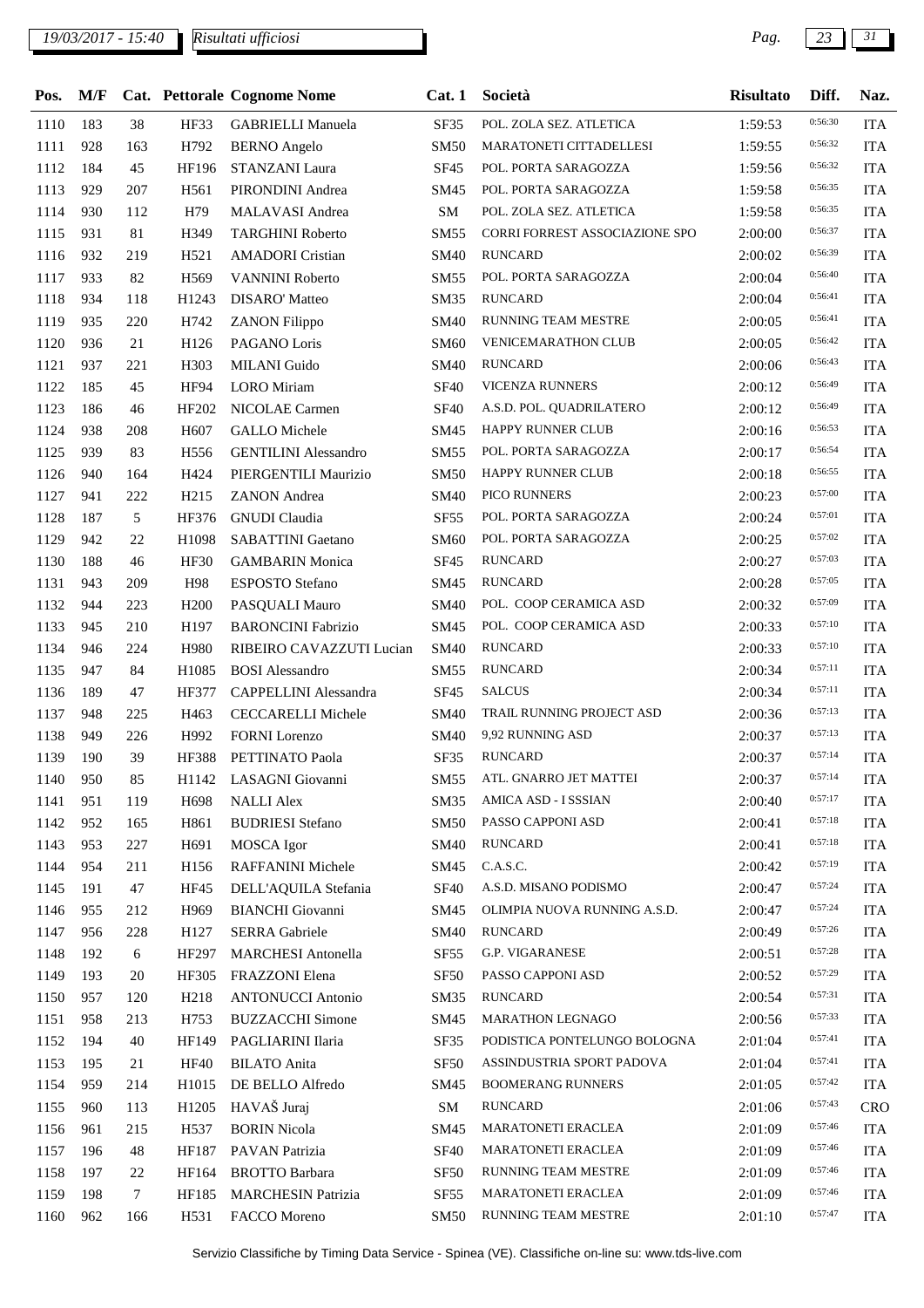*19/03/2017 - 15:40* *Risultati ufficiosi*

| Pos. | M/F | Cat. | Pettorale | Cognome Nome | Cat. 1 | Società | Risultato | Diff. | Naz. |
|---|---|---|---|---|---|---|---|---|---|
| 1110 | 183 | 38 | HF33 | GABRIELLI Manuela | SF35 | POL. ZOLA SEZ. ATLETICA | 1:59:53 | 0:56:30 | ITA |
| 1111 | 928 | 163 | H792 | BERNO Angelo | SM50 | MARATONETI CITTADELLESI | 1:59:55 | 0:56:32 | ITA |
| 1112 | 184 | 45 | HF196 | STANZANI Laura | SF45 | POL. PORTA SARAGOZZA | 1:59:56 | 0:56:32 | ITA |
| 1113 | 929 | 207 | H561 | PIRONDINI Andrea | SM45 | POL. PORTA SARAGOZZA | 1:59:58 | 0:56:35 | ITA |
| 1114 | 930 | 112 | H79 | MALAVASI Andrea | SM | POL. ZOLA SEZ. ATLETICA | 1:59:58 | 0:56:35 | ITA |
| 1115 | 931 | 81 | H349 | TARGHINI Roberto | SM55 | CORRI FORREST ASSOCIAZIONE SPO | 2:00:00 | 0:56:37 | ITA |
| 1116 | 932 | 219 | H521 | AMADORI Cristian | SM40 | RUNCARD | 2:00:02 | 0:56:39 | ITA |
| 1117 | 933 | 82 | H569 | VANNINI Roberto | SM55 | POL. PORTA SARAGOZZA | 2:00:04 | 0:56:40 | ITA |
| 1118 | 934 | 118 | H1243 | DISARO' Matteo | SM35 | RUNCARD | 2:00:04 | 0:56:41 | ITA |
| 1119 | 935 | 220 | H742 | ZANON Filippo | SM40 | RUNNING TEAM MESTRE | 2:00:05 | 0:56:41 | ITA |
| 1120 | 936 | 21 | H126 | PAGANO Loris | SM60 | VENICEMARATHON CLUB | 2:00:05 | 0:56:42 | ITA |
| 1121 | 937 | 221 | H303 | MILANI Guido | SM40 | RUNCARD | 2:00:06 | 0:56:43 | ITA |
| 1122 | 185 | 45 | HF94 | LORO Miriam | SF40 | VICENZA RUNNERS | 2:00:12 | 0:56:49 | ITA |
| 1123 | 186 | 46 | HF202 | NICOLAE Carmen | SF40 | A.S.D. POL. QUADRILATERO | 2:00:12 | 0:56:49 | ITA |
| 1124 | 938 | 208 | H607 | GALLO Michele | SM45 | HAPPY RUNNER CLUB | 2:00:16 | 0:56:53 | ITA |
| 1125 | 939 | 83 | H556 | GENTILINI Alessandro | SM55 | POL. PORTA SARAGOZZA | 2:00:17 | 0:56:54 | ITA |
| 1126 | 940 | 164 | H424 | PIERGENTILI Maurizio | SM50 | HAPPY RUNNER CLUB | 2:00:18 | 0:56:55 | ITA |
| 1127 | 941 | 222 | H215 | ZANON Andrea | SM40 | PICO RUNNERS | 2:00:23 | 0:57:00 | ITA |
| 1128 | 187 | 5 | HF376 | GNUDI Claudia | SF55 | POL. PORTA SARAGOZZA | 2:00:24 | 0:57:01 | ITA |
| 1129 | 942 | 22 | H1098 | SABATTINI Gaetano | SM60 | POL. PORTA SARAGOZZA | 2:00:25 | 0:57:02 | ITA |
| 1130 | 188 | 46 | HF30 | GAMBARIN Monica | SF45 | RUNCARD | 2:00:27 | 0:57:03 | ITA |
| 1131 | 943 | 209 | H98 | ESPOSTO Stefano | SM45 | RUNCARD | 2:00:28 | 0:57:05 | ITA |
| 1132 | 944 | 223 | H200 | PASQUALI Mauro | SM40 | POL. COOP CERAMICA ASD | 2:00:32 | 0:57:09 | ITA |
| 1133 | 945 | 210 | H197 | BARONCINI Fabrizio | SM45 | POL. COOP CERAMICA ASD | 2:00:33 | 0:57:10 | ITA |
| 1134 | 946 | 224 | H980 | RIBEIRO CAVAZZUTI Lucian | SM40 | RUNCARD | 2:00:33 | 0:57:10 | ITA |
| 1135 | 947 | 84 | H1085 | BOSI Alessandro | SM55 | RUNCARD | 2:00:34 | 0:57:11 | ITA |
| 1136 | 189 | 47 | HF377 | CAPPELLINI Alessandra | SF45 | SALCUS | 2:00:34 | 0:57:11 | ITA |
| 1137 | 948 | 225 | H463 | CECCARELLI Michele | SM40 | TRAIL RUNNING PROJECT ASD | 2:00:36 | 0:57:13 | ITA |
| 1138 | 949 | 226 | H992 | FORNI Lorenzo | SM40 | 9,92 RUNNING ASD | 2:00:37 | 0:57:13 | ITA |
| 1139 | 190 | 39 | HF388 | PETTINATO Paola | SF35 | RUNCARD | 2:00:37 | 0:57:14 | ITA |
| 1140 | 950 | 85 | H1142 | LASAGNI Giovanni | SM55 | ATL. GNARRO JET MATTEI | 2:00:37 | 0:57:14 | ITA |
| 1141 | 951 | 119 | H698 | NALLI Alex | SM35 | AMICA ASD - I SSSIAN | 2:00:40 | 0:57:17 | ITA |
| 1142 | 952 | 165 | H861 | BUDRIESI Stefano | SM50 | PASSO CAPPONI ASD | 2:00:41 | 0:57:18 | ITA |
| 1143 | 953 | 227 | H691 | MOSCA Igor | SM40 | RUNCARD | 2:00:41 | 0:57:18 | ITA |
| 1144 | 954 | 211 | H156 | RAFFANINI Michele | SM45 | C.A.S.C. | 2:00:42 | 0:57:19 | ITA |
| 1145 | 191 | 47 | HF45 | DELL'AQUILA Stefania | SF40 | A.S.D. MISANO PODISMO | 2:00:47 | 0:57:24 | ITA |
| 1146 | 955 | 212 | H969 | BIANCHI Giovanni | SM45 | OLIMPIA NUOVA RUNNING A.S.D. | 2:00:47 | 0:57:24 | ITA |
| 1147 | 956 | 228 | H127 | SERRA Gabriele | SM40 | RUNCARD | 2:00:49 | 0:57:26 | ITA |
| 1148 | 192 | 6 | HF297 | MARCHESI Antonella | SF55 | G.P. VIGARANESE | 2:00:51 | 0:57:28 | ITA |
| 1149 | 193 | 20 | HF305 | FRAZZONI Elena | SF50 | PASSO CAPPONI ASD | 2:00:52 | 0:57:29 | ITA |
| 1150 | 957 | 120 | H218 | ANTONUCCI Antonio | SM35 | RUNCARD | 2:00:54 | 0:57:31 | ITA |
| 1151 | 958 | 213 | H753 | BUZZACCHI Simone | SM45 | MARATHON LEGNAGO | 2:00:56 | 0:57:33 | ITA |
| 1152 | 194 | 40 | HF149 | PAGLIARINI Ilaria | SF35 | PODISTICA PONTELUNGO BOLOGNA | 2:01:04 | 0:57:41 | ITA |
| 1153 | 195 | 21 | HF40 | BILATO Anita | SF50 | ASSINDUSTRIA SPORT PADOVA | 2:01:04 | 0:57:41 | ITA |
| 1154 | 959 | 214 | H1015 | DE BELLO Alfredo | SM45 | BOOMERANG RUNNERS | 2:01:05 | 0:57:42 | ITA |
| 1155 | 960 | 113 | H1205 | HAVAŠ Juraj | SM | RUNCARD | 2:01:06 | 0:57:43 | CRO |
| 1156 | 961 | 215 | H537 | BORIN Nicola | SM45 | MARATONETI ERACLEA | 2:01:09 | 0:57:46 | ITA |
| 1157 | 196 | 48 | HF187 | PAVAN Patrizia | SF40 | MARATONETI ERACLEA | 2:01:09 | 0:57:46 | ITA |
| 1158 | 197 | 22 | HF164 | BROTTO Barbara | SF50 | RUNNING TEAM MESTRE | 2:01:09 | 0:57:46 | ITA |
| 1159 | 198 | 7 | HF185 | MARCHESIN Patrizia | SF55 | MARATONETI ERACLEA | 2:01:09 | 0:57:46 | ITA |
| 1160 | 962 | 166 | H531 | FACCO Moreno | SM50 | RUNNING TEAM MESTRE | 2:01:10 | 0:57:47 | ITA |

Servizio Classifiche by Timing Data Service - Spinea (VE). Classifiche on-line su: www.tds-live.com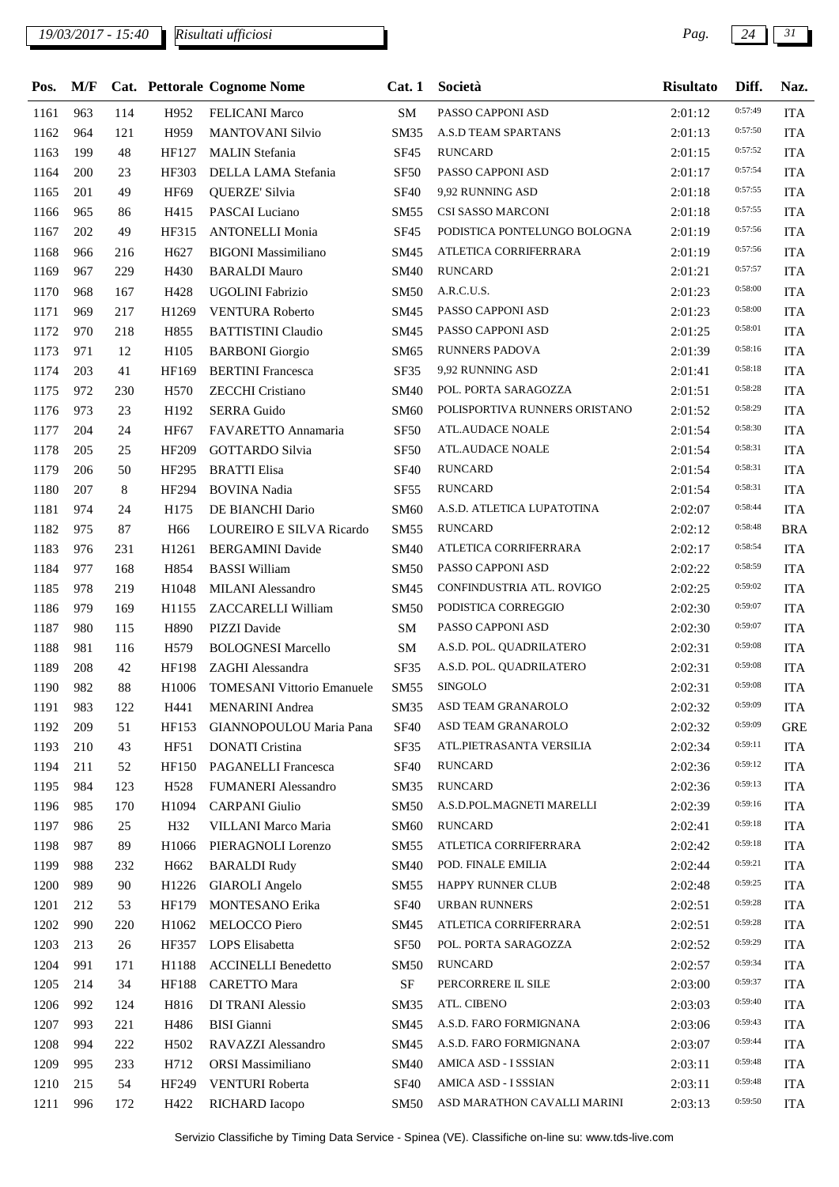19/03/2017 - 15:40 *Risultati ufficiosi*

| Pos. | M/F | Cat. | Pettorale | Cognome Nome | Cat. 1 | Società | Risultato | Diff. | Naz. |
|---|---|---|---|---|---|---|---|---|---|
| 1161 | 963 | 114 | H952 | FELICANI Marco | SM | PASSO CAPPONI ASD | 2:01:12 | 0:57:49 | ITA |
| 1162 | 964 | 121 | H959 | MANTOVANI Silvio | SM35 | A.S.D TEAM SPARTANS | 2:01:13 | 0:57:50 | ITA |
| 1163 | 199 | 48 | HF127 | MALIN Stefania | SF45 | RUNCARD | 2:01:15 | 0:57:52 | ITA |
| 1164 | 200 | 23 | HF303 | DELLA LAMA Stefania | SF50 | PASSO CAPPONI ASD | 2:01:17 | 0:57:54 | ITA |
| 1165 | 201 | 49 | HF69 | QUERZE' Silvia | SF40 | 9,92 RUNNING ASD | 2:01:18 | 0:57:55 | ITA |
| 1166 | 965 | 86 | H415 | PASCAI Luciano | SM55 | CSI SASSO MARCONI | 2:01:18 | 0:57:55 | ITA |
| 1167 | 202 | 49 | HF315 | ANTONELLI Monia | SF45 | PODISTICA PONTELUNGO BOLOGNA | 2:01:19 | 0:57:56 | ITA |
| 1168 | 966 | 216 | H627 | BIGONI Massimiliano | SM45 | ATLETICA CORRIFERRARA | 2:01:19 | 0:57:56 | ITA |
| 1169 | 967 | 229 | H430 | BARALDI Mauro | SM40 | RUNCARD | 2:01:21 | 0:57:57 | ITA |
| 1170 | 968 | 167 | H428 | UGOLINI Fabrizio | SM50 | A.R.C.U.S. | 2:01:23 | 0:58:00 | ITA |
| 1171 | 969 | 217 | H1269 | VENTURA Roberto | SM45 | PASSO CAPPONI ASD | 2:01:23 | 0:58:00 | ITA |
| 1172 | 970 | 218 | H855 | BATTISTINI Claudio | SM45 | PASSO CAPPONI ASD | 2:01:25 | 0:58:01 | ITA |
| 1173 | 971 | 12 | H105 | BARBONI Giorgio | SM65 | RUNNERS PADOVA | 2:01:39 | 0:58:16 | ITA |
| 1174 | 203 | 41 | HF169 | BERTINI Francesca | SF35 | 9,92 RUNNING ASD | 2:01:41 | 0:58:18 | ITA |
| 1175 | 972 | 230 | H570 | ZECCHI Cristiano | SM40 | POL. PORTA SARAGOZZA | 2:01:51 | 0:58:28 | ITA |
| 1176 | 973 | 23 | H192 | SERRA Guido | SM60 | POLISPORTIVA RUNNERS ORISTANO | 2:01:52 | 0:58:29 | ITA |
| 1177 | 204 | 24 | HF67 | FAVARETTO Annamaria | SF50 | ATL.AUDACE NOALE | 2:01:54 | 0:58:30 | ITA |
| 1178 | 205 | 25 | HF209 | GOTTARDO Silvia | SF50 | ATL.AUDACE NOALE | 2:01:54 | 0:58:31 | ITA |
| 1179 | 206 | 50 | HF295 | BRATTI Elisa | SF40 | RUNCARD | 2:01:54 | 0:58:31 | ITA |
| 1180 | 207 | 8 | HF294 | BOVINA Nadia | SF55 | RUNCARD | 2:01:54 | 0:58:31 | ITA |
| 1181 | 974 | 24 | H175 | DE BIANCHI Dario | SM60 | A.S.D. ATLETICA LUPATOTINA | 2:02:07 | 0:58:44 | ITA |
| 1182 | 975 | 87 | H66 | LOUREIRO E SILVA Ricardo | SM55 | RUNCARD | 2:02:12 | 0:58:48 | BRA |
| 1183 | 976 | 231 | H1261 | BERGAMINI Davide | SM40 | ATLETICA CORRIFERRARA | 2:02:17 | 0:58:54 | ITA |
| 1184 | 977 | 168 | H854 | BASSI William | SM50 | PASSO CAPPONI ASD | 2:02:22 | 0:58:59 | ITA |
| 1185 | 978 | 219 | H1048 | MILANI Alessandro | SM45 | CONFINDUSTRIA ATL. ROVIGO | 2:02:25 | 0:59:02 | ITA |
| 1186 | 979 | 169 | H1155 | ZACCARELLI William | SM50 | PODISTICA CORREGGIO | 2:02:30 | 0:59:07 | ITA |
| 1187 | 980 | 115 | H890 | PIZZI Davide | SM | PASSO CAPPONI ASD | 2:02:30 | 0:59:07 | ITA |
| 1188 | 981 | 116 | H579 | BOLOGNESI Marcello | SM | A.S.D. POL. QUADRILATERO | 2:02:31 | 0:59:08 | ITA |
| 1189 | 208 | 42 | HF198 | ZAGHI Alessandra | SF35 | A.S.D. POL. QUADRILATERO | 2:02:31 | 0:59:08 | ITA |
| 1190 | 982 | 88 | H1006 | TOMESANI Vittorio Emanuele | SM55 | SINGOLO | 2:02:31 | 0:59:08 | ITA |
| 1191 | 983 | 122 | H441 | MENARINI Andrea | SM35 | ASD TEAM GRANAROLO | 2:02:32 | 0:59:09 | ITA |
| 1192 | 209 | 51 | HF153 | GIANNOPOULOU Maria Pana | SF40 | ASD TEAM GRANAROLO | 2:02:32 | 0:59:09 | GRE |
| 1193 | 210 | 43 | HF51 | DONATI Cristina | SF35 | ATL.PIETRASANTA VERSILIA | 2:02:34 | 0:59:11 | ITA |
| 1194 | 211 | 52 | HF150 | PAGANELLI Francesca | SF40 | RUNCARD | 2:02:36 | 0:59:12 | ITA |
| 1195 | 984 | 123 | H528 | FUMANERI Alessandro | SM35 | RUNCARD | 2:02:36 | 0:59:13 | ITA |
| 1196 | 985 | 170 | H1094 | CARPANI Giulio | SM50 | A.S.D.POL.MAGNETI MARELLI | 2:02:39 | 0:59:16 | ITA |
| 1197 | 986 | 25 | H32 | VILLANI Marco Maria | SM60 | RUNCARD | 2:02:41 | 0:59:18 | ITA |
| 1198 | 987 | 89 | H1066 | PIERAGNOLI Lorenzo | SM55 | ATLETICA CORRIFERRARA | 2:02:42 | 0:59:18 | ITA |
| 1199 | 988 | 232 | H662 | BARALDI Rudy | SM40 | POD. FINALE EMILIA | 2:02:44 | 0:59:21 | ITA |
| 1200 | 989 | 90 | H1226 | GIAROLI Angelo | SM55 | HAPPY RUNNER CLUB | 2:02:48 | 0:59:25 | ITA |
| 1201 | 212 | 53 | HF179 | MONTESANO Erika | SF40 | URBAN RUNNERS | 2:02:51 | 0:59:28 | ITA |
| 1202 | 990 | 220 | H1062 | MELOCCO Piero | SM45 | ATLETICA CORRIFERRARA | 2:02:51 | 0:59:28 | ITA |
| 1203 | 213 | 26 | HF357 | LOPS Elisabetta | SF50 | POL. PORTA SARAGOZZA | 2:02:52 | 0:59:29 | ITA |
| 1204 | 991 | 171 | H1188 | ACCINELLI Benedetto | SM50 | RUNCARD | 2:02:57 | 0:59:34 | ITA |
| 1205 | 214 | 34 | HF188 | CARETTO Mara | SF | PERCORRERE IL SILE | 2:03:00 | 0:59:37 | ITA |
| 1206 | 992 | 124 | H816 | DI TRANI Alessio | SM35 | ATL. CIBENO | 2:03:03 | 0:59:40 | ITA |
| 1207 | 993 | 221 | H486 | BISI Gianni | SM45 | A.S.D. FARO FORMIGNANA | 2:03:06 | 0:59:43 | ITA |
| 1208 | 994 | 222 | H502 | RAVAZZI Alessandro | SM45 | A.S.D. FARO FORMIGNANA | 2:03:07 | 0:59:44 | ITA |
| 1209 | 995 | 233 | H712 | ORSI Massimiliano | SM40 | AMICA ASD - I SSSIAN | 2:03:11 | 0:59:48 | ITA |
| 1210 | 215 | 54 | HF249 | VENTURI Roberta | SF40 | AMICA ASD - I SSSIAN | 2:03:11 | 0:59:48 | ITA |
| 1211 | 996 | 172 | H422 | RICHARD Iacopo | SM50 | ASD MARATHON CAVALLI MARINI | 2:03:13 | 0:59:50 | ITA |

Servizio Classifiche by Timing Data Service - Spinea (VE). Classifiche on-line su: www.tds-live.com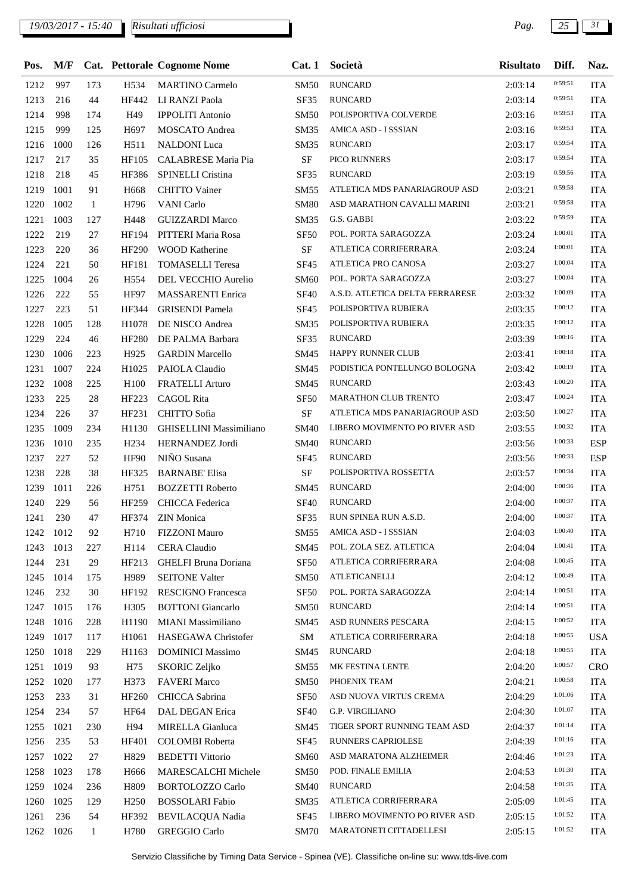| Pos. | M/F | Cat. | Pettorale | Cognome Nome | Cat. 1 | Società | Risultato | Diff. | Naz. |
|---|---|---|---|---|---|---|---|---|---|
| 1212 | 997 | 173 | H534 | MARTINO Carmelo | SM50 | RUNCARD | 2:03:14 | 0:59:51 | ITA |
| 1213 | 216 | 44 | HF442 | LI RANZI Paola | SF35 | RUNCARD | 2:03:14 | 0:59:51 | ITA |
| 1214 | 998 | 174 | H49 | IPPOLITI Antonio | SM50 | POLISPORTIVA COLVERDE | 2:03:16 | 0:59:53 | ITA |
| 1215 | 999 | 125 | H697 | MOSCATO Andrea | SM35 | AMICA ASD - I SSSIAN | 2:03:16 | 0:59:53 | ITA |
| 1216 | 1000 | 126 | H511 | NALDONI Luca | SM35 | RUNCARD | 2:03:17 | 0:59:54 | ITA |
| 1217 | 217 | 35 | HF105 | CALABRESE Maria Pia | SF | PICO RUNNERS | 2:03:17 | 0:59:54 | ITA |
| 1218 | 218 | 45 | HF386 | SPINELLI Cristina | SF35 | RUNCARD | 2:03:19 | 0:59:56 | ITA |
| 1219 | 1001 | 91 | H668 | CHITTO Vainer | SM55 | ATLETICA MDS PANARIAGROUP ASD | 2:03:21 | 0:59:58 | ITA |
| 1220 | 1002 | 1 | H796 | VANI Carlo | SM80 | ASD MARATHON CAVALLI MARINI | 2:03:21 | 0:59:58 | ITA |
| 1221 | 1003 | 127 | H448 | GUIZZARDI Marco | SM35 | G.S. GABBI | 2:03:22 | 0:59:59 | ITA |
| 1222 | 219 | 27 | HF194 | PITTERI Maria Rosa | SF50 | POL. PORTA SARAGOZZA | 2:03:24 | 1:00:01 | ITA |
| 1223 | 220 | 36 | HF290 | WOOD Katherine | SF | ATLETICA CORRIFERRARA | 2:03:24 | 1:00:01 | ITA |
| 1224 | 221 | 50 | HF181 | TOMASELLI Teresa | SF45 | ATLETICA PRO CANOSA | 2:03:27 | 1:00:04 | ITA |
| 1225 | 1004 | 26 | H554 | DEL VECCHIO Aurelio | SM60 | POL. PORTA SARAGOZZA | 2:03:27 | 1:00:04 | ITA |
| 1226 | 222 | 55 | HF97 | MASSARENTI Enrica | SF40 | A.S.D. ATLETICA DELTA FERRARESE | 2:03:32 | 1:00:09 | ITA |
| 1227 | 223 | 51 | HF344 | GRISENDI Pamela | SF45 | POLISPORTIVA RUBIERA | 2:03:35 | 1:00:12 | ITA |
| 1228 | 1005 | 128 | H1078 | DE NISCO Andrea | SM35 | POLISPORTIVA RUBIERA | 2:03:35 | 1:00:12 | ITA |
| 1229 | 224 | 46 | HF280 | DE PALMA Barbara | SF35 | RUNCARD | 2:03:39 | 1:00:16 | ITA |
| 1230 | 1006 | 223 | H925 | GARDIN Marcello | SM45 | HAPPY RUNNER CLUB | 2:03:41 | 1:00:18 | ITA |
| 1231 | 1007 | 224 | H1025 | PAIOLA Claudio | SM45 | PODISTICA PONTELUNGO BOLOGNA | 2:03:42 | 1:00:19 | ITA |
| 1232 | 1008 | 225 | H100 | FRATELLI Arturo | SM45 | RUNCARD | 2:03:43 | 1:00:20 | ITA |
| 1233 | 225 | 28 | HF223 | CAGOL Rita | SF50 | MARATHON CLUB TRENTO | 2:03:47 | 1:00:24 | ITA |
| 1234 | 226 | 37 | HF231 | CHITTO Sofia | SF | ATLETICA MDS PANARIAGROUP ASD | 2:03:50 | 1:00:27 | ITA |
| 1235 | 1009 | 234 | H1130 | GHISELLINI Massimiliano | SM40 | LIBERO MOVIMENTO PO RIVER ASD | 2:03:55 | 1:00:32 | ITA |
| 1236 | 1010 | 235 | H234 | HERNANDEZ Jordi | SM40 | RUNCARD | 2:03:56 | 1:00:33 | ESP |
| 1237 | 227 | 52 | HF90 | NIÑO Susana | SF45 | RUNCARD | 2:03:56 | 1:00:33 | ESP |
| 1238 | 228 | 38 | HF325 | BARNABE' Elisa | SF | POLISPORTIVA ROSSETTA | 2:03:57 | 1:00:34 | ITA |
| 1239 | 1011 | 226 | H751 | BOZZETTI Roberto | SM45 | RUNCARD | 2:04:00 | 1:00:36 | ITA |
| 1240 | 229 | 56 | HF259 | CHICCA Federica | SF40 | RUNCARD | 2:04:00 | 1:00:37 | ITA |
| 1241 | 230 | 47 | HF374 | ZIN Monica | SF35 | RUN SPINEA RUN A.S.D. | 2:04:00 | 1:00:37 | ITA |
| 1242 | 1012 | 92 | H710 | FIZZONI Mauro | SM55 | AMICA ASD - I SSSIAN | 2:04:03 | 1:00:40 | ITA |
| 1243 | 1013 | 227 | H114 | CERA Claudio | SM45 | POL. ZOLA SEZ. ATLETICA | 2:04:04 | 1:00:41 | ITA |
| 1244 | 231 | 29 | HF213 | GHELFI Bruna Doriana | SF50 | ATLETICA CORRIFERRARA | 2:04:08 | 1:00:45 | ITA |
| 1245 | 1014 | 175 | H989 | SEITONE Valter | SM50 | ATLETICANELLI | 2:04:12 | 1:00:49 | ITA |
| 1246 | 232 | 30 | HF192 | RESCIGNO Francesca | SF50 | POL. PORTA SARAGOZZA | 2:04:14 | 1:00:51 | ITA |
| 1247 | 1015 | 176 | H305 | BOTTONI Giancarlo | SM50 | RUNCARD | 2:04:14 | 1:00:51 | ITA |
| 1248 | 1016 | 228 | H1190 | MIANI Massimiliano | SM45 | ASD RUNNERS PESCARA | 2:04:15 | 1:00:52 | ITA |
| 1249 | 1017 | 117 | H1061 | HASEGAWA Christofer | SM | ATLETICA CORRIFERRARA | 2:04:18 | 1:00:55 | USA |
| 1250 | 1018 | 229 | H1163 | DOMINICI Massimo | SM45 | RUNCARD | 2:04:18 | 1:00:55 | ITA |
| 1251 | 1019 | 93 | H75 | SKORIC Zeljko | SM55 | MK FESTINA LENTE | 2:04:20 | 1:00:57 | CRO |
| 1252 | 1020 | 177 | H373 | FAVERI Marco | SM50 | PHOENIX TEAM | 2:04:21 | 1:00:58 | ITA |
| 1253 | 233 | 31 | HF260 | CHICCA Sabrina | SF50 | ASD NUOVA VIRTUS CREMA | 2:04:29 | 1:01:06 | ITA |
| 1254 | 234 | 57 | HF64 | DAL DEGAN Erica | SF40 | G.P. VIRGILIANO | 2:04:30 | 1:01:07 | ITA |
| 1255 | 1021 | 230 | H94 | MIRELLA Gianluca | SM45 | TIGER SPORT RUNNING TEAM ASD | 2:04:37 | 1:01:14 | ITA |
| 1256 | 235 | 53 | HF401 | COLOMBI Roberta | SF45 | RUNNERS CAPRIOLESE | 2:04:39 | 1:01:16 | ITA |
| 1257 | 1022 | 27 | H829 | BEDETTI Vittorio | SM60 | ASD MARATONA ALZHEIMER | 2:04:46 | 1:01:23 | ITA |
| 1258 | 1023 | 178 | H666 | MARESCALCHI Michele | SM50 | POD. FINALE EMILIA | 2:04:53 | 1:01:30 | ITA |
| 1259 | 1024 | 236 | H809 | BORTOLOZZO Carlo | SM40 | RUNCARD | 2:04:58 | 1:01:35 | ITA |
| 1260 | 1025 | 129 | H250 | BOSSOLARI Fabio | SM35 | ATLETICA CORRIFERRARA | 2:05:09 | 1:01:45 | ITA |
| 1261 | 236 | 54 | HF392 | BEVILACQUA Nadia | SF45 | LIBERO MOVIMENTO PO RIVER ASD | 2:05:15 | 1:01:52 | ITA |
| 1262 | 1026 | 1 | H780 | GREGGIO Carlo | SM70 | MARATONETI CITTADELLESI | 2:05:15 | 1:01:52 | ITA |

Servizio Classifiche by Timing Data Service - Spinea (VE). Classifiche on-line su: www.tds-live.com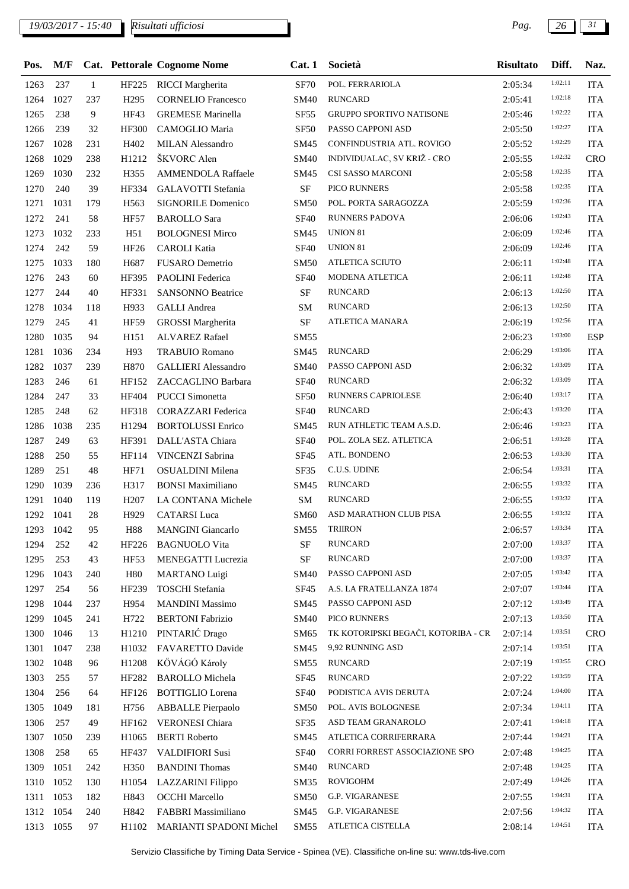| Pos. | M/F | Cat. | Pettorale | Cognome Nome | Cat. 1 | Società | Risultato | Diff. | Naz. |
|---|---|---|---|---|---|---|---|---|---|
| 1263 | 237 | 1 | HF225 | RICCI Margherita | SF70 | POL. FERRARIOLA | 2:05:34 | 1:02:11 | ITA |
| 1264 | 1027 | 237 | H295 | CORNELIO Francesco | SM40 | RUNCARD | 2:05:41 | 1:02:18 | ITA |
| 1265 | 238 | 9 | HF43 | GREMESE Marinella | SF55 | GRUPPO SPORTIVO NATISONE | 2:05:46 | 1:02:22 | ITA |
| 1266 | 239 | 32 | HF300 | CAMOGLIO Maria | SF50 | PASSO CAPPONI ASD | 2:05:50 | 1:02:27 | ITA |
| 1267 | 1028 | 231 | H402 | MILAN Alessandro | SM45 | CONFINDUSTRIA ATL. ROVIGO | 2:05:52 | 1:02:29 | ITA |
| 1268 | 1029 | 238 | H1212 | ŠKVORC Alen | SM40 | INDIVIDUALAC, SV KRIŽ - CRO | 2:05:55 | 1:02:32 | CRO |
| 1269 | 1030 | 232 | H355 | AMMENDOLA Raffaele | SM45 | CSI SASSO MARCONI | 2:05:58 | 1:02:35 | ITA |
| 1270 | 240 | 39 | HF334 | GALAVOTTI Stefania | SF | PICO RUNNERS | 2:05:58 | 1:02:35 | ITA |
| 1271 | 1031 | 179 | H563 | SIGNORILE Domenico | SM50 | POL. PORTA SARAGOZZA | 2:05:59 | 1:02:36 | ITA |
| 1272 | 241 | 58 | HF57 | BAROLLO Sara | SF40 | RUNNERS PADOVA | 2:06:06 | 1:02:43 | ITA |
| 1273 | 1032 | 233 | H51 | BOLOGNESI Mirco | SM45 | UNION 81 | 2:06:09 | 1:02:46 | ITA |
| 1274 | 242 | 59 | HF26 | CAROLI Katia | SF40 | UNION 81 | 2:06:09 | 1:02:46 | ITA |
| 1275 | 1033 | 180 | H687 | FUSARO Demetrio | SM50 | ATLETICA SCIUTO | 2:06:11 | 1:02:48 | ITA |
| 1276 | 243 | 60 | HF395 | PAOLINI Federica | SF40 | MODENA ATLETICA | 2:06:11 | 1:02:48 | ITA |
| 1277 | 244 | 40 | HF331 | SANSONNO Beatrice | SF | RUNCARD | 2:06:13 | 1:02:50 | ITA |
| 1278 | 1034 | 118 | H933 | GALLI Andrea | SM | RUNCARD | 2:06:13 | 1:02:50 | ITA |
| 1279 | 245 | 41 | HF59 | GROSSI Margherita | SF | ATLETICA MANARA | 2:06:19 | 1:02:56 | ITA |
| 1280 | 1035 | 94 | H151 | ALVAREZ Rafael | SM55 | | 2:06:23 | 1:03:00 | ESP |
| 1281 | 1036 | 234 | H93 | TRABUIO Romano | SM45 | RUNCARD | 2:06:29 | 1:03:06 | ITA |
| 1282 | 1037 | 239 | H870 | GALLIERI Alessandro | SM40 | PASSO CAPPONI ASD | 2:06:32 | 1:03:09 | ITA |
| 1283 | 246 | 61 | HF152 | ZACCAGLINO Barbara | SF40 | RUNCARD | 2:06:32 | 1:03:09 | ITA |
| 1284 | 247 | 33 | HF404 | PUCCI Simonetta | SF50 | RUNNERS CAPRIOLESE | 2:06:40 | 1:03:17 | ITA |
| 1285 | 248 | 62 | HF318 | CORAZZARI Federica | SF40 | RUNCARD | 2:06:43 | 1:03:20 | ITA |
| 1286 | 1038 | 235 | H1294 | BORTOLUSSI Enrico | SM45 | RUN ATHLETIC TEAM A.S.D. | 2:06:46 | 1:03:23 | ITA |
| 1287 | 249 | 63 | HF391 | DALL'ASTA Chiara | SF40 | POL. ZOLA SEZ. ATLETICA | 2:06:51 | 1:03:28 | ITA |
| 1288 | 250 | 55 | HF114 | VINCENZI Sabrina | SF45 | ATL. BONDENO | 2:06:53 | 1:03:30 | ITA |
| 1289 | 251 | 48 | HF71 | OSUALDINI Milena | SF35 | C.U.S. UDINE | 2:06:54 | 1:03:31 | ITA |
| 1290 | 1039 | 236 | H317 | BONSI Maximiliano | SM45 | RUNCARD | 2:06:55 | 1:03:32 | ITA |
| 1291 | 1040 | 119 | H207 | LA CONTANA Michele | SM | RUNCARD | 2:06:55 | 1:03:32 | ITA |
| 1292 | 1041 | 28 | H929 | CATARSI Luca | SM60 | ASD MARATHON CLUB PISA | 2:06:55 | 1:03:32 | ITA |
| 1293 | 1042 | 95 | H88 | MANGINI Giancarlo | SM55 | TRIIRON | 2:06:57 | 1:03:34 | ITA |
| 1294 | 252 | 42 | HF226 | BAGNUOLO Vita | SF | RUNCARD | 2:07:00 | 1:03:37 | ITA |
| 1295 | 253 | 43 | HF53 | MENEGATTI Lucrezia | SF | RUNCARD | 2:07:00 | 1:03:37 | ITA |
| 1296 | 1043 | 240 | H80 | MARTANO Luigi | SM40 | PASSO CAPPONI ASD | 2:07:05 | 1:03:42 | ITA |
| 1297 | 254 | 56 | HF239 | TOSCHI Stefania | SF45 | A.S. LA FRATELLANZA 1874 | 2:07:07 | 1:03:44 | ITA |
| 1298 | 1044 | 237 | H954 | MANDINI Massimo | SM45 | PASSO CAPPONI ASD | 2:07:12 | 1:03:49 | ITA |
| 1299 | 1045 | 241 | H722 | BERTONI Fabrizio | SM40 | PICO RUNNERS | 2:07:13 | 1:03:50 | ITA |
| 1300 | 1046 | 13 | H1210 | PINTARIĆ Drago | SM65 | TK KOTORIPSKI BEGAČI, KOTORIBA - CR | 2:07:14 | 1:03:51 | CRO |
| 1301 | 1047 | 238 | H1032 | FAVARETTO Davide | SM45 | 9,92 RUNNING ASD | 2:07:14 | 1:03:51 | ITA |
| 1302 | 1048 | 96 | H1208 | KŐVÁGÓ Károly | SM55 | RUNCARD | 2:07:19 | 1:03:55 | CRO |
| 1303 | 255 | 57 | HF282 | BAROLLO Michela | SF45 | RUNCARD | 2:07:22 | 1:03:59 | ITA |
| 1304 | 256 | 64 | HF126 | BOTTIGLIO Lorena | SF40 | PODISTICA AVIS DERUTA | 2:07:24 | 1:04:00 | ITA |
| 1305 | 1049 | 181 | H756 | ABBALLE Pierpaolo | SM50 | POL. AVIS BOLOGNESE | 2:07:34 | 1:04:11 | ITA |
| 1306 | 257 | 49 | HF162 | VERONESI Chiara | SF35 | ASD TEAM GRANAROLO | 2:07:41 | 1:04:18 | ITA |
| 1307 | 1050 | 239 | H1065 | BERTI Roberto | SM45 | ATLETICA CORRIFERRARA | 2:07:44 | 1:04:21 | ITA |
| 1308 | 258 | 65 | HF437 | VALDIFIORI Susi | SF40 | CORRI FORREST ASSOCIAZIONE SPO | 2:07:48 | 1:04:25 | ITA |
| 1309 | 1051 | 242 | H350 | BANDINI Thomas | SM40 | RUNCARD | 2:07:48 | 1:04:25 | ITA |
| 1310 | 1052 | 130 | H1054 | LAZZARINI Filippo | SM35 | ROVIGOHM | 2:07:49 | 1:04:26 | ITA |
| 1311 | 1053 | 182 | H843 | OCCHI Marcello | SM50 | G.P. VIGARANESE | 2:07:55 | 1:04:31 | ITA |
| 1312 | 1054 | 240 | H842 | FABBRI Massimiliano | SM45 | G.P. VIGARANESE | 2:07:56 | 1:04:32 | ITA |
| 1313 | 1055 | 97 | H1102 | MARIANTI SPADONI Michel | SM55 | ATLETICA CISTELLA | 2:08:14 | 1:04:51 | ITA |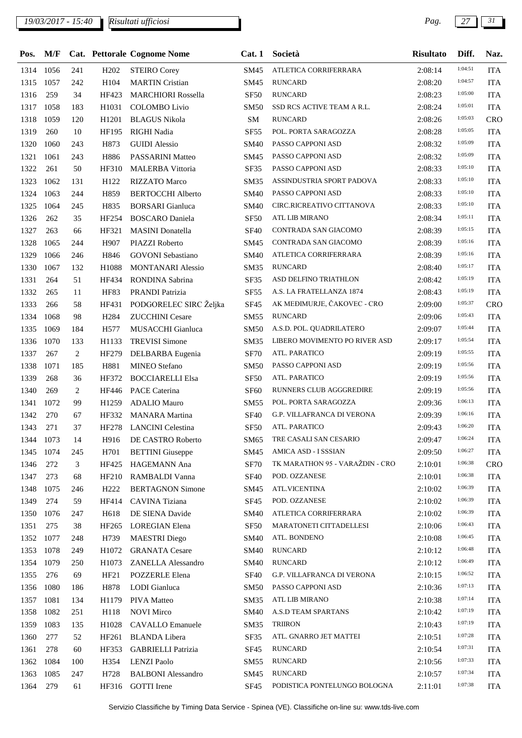| Pos. | M/F | Cat. | Pettorale | Cognome Nome | Cat. 1 | Società | Risultato | Diff. | Naz. |
|---|---|---|---|---|---|---|---|---|---|
| 1314 | 1056 | 241 | H202 | STEIRO Corey | SM45 | ATLETICA CORRIFERRARA | 2:08:14 | 1:04:51 | ITA |
| 1315 | 1057 | 242 | H104 | MARTIN Cristian | SM45 | RUNCARD | 2:08:20 | 1:04:57 | ITA |
| 1316 | 259 | 34 | HF423 | MARCHIORI Rossella | SF50 | RUNCARD | 2:08:23 | 1:05:00 | ITA |
| 1317 | 1058 | 183 | H1031 | COLOMBO Livio | SM50 | SSD RCS ACTIVE TEAM A R.L. | 2:08:24 | 1:05:01 | ITA |
| 1318 | 1059 | 120 | H1201 | BLAGUS Nikola | SM | RUNCARD | 2:08:26 | 1:05:03 | CRO |
| 1319 | 260 | 10 | HF195 | RIGHI Nadia | SF55 | POL. PORTA SARAGOZZA | 2:08:28 | 1:05:05 | ITA |
| 1320 | 1060 | 243 | H873 | GUIDI Alessio | SM40 | PASSO CAPPONI ASD | 2:08:32 | 1:05:09 | ITA |
| 1321 | 1061 | 243 | H886 | PASSARINI Matteo | SM45 | PASSO CAPPONI ASD | 2:08:32 | 1:05:09 | ITA |
| 1322 | 261 | 50 | HF310 | MALERBA Vittoria | SF35 | PASSO CAPPONI ASD | 2:08:33 | 1:05:10 | ITA |
| 1323 | 1062 | 131 | H122 | RIZZATO Marco | SM35 | ASSINDUSTRIA SPORT PADOVA | 2:08:33 | 1:05:10 | ITA |
| 1324 | 1063 | 244 | H859 | BERTOCCHI Alberto | SM40 | PASSO CAPPONI ASD | 2:08:33 | 1:05:10 | ITA |
| 1325 | 1064 | 245 | H835 | BORSARI Gianluca | SM40 | CIRC.RICREATIVO CITTANOVA | 2:08:33 | 1:05:10 | ITA |
| 1326 | 262 | 35 | HF254 | BOSCARO Daniela | SF50 | ATL LIB MIRANO | 2:08:34 | 1:05:11 | ITA |
| 1327 | 263 | 66 | HF321 | MASINI Donatella | SF40 | CONTRADA SAN GIACOMO | 2:08:39 | 1:05:15 | ITA |
| 1328 | 1065 | 244 | H907 | PIAZZI Roberto | SM45 | CONTRADA SAN GIACOMO | 2:08:39 | 1:05:16 | ITA |
| 1329 | 1066 | 246 | H846 | GOVONI Sebastiano | SM40 | ATLETICA CORRIFERRARA | 2:08:39 | 1:05:16 | ITA |
| 1330 | 1067 | 132 | H1088 | MONTANARI Alessio | SM35 | RUNCARD | 2:08:40 | 1:05:17 | ITA |
| 1331 | 264 | 51 | HF434 | RONDINA Sabrina | SF35 | ASD DELFINO TRIATHLON | 2:08:42 | 1:05:19 | ITA |
| 1332 | 265 | 11 | HF83 | PRANDI Patrizia | SF55 | A.S. LA FRATELLANZA 1874 | 2:08:43 | 1:05:19 | ITA |
| 1333 | 266 | 58 | HF431 | PODGORELEC SIRC Željka | SF45 | AK MEĐIMURJE, ČAKOVEC - CRO | 2:09:00 | 1:05:37 | CRO |
| 1334 | 1068 | 98 | H284 | ZUCCHINI Cesare | SM55 | RUNCARD | 2:09:06 | 1:05:43 | ITA |
| 1335 | 1069 | 184 | H577 | MUSACCHI Gianluca | SM50 | A.S.D. POL. QUADRILATERO | 2:09:07 | 1:05:44 | ITA |
| 1336 | 1070 | 133 | H1133 | TREVISI Simone | SM35 | LIBERO MOVIMENTO PO RIVER ASD | 2:09:17 | 1:05:54 | ITA |
| 1337 | 267 | 2 | HF279 | DELBARBA Eugenia | SF70 | ATL. PARATICO | 2:09:19 | 1:05:55 | ITA |
| 1338 | 1071 | 185 | H881 | MINEO Stefano | SM50 | PASSO CAPPONI ASD | 2:09:19 | 1:05:56 | ITA |
| 1339 | 268 | 36 | HF372 | BOCCIARELLI Elsa | SF50 | ATL. PARATICO | 2:09:19 | 1:05:56 | ITA |
| 1340 | 269 | 2 | HF446 | PACE Caterina | SF60 | RUNNERS CLUB AGGGREDIRE | 2:09:19 | 1:05:56 | ITA |
| 1341 | 1072 | 99 | H1259 | ADALIO Mauro | SM55 | POL. PORTA SARAGOZZA | 2:09:36 | 1:06:13 | ITA |
| 1342 | 270 | 67 | HF332 | MANARA Martina | SF40 | G.P. VILLAFRANCA DI VERONA | 2:09:39 | 1:06:16 | ITA |
| 1343 | 271 | 37 | HF278 | LANCINI Celestina | SF50 | ATL. PARATICO | 2:09:43 | 1:06:20 | ITA |
| 1344 | 1073 | 14 | H916 | DE CASTRO Roberto | SM65 | TRE CASALI SAN CESARIO | 2:09:47 | 1:06:24 | ITA |
| 1345 | 1074 | 245 | H701 | BETTINI Giuseppe | SM45 | AMICA ASD - I SSSIAN | 2:09:50 | 1:06:27 | ITA |
| 1346 | 272 | 3 | HF425 | HAGEMANN Ana | SF70 | TK MARATHON 95 - VARAŽDIN - CRO | 2:10:01 | 1:06:38 | CRO |
| 1347 | 273 | 68 | HF210 | RAMBALDI Vanna | SF40 | POD. OZZANESE | 2:10:01 | 1:06:38 | ITA |
| 1348 | 1075 | 246 | H222 | BERTAGNON Simone | SM45 | ATL.VICENTINA | 2:10:02 | 1:06:39 | ITA |
| 1349 | 274 | 59 | HF414 | CAVINA Tiziana | SF45 | POD. OZZANESE | 2:10:02 | 1:06:39 | ITA |
| 1350 | 1076 | 247 | H618 | DE SIENA Davide | SM40 | ATLETICA CORRIFERRARA | 2:10:02 | 1:06:39 | ITA |
| 1351 | 275 | 38 | HF265 | LOREGIAN Elena | SF50 | MARATONETI CITTADELLESI | 2:10:06 | 1:06:43 | ITA |
| 1352 | 1077 | 248 | H739 | MAESTRI Diego | SM40 | ATL. BONDENO | 2:10:08 | 1:06:45 | ITA |
| 1353 | 1078 | 249 | H1072 | GRANATA Cesare | SM40 | RUNCARD | 2:10:12 | 1:06:48 | ITA |
| 1354 | 1079 | 250 | H1073 | ZANELLA Alessandro | SM40 | RUNCARD | 2:10:12 | 1:06:49 | ITA |
| 1355 | 276 | 69 | HF21 | POZZERLE Elena | SF40 | G.P. VILLAFRANCA DI VERONA | 2:10:15 | 1:06:52 | ITA |
| 1356 | 1080 | 186 | H878 | LODI Gianluca | SM50 | PASSO CAPPONI ASD | 2:10:36 | 1:07:13 | ITA |
| 1357 | 1081 | 134 | H1179 | PIVA Matteo | SM35 | ATL LIB MIRANO | 2:10:38 | 1:07:14 | ITA |
| 1358 | 1082 | 251 | H118 | NOVI Mirco | SM40 | A.S.D TEAM SPARTANS | 2:10:42 | 1:07:19 | ITA |
| 1359 | 1083 | 135 | H1028 | CAVALLO Emanuele | SM35 | TRIIRON | 2:10:43 | 1:07:19 | ITA |
| 1360 | 277 | 52 | HF261 | BLANDA Libera | SF35 | ATL. GNARRO JET MATTEI | 2:10:51 | 1:07:28 | ITA |
| 1361 | 278 | 60 | HF353 | GABRIELLI Patrizia | SF45 | RUNCARD | 2:10:54 | 1:07:31 | ITA |
| 1362 | 1084 | 100 | H354 | LENZI Paolo | SM55 | RUNCARD | 2:10:56 | 1:07:33 | ITA |
| 1363 | 1085 | 247 | H728 | BALBONI Alessandro | SM45 | RUNCARD | 2:10:57 | 1:07:34 | ITA |
| 1364 | 279 | 61 | HF316 | GOTTI Irene | SF45 | PODISTICA PONTELUNGO BOLOGNA | 2:11:01 | 1:07:38 | ITA |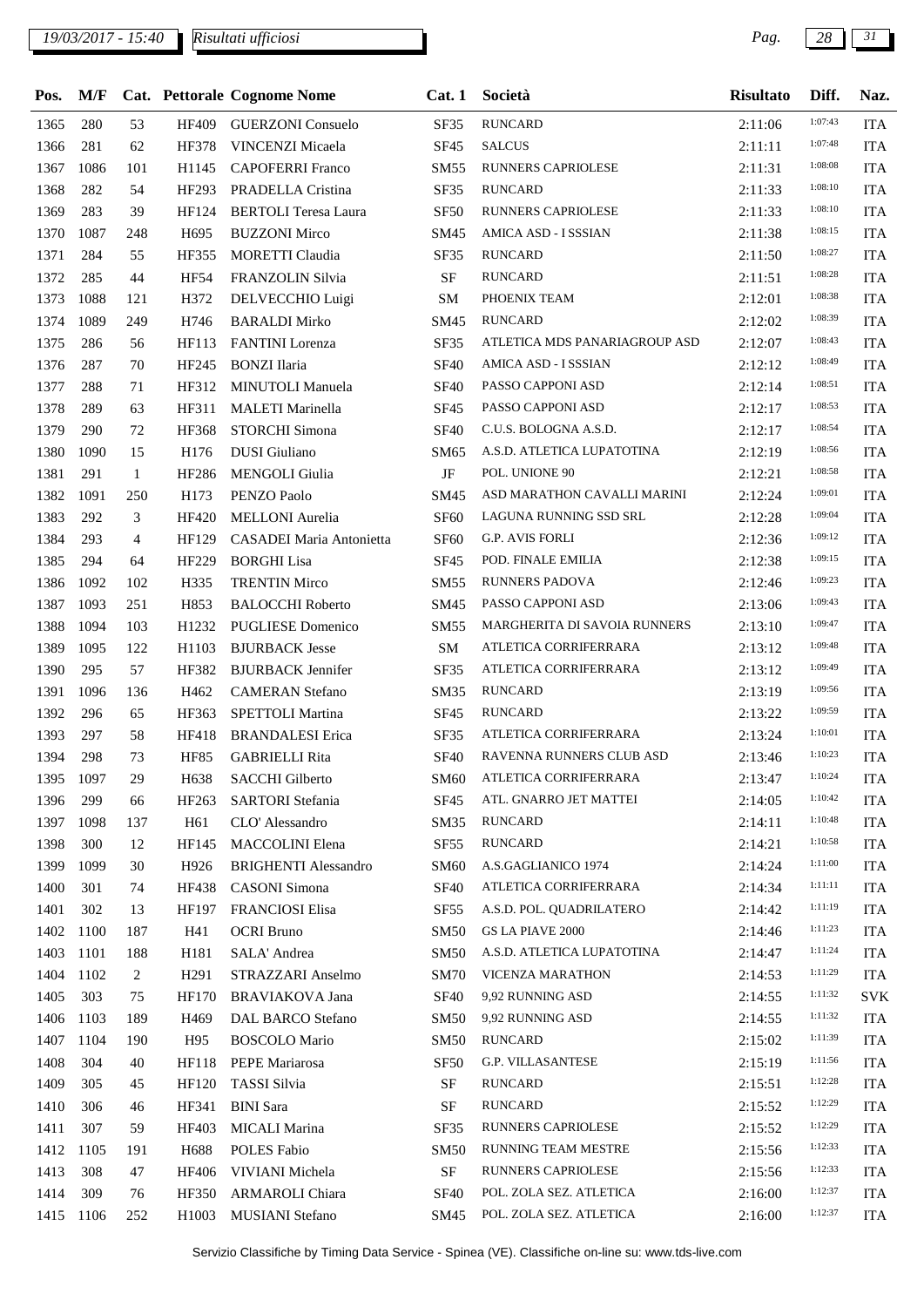| Pos. | M/F | Cat. | Pettorale | Cognome Nome | Cat. 1 | Società | Risultato | Diff. | Naz. |
|---|---|---|---|---|---|---|---|---|---|
| 1365 | 280 | 53 | HF409 | GUERZONI Consuelo | SF35 | RUNCARD | 2:11:06 | 1:07:43 | ITA |
| 1366 | 281 | 62 | HF378 | VINCENZI Micaela | SF45 | SALCUS | 2:11:11 | 1:07:48 | ITA |
| 1367 | 1086 | 101 | H1145 | CAPOFERRI Franco | SM55 | RUNNERS CAPRIOLESE | 2:11:31 | 1:08:08 | ITA |
| 1368 | 282 | 54 | HF293 | PRADELLA Cristina | SF35 | RUNCARD | 2:11:33 | 1:08:10 | ITA |
| 1369 | 283 | 39 | HF124 | BERTOLI Teresa Laura | SF50 | RUNNERS CAPRIOLESE | 2:11:33 | 1:08:10 | ITA |
| 1370 | 1087 | 248 | H695 | BUZZONI Mirco | SM45 | AMICA ASD - I SSSIAN | 2:11:38 | 1:08:15 | ITA |
| 1371 | 284 | 55 | HF355 | MORETTI Claudia | SF35 | RUNCARD | 2:11:50 | 1:08:27 | ITA |
| 1372 | 285 | 44 | HF54 | FRANZOLIN Silvia | SF | RUNCARD | 2:11:51 | 1:08:28 | ITA |
| 1373 | 1088 | 121 | H372 | DELVECCHIO Luigi | SM | PHOENIX TEAM | 2:12:01 | 1:08:38 | ITA |
| 1374 | 1089 | 249 | H746 | BARALDI Mirko | SM45 | RUNCARD | 2:12:02 | 1:08:39 | ITA |
| 1375 | 286 | 56 | HF113 | FANTINI Lorenza | SF35 | ATLETICA MDS PANARIAGROUP ASD | 2:12:07 | 1:08:43 | ITA |
| 1376 | 287 | 70 | HF245 | BONZI Ilaria | SF40 | AMICA ASD - I SSSIAN | 2:12:12 | 1:08:49 | ITA |
| 1377 | 288 | 71 | HF312 | MINUTOLI Manuela | SF40 | PASSO CAPPONI ASD | 2:12:14 | 1:08:51 | ITA |
| 1378 | 289 | 63 | HF311 | MALETI Marinella | SF45 | PASSO CAPPONI ASD | 2:12:17 | 1:08:53 | ITA |
| 1379 | 290 | 72 | HF368 | STORCHI Simona | SF40 | C.U.S. BOLOGNA A.S.D. | 2:12:17 | 1:08:54 | ITA |
| 1380 | 1090 | 15 | H176 | DUSI Giuliano | SM65 | A.S.D. ATLETICA LUPATOTINA | 2:12:19 | 1:08:56 | ITA |
| 1381 | 291 | 1 | HF286 | MENGOLI Giulia | JF | POL. UNIONE 90 | 2:12:21 | 1:08:58 | ITA |
| 1382 | 1091 | 250 | H173 | PENZO Paolo | SM45 | ASD MARATHON CAVALLI MARINI | 2:12:24 | 1:09:01 | ITA |
| 1383 | 292 | 3 | HF420 | MELLONI Aurelia | SF60 | LAGUNA RUNNING SSD SRL | 2:12:28 | 1:09:04 | ITA |
| 1384 | 293 | 4 | HF129 | CASADEI Maria Antonietta | SF60 | G.P. AVIS FORLI | 2:12:36 | 1:09:12 | ITA |
| 1385 | 294 | 64 | HF229 | BORGHI Lisa | SF45 | POD. FINALE EMILIA | 2:12:38 | 1:09:15 | ITA |
| 1386 | 1092 | 102 | H335 | TRENTIN Mirco | SM55 | RUNNERS PADOVA | 2:12:46 | 1:09:23 | ITA |
| 1387 | 1093 | 251 | H853 | BALOCCHI Roberto | SM45 | PASSO CAPPONI ASD | 2:13:06 | 1:09:43 | ITA |
| 1388 | 1094 | 103 | H1232 | PUGLIESE Domenico | SM55 | MARGHERITA DI SAVOIA RUNNERS | 2:13:10 | 1:09:47 | ITA |
| 1389 | 1095 | 122 | H1103 | BJURBACK Jesse | SM | ATLETICA CORRIFERRARA | 2:13:12 | 1:09:48 | ITA |
| 1390 | 295 | 57 | HF382 | BJURBACK Jennifer | SF35 | ATLETICA CORRIFERRARA | 2:13:12 | 1:09:49 | ITA |
| 1391 | 1096 | 136 | H462 | CAMERAN Stefano | SM35 | RUNCARD | 2:13:19 | 1:09:56 | ITA |
| 1392 | 296 | 65 | HF363 | SPETTOLI Martina | SF45 | RUNCARD | 2:13:22 | 1:09:59 | ITA |
| 1393 | 297 | 58 | HF418 | BRANDALESI Erica | SF35 | ATLETICA CORRIFERRARA | 2:13:24 | 1:10:01 | ITA |
| 1394 | 298 | 73 | HF85 | GABRIELLI Rita | SF40 | RAVENNA RUNNERS CLUB ASD | 2:13:46 | 1:10:23 | ITA |
| 1395 | 1097 | 29 | H638 | SACCHI Gilberto | SM60 | ATLETICA CORRIFERRARA | 2:13:47 | 1:10:24 | ITA |
| 1396 | 299 | 66 | HF263 | SARTORI Stefania | SF45 | ATL. GNARRO JET MATTEI | 2:14:05 | 1:10:42 | ITA |
| 1397 | 1098 | 137 | H61 | CLO' Alessandro | SM35 | RUNCARD | 2:14:11 | 1:10:48 | ITA |
| 1398 | 300 | 12 | HF145 | MACCOLINI Elena | SF55 | RUNCARD | 2:14:21 | 1:10:58 | ITA |
| 1399 | 1099 | 30 | H926 | BRIGHENTI Alessandro | SM60 | A.S.GAGLIANICO 1974 | 2:14:24 | 1:11:00 | ITA |
| 1400 | 301 | 74 | HF438 | CASONI Simona | SF40 | ATLETICA CORRIFERRARA | 2:14:34 | 1:11:11 | ITA |
| 1401 | 302 | 13 | HF197 | FRANCIOSI Elisa | SF55 | A.S.D. POL. QUADRILATERO | 2:14:42 | 1:11:19 | ITA |
| 1402 | 1100 | 187 | H41 | OCRI Bruno | SM50 | GS LA PIAVE 2000 | 2:14:46 | 1:11:23 | ITA |
| 1403 | 1101 | 188 | H181 | SALA' Andrea | SM50 | A.S.D. ATLETICA LUPATOTINA | 2:14:47 | 1:11:24 | ITA |
| 1404 | 1102 | 2 | H291 | STRAZZARI Anselmo | SM70 | VICENZA MARATHON | 2:14:53 | 1:11:29 | ITA |
| 1405 | 303 | 75 | HF170 | BRAVIAKOVA Jana | SF40 | 9,92 RUNNING ASD | 2:14:55 | 1:11:32 | SVK |
| 1406 | 1103 | 189 | H469 | DAL BARCO Stefano | SM50 | 9,92 RUNNING ASD | 2:14:55 | 1:11:32 | ITA |
| 1407 | 1104 | 190 | H95 | BOSCOLO Mario | SM50 | RUNCARD | 2:15:02 | 1:11:39 | ITA |
| 1408 | 304 | 40 | HF118 | PEPE Mariarosa | SF50 | G.P. VILLASANTESE | 2:15:19 | 1:11:56 | ITA |
| 1409 | 305 | 45 | HF120 | TASSI Silvia | SF | RUNCARD | 2:15:51 | 1:12:28 | ITA |
| 1410 | 306 | 46 | HF341 | BINI Sara | SF | RUNCARD | 2:15:52 | 1:12:29 | ITA |
| 1411 | 307 | 59 | HF403 | MICALI Marina | SF35 | RUNNERS CAPRIOLESE | 2:15:52 | 1:12:29 | ITA |
| 1412 | 1105 | 191 | H688 | POLES Fabio | SM50 | RUNNING TEAM MESTRE | 2:15:56 | 1:12:33 | ITA |
| 1413 | 308 | 47 | HF406 | VIVIANI Michela | SF | RUNNERS CAPRIOLESE | 2:15:56 | 1:12:33 | ITA |
| 1414 | 309 | 76 | HF350 | ARMAROLI Chiara | SF40 | POL. ZOLA SEZ. ATLETICA | 2:16:00 | 1:12:37 | ITA |
| 1415 | 1106 | 252 | H1003 | MUSIANI Stefano | SM45 | POL. ZOLA SEZ. ATLETICA | 2:16:00 | 1:12:37 | ITA |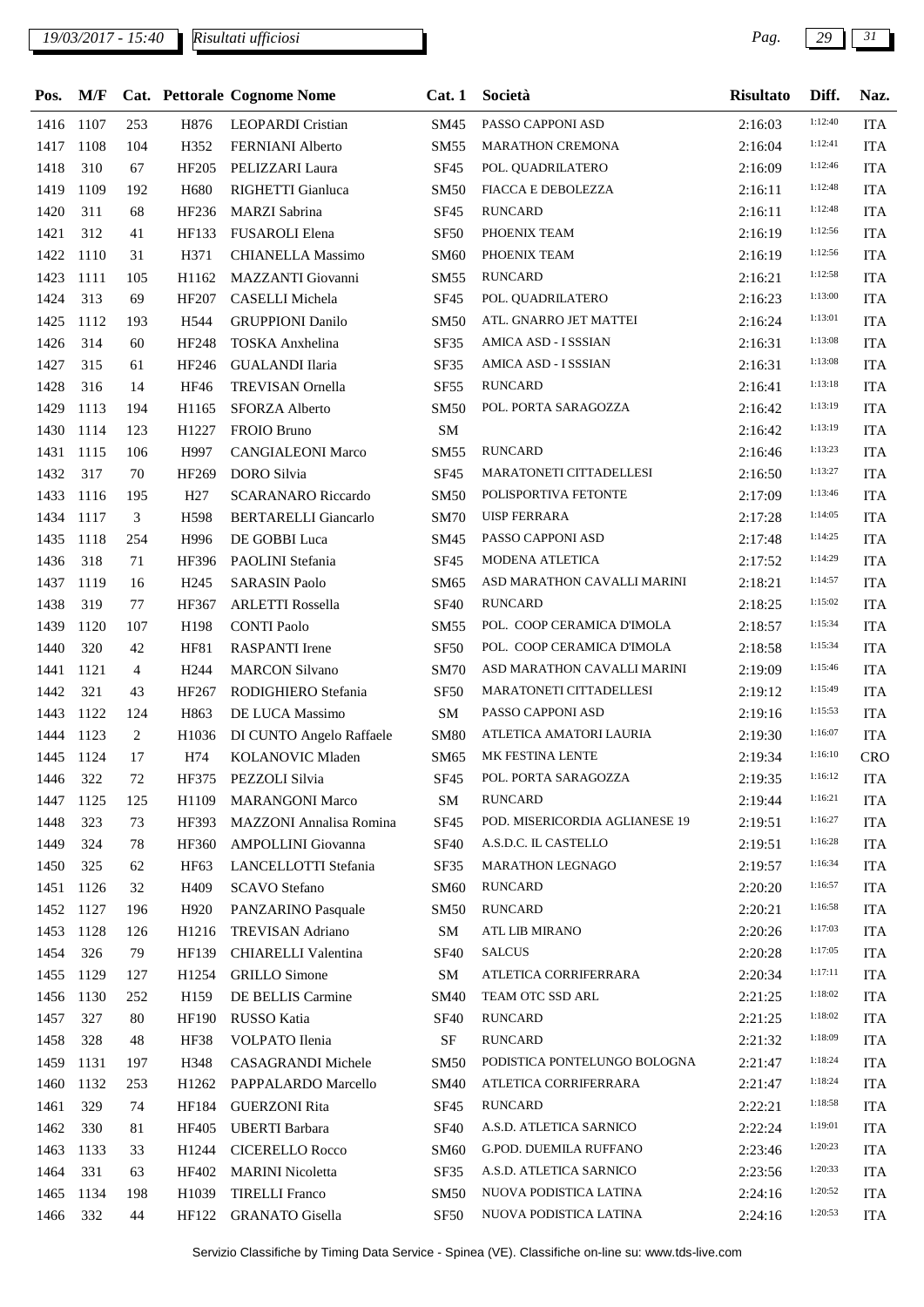*19/03/2017 - 15:40* *Risultati ufficiosi*

| Pos. | M/F | Cat. | Pettorale | Cognome Nome | Cat. 1 | Società | Risultato | Diff. | Naz. |
|---|---|---|---|---|---|---|---|---|---|
| 1416 | 1107 | 253 | H876 | LEOPARDI Cristian | SM45 | PASSO CAPPONI ASD | 2:16:03 | 1:12:40 | ITA |
| 1417 | 1108 | 104 | H352 | FERNIANI Alberto | SM55 | MARATHON CREMONA | 2:16:04 | 1:12:41 | ITA |
| 1418 | 310 | 67 | HF205 | PELIZZARI Laura | SF45 | POL. QUADRILATERO | 2:16:09 | 1:12:46 | ITA |
| 1419 | 1109 | 192 | H680 | RIGHETTI Gianluca | SM50 | FIACCA E DEBOLEZZA | 2:16:11 | 1:12:48 | ITA |
| 1420 | 311 | 68 | HF236 | MARZI Sabrina | SF45 | RUNCARD | 2:16:11 | 1:12:48 | ITA |
| 1421 | 312 | 41 | HF133 | FUSAROLI Elena | SF50 | PHOENIX TEAM | 2:16:19 | 1:12:56 | ITA |
| 1422 | 1110 | 31 | H371 | CHIANELLA Massimo | SM60 | PHOENIX TEAM | 2:16:19 | 1:12:56 | ITA |
| 1423 | 1111 | 105 | H1162 | MAZZANTI Giovanni | SM55 | RUNCARD | 2:16:21 | 1:12:58 | ITA |
| 1424 | 313 | 69 | HF207 | CASELLI Michela | SF45 | POL. QUADRILATERO | 2:16:23 | 1:13:00 | ITA |
| 1425 | 1112 | 193 | H544 | GRUPPIONI Danilo | SM50 | ATL. GNARRO JET MATTEI | 2:16:24 | 1:13:01 | ITA |
| 1426 | 314 | 60 | HF248 | TOSKA Anxhelina | SF35 | AMICA ASD - I SSSIAN | 2:16:31 | 1:13:08 | ITA |
| 1427 | 315 | 61 | HF246 | GUALANDI Ilaria | SF35 | AMICA ASD - I SSSIAN | 2:16:31 | 1:13:08 | ITA |
| 1428 | 316 | 14 | HF46 | TREVISAN Ornella | SF55 | RUNCARD | 2:16:41 | 1:13:18 | ITA |
| 1429 | 1113 | 194 | H1165 | SFORZA Alberto | SM50 | POL. PORTA SARAGOZZA | 2:16:42 | 1:13:19 | ITA |
| 1430 | 1114 | 123 | H1227 | FROIO Bruno | SM | | 2:16:42 | 1:13:19 | ITA |
| 1431 | 1115 | 106 | H997 | CANGIALEONI Marco | SM55 | RUNCARD | 2:16:46 | 1:13:23 | ITA |
| 1432 | 317 | 70 | HF269 | DORO Silvia | SF45 | MARATONETI CITTADELLESI | 2:16:50 | 1:13:27 | ITA |
| 1433 | 1116 | 195 | H27 | SCARANARO Riccardo | SM50 | POLISPORTIVA FETONTE | 2:17:09 | 1:13:46 | ITA |
| 1434 | 1117 | 3 | H598 | BERTARELLI Giancarlo | SM70 | UISP FERRARA | 2:17:28 | 1:14:05 | ITA |
| 1435 | 1118 | 254 | H996 | DE GOBBI Luca | SM45 | PASSO CAPPONI ASD | 2:17:48 | 1:14:25 | ITA |
| 1436 | 318 | 71 | HF396 | PAOLINI Stefania | SF45 | MODENA ATLETICA | 2:17:52 | 1:14:29 | ITA |
| 1437 | 1119 | 16 | H245 | SARASIN Paolo | SM65 | ASD MARATHON CAVALLI MARINI | 2:18:21 | 1:14:57 | ITA |
| 1438 | 319 | 77 | HF367 | ARLETTI Rossella | SF40 | RUNCARD | 2:18:25 | 1:15:02 | ITA |
| 1439 | 1120 | 107 | H198 | CONTI Paolo | SM55 | POL. COOP CERAMICA D'IMOLA | 2:18:57 | 1:15:34 | ITA |
| 1440 | 320 | 42 | HF81 | RASPANTI Irene | SF50 | POL. COOP CERAMICA D'IMOLA | 2:18:58 | 1:15:34 | ITA |
| 1441 | 1121 | 4 | H244 | MARCON Silvano | SM70 | ASD MARATHON CAVALLI MARINI | 2:19:09 | 1:15:46 | ITA |
| 1442 | 321 | 43 | HF267 | RODIGHIERO Stefania | SF50 | MARATONETI CITTADELLESI | 2:19:12 | 1:15:49 | ITA |
| 1443 | 1122 | 124 | H863 | DE LUCA Massimo | SM | PASSO CAPPONI ASD | 2:19:16 | 1:15:53 | ITA |
| 1444 | 1123 | 2 | H1036 | DI CUNTO Angelo Raffaele | SM80 | ATLETICA AMATORI LAURIA | 2:19:30 | 1:16:07 | ITA |
| 1445 | 1124 | 17 | H74 | KOLANOVIC Mladen | SM65 | MK FESTINA LENTE | 2:19:34 | 1:16:10 | CRO |
| 1446 | 322 | 72 | HF375 | PEZZOLI Silvia | SF45 | POL. PORTA SARAGOZZA | 2:19:35 | 1:16:12 | ITA |
| 1447 | 1125 | 125 | H1109 | MARANGONI Marco | SM | RUNCARD | 2:19:44 | 1:16:21 | ITA |
| 1448 | 323 | 73 | HF393 | MAZZONI Annalisa Romina | SF45 | POD. MISERICORDIA AGLIANESE 19 | 2:19:51 | 1:16:27 | ITA |
| 1449 | 324 | 78 | HF360 | AMPOLLINI Giovanna | SF40 | A.S.D.C. IL CASTELLO | 2:19:51 | 1:16:28 | ITA |
| 1450 | 325 | 62 | HF63 | LANCELLOTTI Stefania | SF35 | MARATHON LEGNAGO | 2:19:57 | 1:16:34 | ITA |
| 1451 | 1126 | 32 | H409 | SCAVO Stefano | SM60 | RUNCARD | 2:20:20 | 1:16:57 | ITA |
| 1452 | 1127 | 196 | H920 | PANZARINO Pasquale | SM50 | RUNCARD | 2:20:21 | 1:16:58 | ITA |
| 1453 | 1128 | 126 | H1216 | TREVISAN Adriano | SM | ATL LIB MIRANO | 2:20:26 | 1:17:03 | ITA |
| 1454 | 326 | 79 | HF139 | CHIARELLI Valentina | SF40 | SALCUS | 2:20:28 | 1:17:05 | ITA |
| 1455 | 1129 | 127 | H1254 | GRILLO Simone | SM | ATLETICA CORRIFERRARA | 2:20:34 | 1:17:11 | ITA |
| 1456 | 1130 | 252 | H159 | DE BELLIS Carmine | SM40 | TEAM OTC SSD ARL | 2:21:25 | 1:18:02 | ITA |
| 1457 | 327 | 80 | HF190 | RUSSO Katia | SF40 | RUNCARD | 2:21:25 | 1:18:02 | ITA |
| 1458 | 328 | 48 | HF38 | VOLPATO Ilenia | SF | RUNCARD | 2:21:32 | 1:18:09 | ITA |
| 1459 | 1131 | 197 | H348 | CASAGRANDI Michele | SM50 | PODISTICA PONTELUNGO BOLOGNA | 2:21:47 | 1:18:24 | ITA |
| 1460 | 1132 | 253 | H1262 | PAPPALARDO Marcello | SM40 | ATLETICA CORRIFERRARA | 2:21:47 | 1:18:24 | ITA |
| 1461 | 329 | 74 | HF184 | GUERZONI Rita | SF45 | RUNCARD | 2:22:21 | 1:18:58 | ITA |
| 1462 | 330 | 81 | HF405 | UBERTI Barbara | SF40 | A.S.D. ATLETICA SARNICO | 2:22:24 | 1:19:01 | ITA |
| 1463 | 1133 | 33 | H1244 | CICERELLO Rocco | SM60 | G.POD. DUEMILA RUFFANO | 2:23:46 | 1:20:23 | ITA |
| 1464 | 331 | 63 | HF402 | MARINI Nicoletta | SF35 | A.S.D. ATLETICA SARNICO | 2:23:56 | 1:20:33 | ITA |
| 1465 | 1134 | 198 | H1039 | TIRELLI Franco | SM50 | NUOVA PODISTICA LATINA | 2:24:16 | 1:20:52 | ITA |
| 1466 | 332 | 44 | HF122 | GRANATO Gisella | SF50 | NUOVA PODISTICA LATINA | 2:24:16 | 1:20:53 | ITA |

Servizio Classifiche by Timing Data Service - Spinea (VE). Classifiche on-line su: www.tds-live.com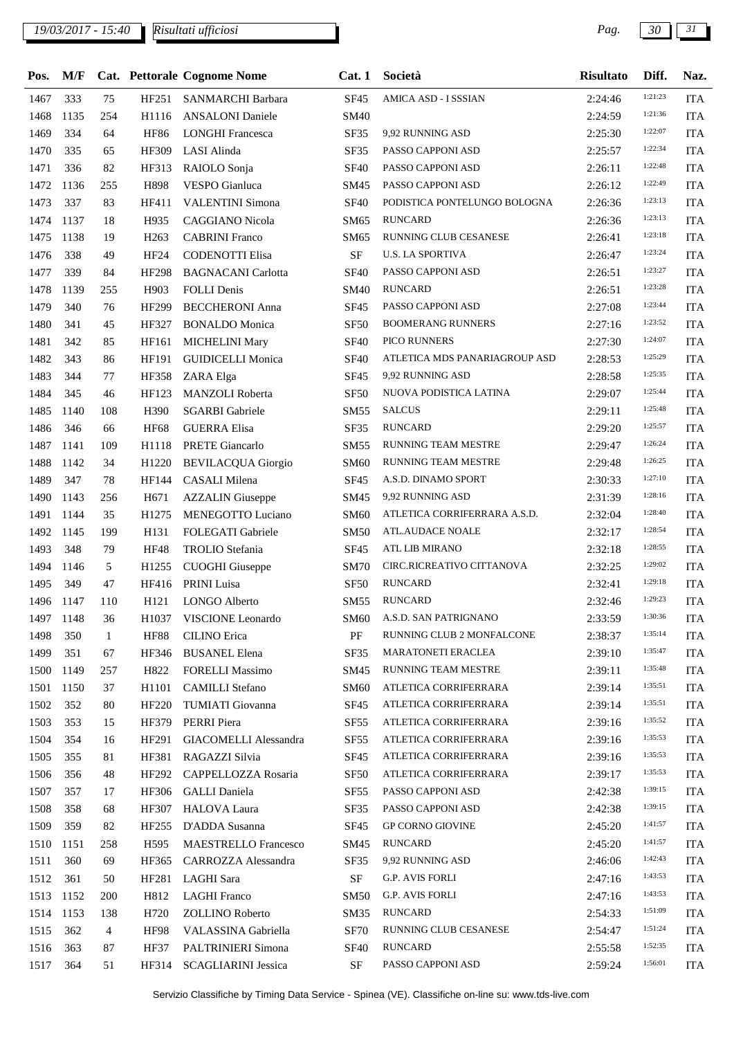| Pos. | M/F | Cat. | Pettorale | Cognome Nome | Cat. 1 | Società | Risultato | Diff. | Naz. |
|---|---|---|---|---|---|---|---|---|---|
| 1467 | 333 | 75 | HF251 | SANMARCHI Barbara | SF45 | AMICA ASD - I SSSIAN | 2:24:46 | 1:21:23 | ITA |
| 1468 | 1135 | 254 | H1116 | ANSALONI Daniele | SM40 | | 2:24:59 | 1:21:36 | ITA |
| 1469 | 334 | 64 | HF86 | LONGHI Francesca | SF35 | 9,92 RUNNING ASD | 2:25:30 | 1:22:07 | ITA |
| 1470 | 335 | 65 | HF309 | LASI Alinda | SF35 | PASSO CAPPONI ASD | 2:25:57 | 1:22:34 | ITA |
| 1471 | 336 | 82 | HF313 | RAIOLO Sonja | SF40 | PASSO CAPPONI ASD | 2:26:11 | 1:22:48 | ITA |
| 1472 | 1136 | 255 | H898 | VESPO Gianluca | SM45 | PASSO CAPPONI ASD | 2:26:12 | 1:22:49 | ITA |
| 1473 | 337 | 83 | HF411 | VALENTINI Simona | SF40 | PODISTICA PONTELUNGO BOLOGNA | 2:26:36 | 1:23:13 | ITA |
| 1474 | 1137 | 18 | H935 | CAGGIANO Nicola | SM65 | RUNCARD | 2:26:36 | 1:23:13 | ITA |
| 1475 | 1138 | 19 | H263 | CABRINI Franco | SM65 | RUNNING CLUB CESANESE | 2:26:41 | 1:23:18 | ITA |
| 1476 | 338 | 49 | HF24 | CODENOTTI Elisa | SF | U.S. LA SPORTIVA | 2:26:47 | 1:23:24 | ITA |
| 1477 | 339 | 84 | HF298 | BAGNACANI Carlotta | SF40 | PASSO CAPPONI ASD | 2:26:51 | 1:23:27 | ITA |
| 1478 | 1139 | 255 | H903 | FOLLI Denis | SM40 | RUNCARD | 2:26:51 | 1:23:28 | ITA |
| 1479 | 340 | 76 | HF299 | BECCHERONI Anna | SF45 | PASSO CAPPONI ASD | 2:27:08 | 1:23:44 | ITA |
| 1480 | 341 | 45 | HF327 | BONALDO Monica | SF50 | BOOMERANG RUNNERS | 2:27:16 | 1:23:52 | ITA |
| 1481 | 342 | 85 | HF161 | MICHELINI Mary | SF40 | PICO RUNNERS | 2:27:30 | 1:24:07 | ITA |
| 1482 | 343 | 86 | HF191 | GUIDICELLI Monica | SF40 | ATLETICA MDS PANARIAGROUP ASD | 2:28:53 | 1:25:29 | ITA |
| 1483 | 344 | 77 | HF358 | ZARA Elga | SF45 | 9,92 RUNNING ASD | 2:28:58 | 1:25:35 | ITA |
| 1484 | 345 | 46 | HF123 | MANZOLI Roberta | SF50 | NUOVA PODISTICA LATINA | 2:29:07 | 1:25:44 | ITA |
| 1485 | 1140 | 108 | H390 | SGARBI Gabriele | SM55 | SALCUS | 2:29:11 | 1:25:48 | ITA |
| 1486 | 346 | 66 | HF68 | GUERRA Elisa | SF35 | RUNCARD | 2:29:20 | 1:25:57 | ITA |
| 1487 | 1141 | 109 | H1118 | PRETE Giancarlo | SM55 | RUNNING TEAM MESTRE | 2:29:47 | 1:26:24 | ITA |
| 1488 | 1142 | 34 | H1220 | BEVILACQUA Giorgio | SM60 | RUNNING TEAM MESTRE | 2:29:48 | 1:26:25 | ITA |
| 1489 | 347 | 78 | HF144 | CASALI Milena | SF45 | A.S.D. DINAMO SPORT | 2:30:33 | 1:27:10 | ITA |
| 1490 | 1143 | 256 | H671 | AZZALIN Giuseppe | SM45 | 9,92 RUNNING ASD | 2:31:39 | 1:28:16 | ITA |
| 1491 | 1144 | 35 | H1275 | MENEGOTTO Luciano | SM60 | ATLETICA CORRIFERRARA A.S.D. | 2:32:04 | 1:28:40 | ITA |
| 1492 | 1145 | 199 | H131 | FOLEGATI Gabriele | SM50 | ATL.AUDACE NOALE | 2:32:17 | 1:28:54 | ITA |
| 1493 | 348 | 79 | HF48 | TROLIO Stefania | SF45 | ATL LIB MIRANO | 2:32:18 | 1:28:55 | ITA |
| 1494 | 1146 | 5 | H1255 | CUOGHI Giuseppe | SM70 | CIRC.RICREATIVO CITTANOVA | 2:32:25 | 1:29:02 | ITA |
| 1495 | 349 | 47 | HF416 | PRINI Luisa | SF50 | RUNCARD | 2:32:41 | 1:29:18 | ITA |
| 1496 | 1147 | 110 | H121 | LONGO Alberto | SM55 | RUNCARD | 2:32:46 | 1:29:23 | ITA |
| 1497 | 1148 | 36 | H1037 | VISCIONE Leonardo | SM60 | A.S.D. SAN PATRIGNANO | 2:33:59 | 1:30:36 | ITA |
| 1498 | 350 | 1 | HF88 | CILINO Erica | PF | RUNNING CLUB 2 MONFALCONE | 2:38:37 | 1:35:14 | ITA |
| 1499 | 351 | 67 | HF346 | BUSANEL Elena | SF35 | MARATONETI ERACLEA | 2:39:10 | 1:35:47 | ITA |
| 1500 | 1149 | 257 | H822 | FORELLI Massimo | SM45 | RUNNING TEAM MESTRE | 2:39:11 | 1:35:48 | ITA |
| 1501 | 1150 | 37 | H1101 | CAMILLI Stefano | SM60 | ATLETICA CORRIFERRARA | 2:39:14 | 1:35:51 | ITA |
| 1502 | 352 | 80 | HF220 | TUMIATI Giovanna | SF45 | ATLETICA CORRIFERRARA | 2:39:14 | 1:35:51 | ITA |
| 1503 | 353 | 15 | HF379 | PERRI Piera | SF55 | ATLETICA CORRIFERRARA | 2:39:16 | 1:35:52 | ITA |
| 1504 | 354 | 16 | HF291 | GIACOMELLI Alessandra | SF55 | ATLETICA CORRIFERRARA | 2:39:16 | 1:35:53 | ITA |
| 1505 | 355 | 81 | HF381 | RAGAZZI Silvia | SF45 | ATLETICA CORRIFERRARA | 2:39:16 | 1:35:53 | ITA |
| 1506 | 356 | 48 | HF292 | CAPPELLOZZA Rosaria | SF50 | ATLETICA CORRIFERRARA | 2:39:17 | 1:35:53 | ITA |
| 1507 | 357 | 17 | HF306 | GALLI Daniela | SF55 | PASSO CAPPONI ASD | 2:42:38 | 1:39:15 | ITA |
| 1508 | 358 | 68 | HF307 | HALOVA Laura | SF35 | PASSO CAPPONI ASD | 2:42:38 | 1:39:15 | ITA |
| 1509 | 359 | 82 | HF255 | D'ADDA Susanna | SF45 | GP CORNO GIOVINE | 2:45:20 | 1:41:57 | ITA |
| 1510 | 1151 | 258 | H595 | MAESTRELLO Francesco | SM45 | RUNCARD | 2:45:20 | 1:41:57 | ITA |
| 1511 | 360 | 69 | HF365 | CARROZZA Alessandra | SF35 | 9,92 RUNNING ASD | 2:46:06 | 1:42:43 | ITA |
| 1512 | 361 | 50 | HF281 | LAGHI Sara | SF | G.P. AVIS FORLI | 2:47:16 | 1:43:53 | ITA |
| 1513 | 1152 | 200 | H812 | LAGHI Franco | SM50 | G.P. AVIS FORLI | 2:47:16 | 1:43:53 | ITA |
| 1514 | 1153 | 138 | H720 | ZOLLINO Roberto | SM35 | RUNCARD | 2:54:33 | 1:51:09 | ITA |
| 1515 | 362 | 4 | HF98 | VALASSINA Gabriella | SF70 | RUNNING CLUB CESANESE | 2:54:47 | 1:51:24 | ITA |
| 1516 | 363 | 87 | HF37 | PALTRINIERI Simona | SF40 | RUNCARD | 2:55:58 | 1:52:35 | ITA |
| 1517 | 364 | 51 | HF314 | SCAGLIARINI Jessica | SF | PASSO CAPPONI ASD | 2:59:24 | 1:56:01 | ITA |

Servizio Classifiche by Timing Data Service - Spinea (VE). Classifiche on-line su: www.tds-live.com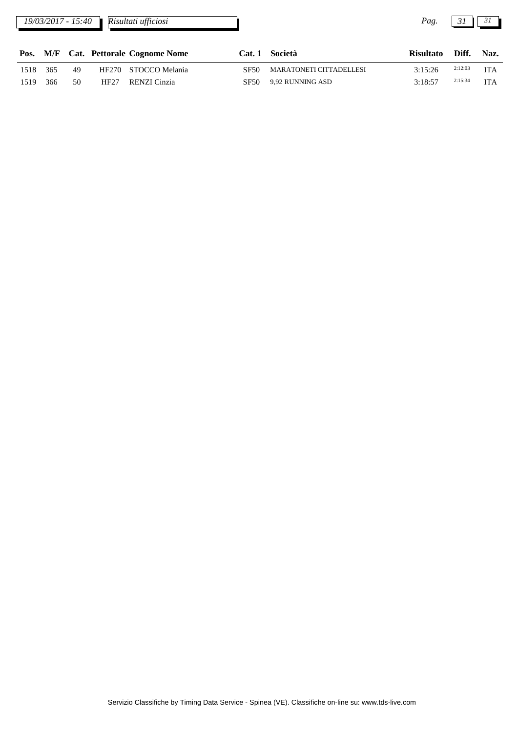| Pos. | M/F | Cat. | Pettorale | Cognome Nome | Cat. 1 | Società | Risultato | Diff. | Naz. |
|---|---|---|---|---|---|---|---|---|---|
| 1518 | 365 | 49 | HF270 | STOCCO Melania | SF50 | MARATONETI CITTADELLESI | 3:15:26 | 2:12:03 | ITA |
| 1519 | 366 | 50 | HF27 | RENZI Cinzia | SF50 | 9,92 RUNNING ASD | 3:18:57 | 2:15:34 | ITA |

Servizio Classifiche by Timing Data Service - Spinea (VE). Classifiche on-line su: www.tds-live.com